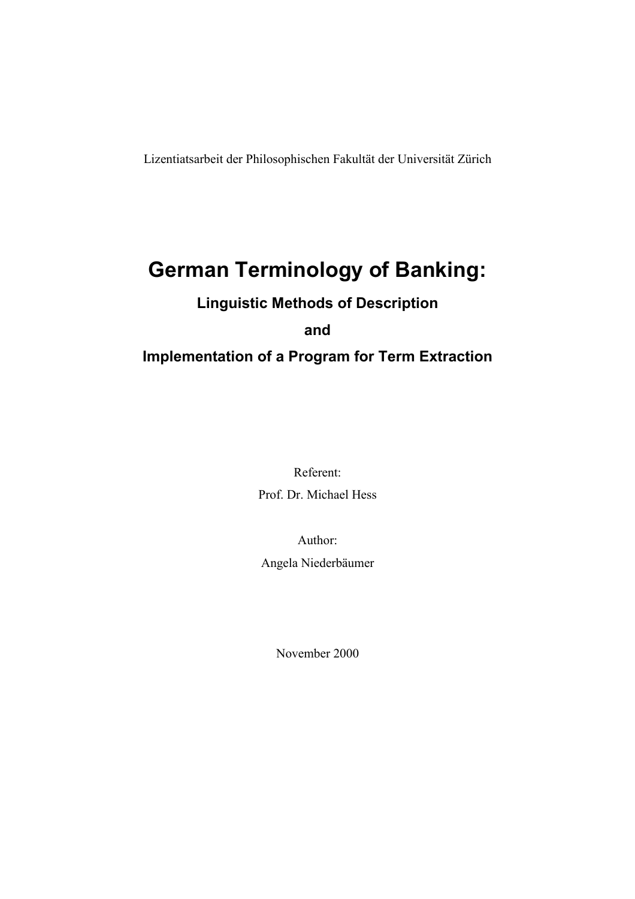Lizentiatsarbeit der Philosophischen Fakultät der Universität Zürich

# German Terminology of Banking:

## Linguistic Methods of Description

## and

## Implementation of a Program for Term Extraction

Referent:

Prof. Dr. Michael Hess

Author:

Angela Niederbäumer

November 2000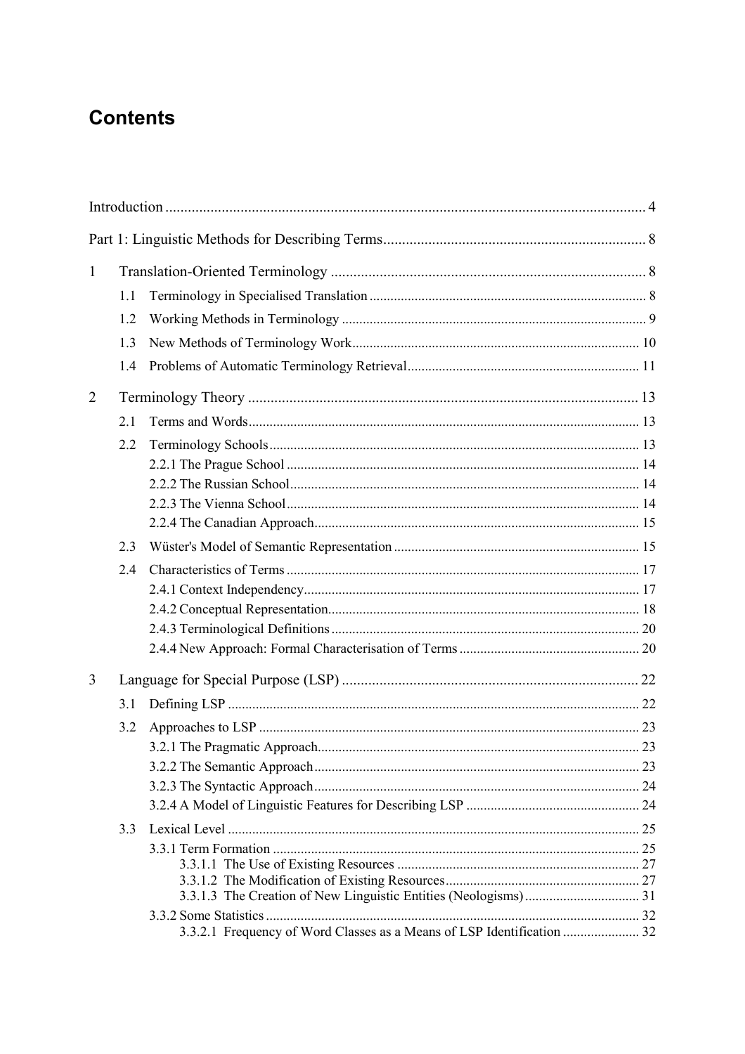# Contents

Introduction ... 4

Part 1: Linguistic Methods for Describing Terms ... 8

1 Translation-Oriented Terminology ... 8
- 1.1 Terminology in Specialised Translation ... 8
- 1.2 Working Methods in Terminology ... 9
- 1.3 New Methods of Terminology Work ... 10
- 1.4 Problems of Automatic Terminology Retrieval ... 11

2 Terminology Theory ... 13
- 2.1 Terms and Words ... 13
- 2.2 Terminology Schools ... 13
  - 2.2.1 The Prague School ... 14
  - 2.2.2 The Russian School ... 14
  - 2.2.3 The Vienna School ... 14
  - 2.2.4 The Canadian Approach ... 15
- 2.3 Wüster's Model of Semantic Representation ... 15
- 2.4 Characteristics of Terms ... 17
  - 2.4.1 Context Independency ... 17
  - 2.4.2 Conceptual Representation ... 18
  - 2.4.3 Terminological Definitions ... 20
  - 2.4.4 New Approach: Formal Characterisation of Terms ... 20

3 Language for Special Purpose (LSP) ... 22
- 3.1 Defining LSP ... 22
- 3.2 Approaches to LSP ... 23
  - 3.2.1 The Pragmatic Approach ... 23
  - 3.2.2 The Semantic Approach ... 23
  - 3.2.3 The Syntactic Approach ... 24
  - 3.2.4 A Model of Linguistic Features for Describing LSP ... 24
- 3.3 Lexical Level ... 25
  - 3.3.1 Term Formation ... 25
    - 3.3.1.1 The Use of Existing Resources ... 27
    - 3.3.1.2 The Modification of Existing Resources ... 27
    - 3.3.1.3 The Creation of New Linguistic Entities (Neologisms) ... 31
  - 3.3.2 Some Statistics ... 32
    - 3.3.2.1 Frequency of Word Classes as a Means of LSP Identification ... 32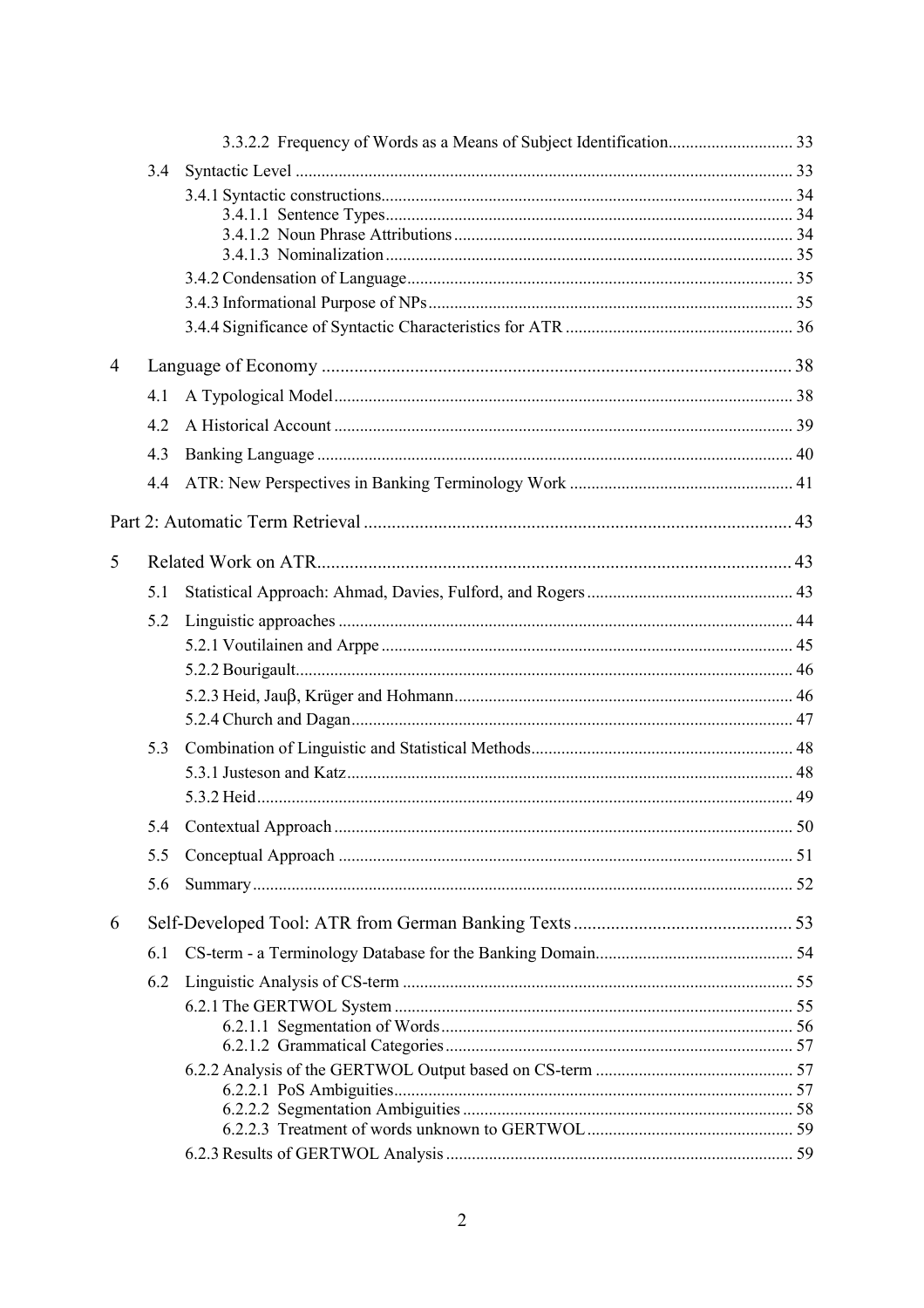3.3.2.2 Frequency of Words as a Means of Subject Identification ............................ 33

3.4 Syntactic Level ................................................................................................... 33

3.4.1 Syntactic constructions............................................................................... 34

3.4.1.1 Sentence Types.............................................................................. 34

3.4.1.2 Noun Phrase Attributions .............................................................. 34

3.4.1.3 Nominalization ............................................................................. 35

3.4.2 Condensation of Language......................................................................... 35

3.4.3 Informational Purpose of NPs.................................................................... 35

3.4.4 Significance of Syntactic Characteristics for ATR ..................................... 36

4 Language of Economy ................................................................................................ 38

4.1 A Typological Model.......................................................................................... 38

4.2 A Historical Account .......................................................................................... 39

4.3 Banking Language .............................................................................................. 40

4.4 ATR: New Perspectives in Banking Terminology Work .................................... 41

Part 2: Automatic Term Retrieval .................................................................................. 43

5 Related Work on ATR.................................................................................................. 43

5.1 Statistical Approach: Ahmad, Davies, Fulford, and Rogers ................................ 43

5.2 Linguistic approaches ......................................................................................... 44

5.2.1 Voutilainen and Arppe ............................................................................... 45

5.2.2 Bourigault................................................................................................... 46

5.2.3 Heid, Jauβ, Krüger and Hohmann.............................................................. 46

5.2.4 Church and Dagan...................................................................................... 47

5.3 Combination of Linguistic and Statistical Methods............................................ 48

5.3.1 Justeson and Katz....................................................................................... 48

5.3.2 Heid............................................................................................................ 49

5.4 Contextual Approach .......................................................................................... 50

5.5 Conceptual Approach ......................................................................................... 51

5.6 Summary............................................................................................................. 52

6 Self-Developed Tool: ATR from German Banking Texts ............................................. 53

6.1 CS-term - a Terminology Database for the Banking Domain.............................. 54

6.2 Linguistic Analysis of CS-term ........................................................................... 55

6.2.1 The GERTWOL System ............................................................................. 55

6.2.1.1 Segmentation of Words.................................................................. 56

6.2.1.2 Grammatical Categories................................................................. 57

6.2.2 Analysis of the GERTWOL Output based on CS-term .............................. 57

6.2.2.1 PoS Ambiguities............................................................................. 57

6.2.2.2 Segmentation Ambiguities ............................................................. 58

6.2.2.3 Treatment of words unknown to GERTWOL................................ 59

6.2.3 Results of GERTWOL Analysis ................................................................. 59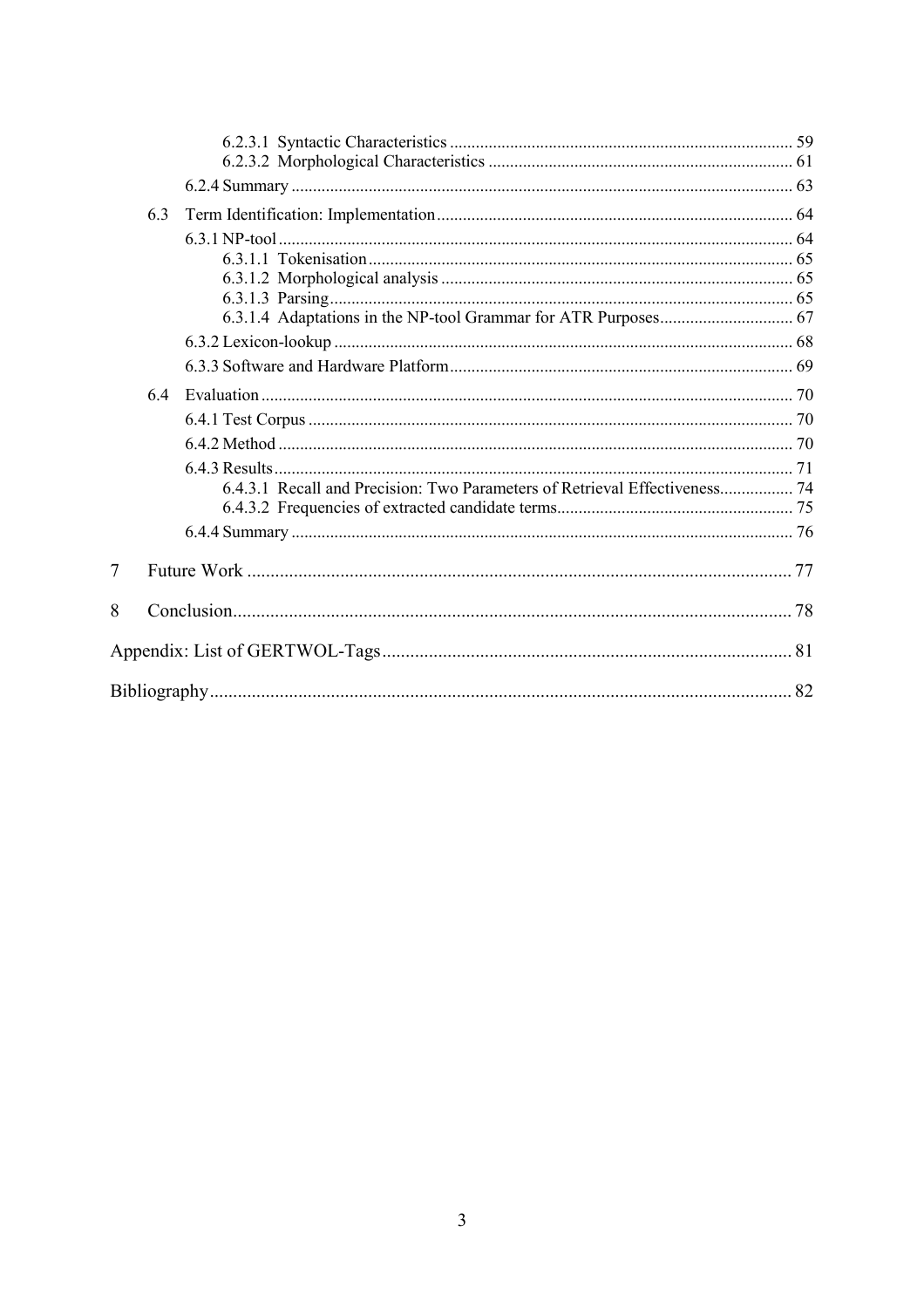6.2.3.1 Syntactic Characteristics ... 59
6.2.3.2 Morphological Characteristics ... 61

6.2.4 Summary ... 63

6.3 Term Identification: Implementation ... 64

6.3.1 NP-tool ... 64
6.3.1.1 Tokenisation ... 65
6.3.1.2 Morphological analysis ... 65
6.3.1.3 Parsing ... 65
6.3.1.4 Adaptations in the NP-tool Grammar for ATR Purposes ... 67

6.3.2 Lexicon-lookup ... 68

6.3.3 Software and Hardware Platform ... 69

6.4 Evaluation ... 70

6.4.1 Test Corpus ... 70

6.4.2 Method ... 70

6.4.3 Results ... 71
6.4.3.1 Recall and Precision: Two Parameters of Retrieval Effectiveness ... 74
6.4.3.2 Frequencies of extracted candidate terms ... 75

6.4.4 Summary ... 76

7 Future Work ... 77

8 Conclusion ... 78

Appendix: List of GERTWOL-Tags ... 81

Bibliography ... 82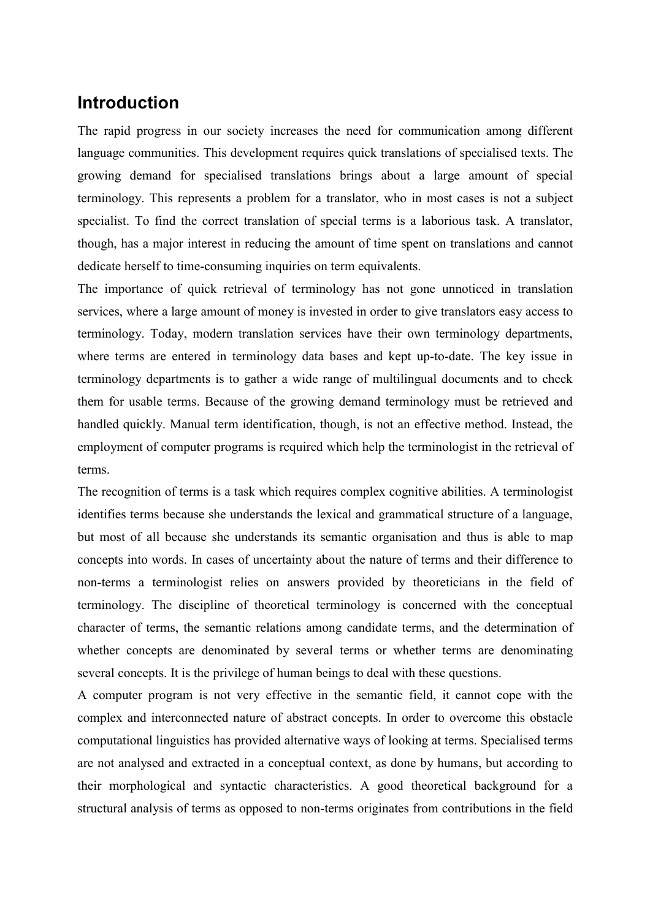## Introduction

The rapid progress in our society increases the need for communication among different language communities. This development requires quick translations of specialised texts. The growing demand for specialised translations brings about a large amount of special terminology. This represents a problem for a translator, who in most cases is not a subject specialist. To find the correct translation of special terms is a laborious task. A translator, though, has a major interest in reducing the amount of time spent on translations and cannot dedicate herself to time-consuming inquiries on term equivalents.

The importance of quick retrieval of terminology has not gone unnoticed in translation services, where a large amount of money is invested in order to give translators easy access to terminology. Today, modern translation services have their own terminology departments, where terms are entered in terminology data bases and kept up-to-date. The key issue in terminology departments is to gather a wide range of multilingual documents and to check them for usable terms. Because of the growing demand terminology must be retrieved and handled quickly. Manual term identification, though, is not an effective method. Instead, the employment of computer programs is required which help the terminologist in the retrieval of terms.

The recognition of terms is a task which requires complex cognitive abilities. A terminologist identifies terms because she understands the lexical and grammatical structure of a language, but most of all because she understands its semantic organisation and thus is able to map concepts into words. In cases of uncertainty about the nature of terms and their difference to non-terms a terminologist relies on answers provided by theoreticians in the field of terminology. The discipline of theoretical terminology is concerned with the conceptual character of terms, the semantic relations among candidate terms, and the determination of whether concepts are denominated by several terms or whether terms are denominating several concepts. It is the privilege of human beings to deal with these questions.

A computer program is not very effective in the semantic field, it cannot cope with the complex and interconnected nature of abstract concepts. In order to overcome this obstacle computational linguistics has provided alternative ways of looking at terms. Specialised terms are not analysed and extracted in a conceptual context, as done by humans, but according to their morphological and syntactic characteristics. A good theoretical background for a structural analysis of terms as opposed to non-terms originates from contributions in the field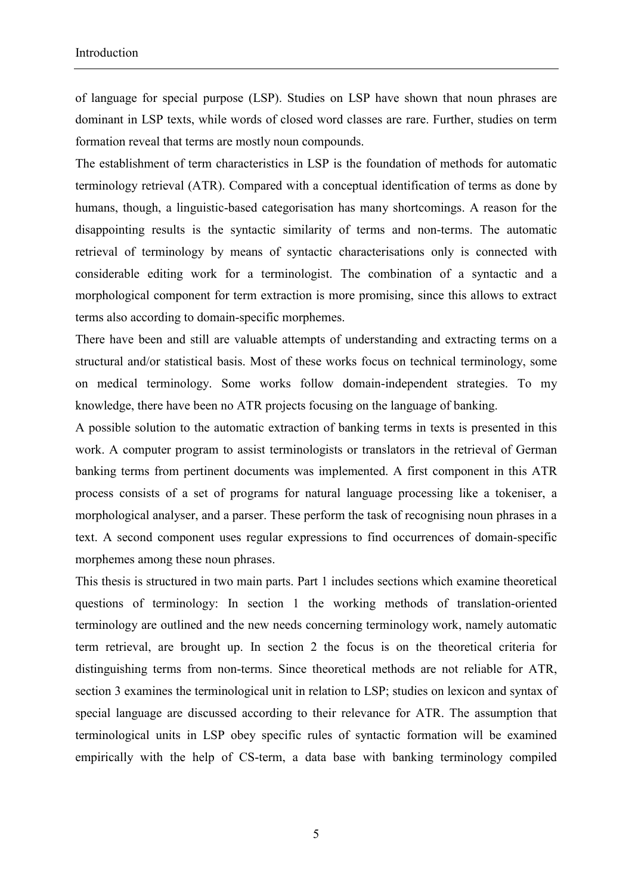of language for special purpose (LSP). Studies on LSP have shown that noun phrases are dominant in LSP texts, while words of closed word classes are rare. Further, studies on term formation reveal that terms are mostly noun compounds.

The establishment of term characteristics in LSP is the foundation of methods for automatic terminology retrieval (ATR). Compared with a conceptual identification of terms as done by humans, though, a linguistic-based categorisation has many shortcomings. A reason for the disappointing results is the syntactic similarity of terms and non-terms. The automatic retrieval of terminology by means of syntactic characterisations only is connected with considerable editing work for a terminologist. The combination of a syntactic and a morphological component for term extraction is more promising, since this allows to extract terms also according to domain-specific morphemes.

There have been and still are valuable attempts of understanding and extracting terms on a structural and/or statistical basis. Most of these works focus on technical terminology, some on medical terminology. Some works follow domain-independent strategies. To my knowledge, there have been no ATR projects focusing on the language of banking.

A possible solution to the automatic extraction of banking terms in texts is presented in this work. A computer program to assist terminologists or translators in the retrieval of German banking terms from pertinent documents was implemented. A first component in this ATR process consists of a set of programs for natural language processing like a tokeniser, a morphological analyser, and a parser. These perform the task of recognising noun phrases in a text. A second component uses regular expressions to find occurrences of domain-specific morphemes among these noun phrases.

This thesis is structured in two main parts. Part 1 includes sections which examine theoretical questions of terminology: In section 1 the working methods of translation-oriented terminology are outlined and the new needs concerning terminology work, namely automatic term retrieval, are brought up. In section 2 the focus is on the theoretical criteria for distinguishing terms from non-terms. Since theoretical methods are not reliable for ATR, section 3 examines the terminological unit in relation to LSP; studies on lexicon and syntax of special language are discussed according to their relevance for ATR. The assumption that terminological units in LSP obey specific rules of syntactic formation will be examined empirically with the help of CS-term, a data base with banking terminology compiled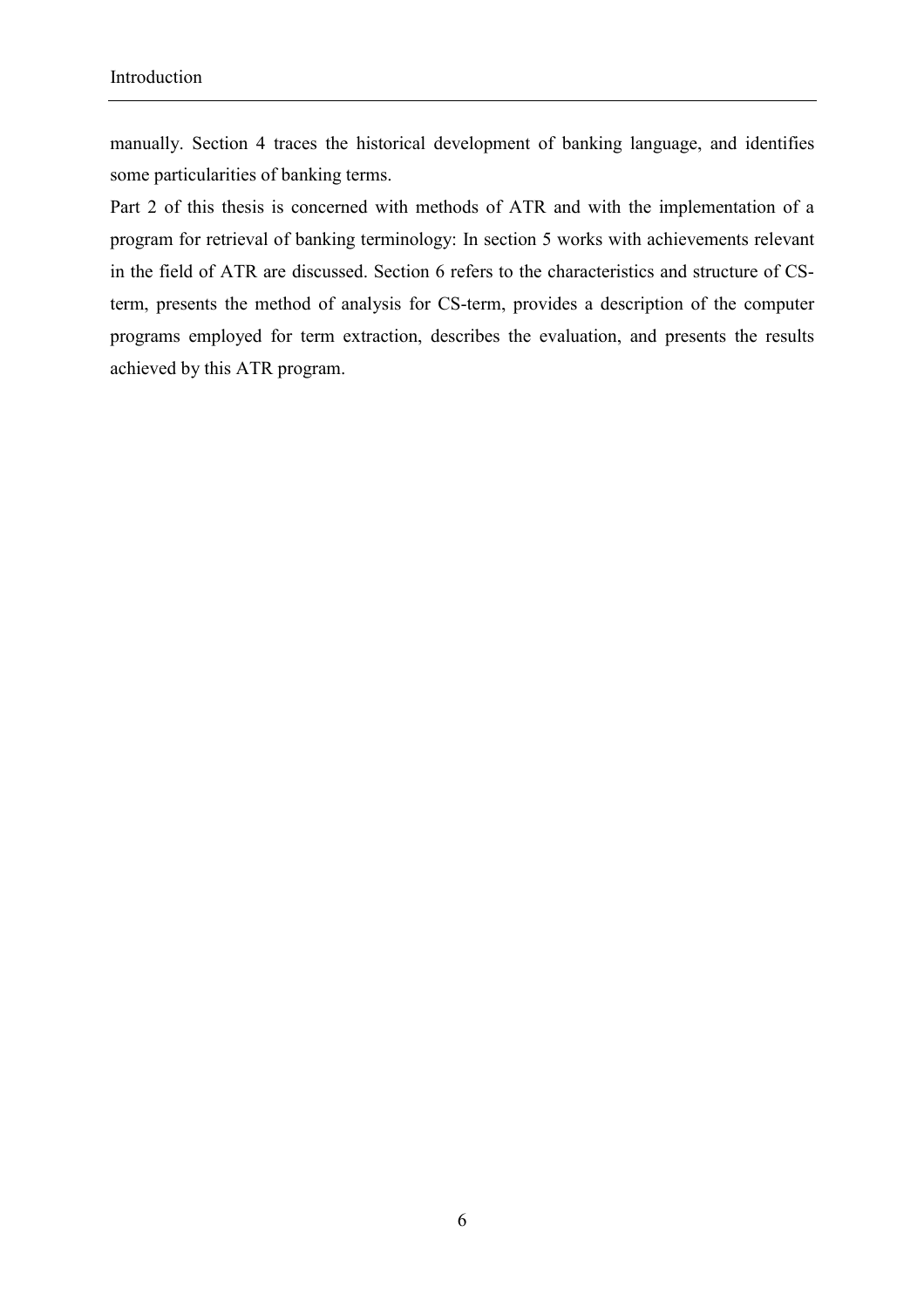manually. Section 4 traces the historical development of banking language, and identifies some particularities of banking terms.

Part 2 of this thesis is concerned with methods of ATR and with the implementation of a program for retrieval of banking terminology: In section 5 works with achievements relevant in the field of ATR are discussed. Section 6 refers to the characteristics and structure of CS-term, presents the method of analysis for CS-term, provides a description of the computer programs employed for term extraction, describes the evaluation, and presents the results achieved by this ATR program.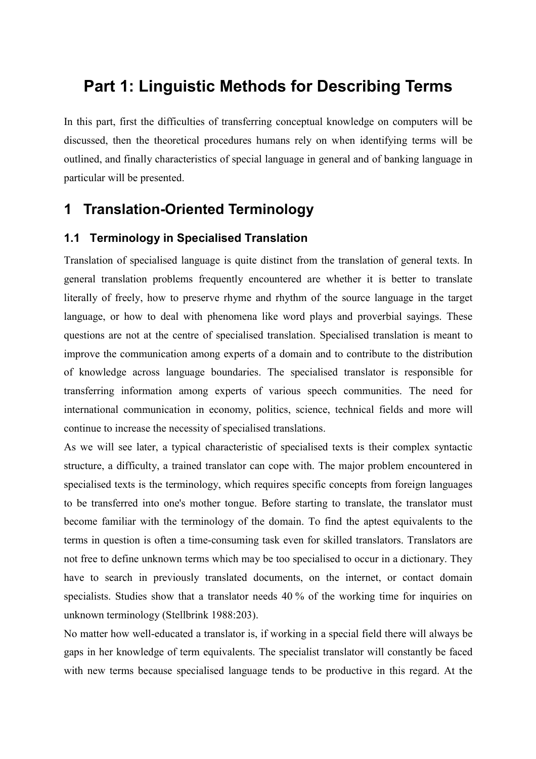# Part 1: Linguistic Methods for Describing Terms

In this part, first the difficulties of transferring conceptual knowledge on computers will be discussed, then the theoretical procedures humans rely on when identifying terms will be outlined, and finally characteristics of special language in general and of banking language in particular will be presented.

## 1 Translation-Oriented Terminology

### 1.1 Terminology in Specialised Translation

Translation of specialised language is quite distinct from the translation of general texts. In general translation problems frequently encountered are whether it is better to translate literally of freely, how to preserve rhyme and rhythm of the source language in the target language, or how to deal with phenomena like word plays and proverbial sayings. These questions are not at the centre of specialised translation. Specialised translation is meant to improve the communication among experts of a domain and to contribute to the distribution of knowledge across language boundaries. The specialised translator is responsible for transferring information among experts of various speech communities. The need for international communication in economy, politics, science, technical fields and more will continue to increase the necessity of specialised translations.

As we will see later, a typical characteristic of specialised texts is their complex syntactic structure, a difficulty, a trained translator can cope with. The major problem encountered in specialised texts is the terminology, which requires specific concepts from foreign languages to be transferred into one's mother tongue. Before starting to translate, the translator must become familiar with the terminology of the domain. To find the aptest equivalents to the terms in question is often a time-consuming task even for skilled translators. Translators are not free to define unknown terms which may be too specialised to occur in a dictionary. They have to search in previously translated documents, on the internet, or contact domain specialists. Studies show that a translator needs 40 % of the working time for inquiries on unknown terminology (Stellbrink 1988:203).

No matter how well-educated a translator is, if working in a special field there will always be gaps in her knowledge of term equivalents. The specialist translator will constantly be faced with new terms because specialised language tends to be productive in this regard. At the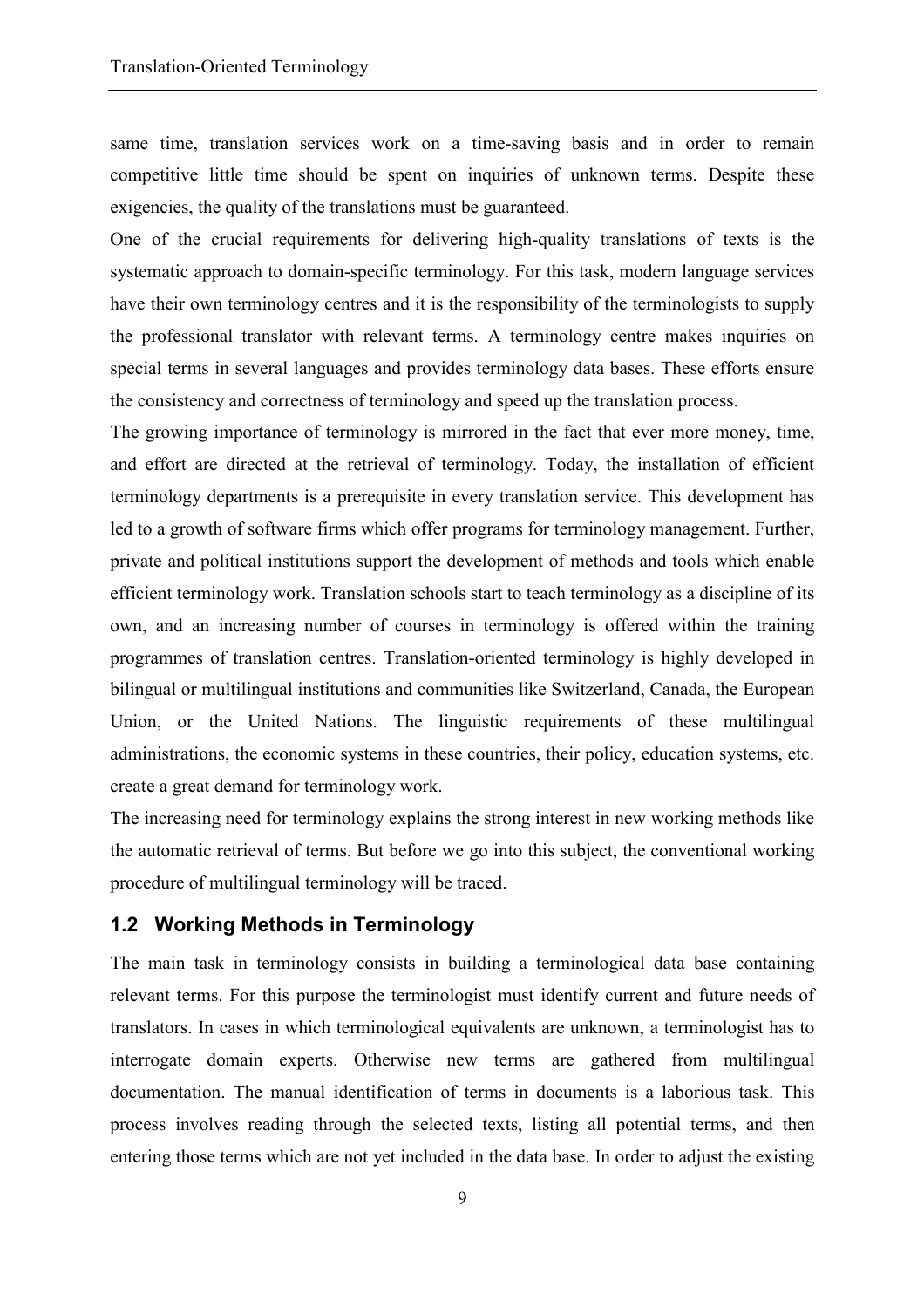same time, translation services work on a time-saving basis and in order to remain competitive little time should be spent on inquiries of unknown terms. Despite these exigencies, the quality of the translations must be guaranteed.

One of the crucial requirements for delivering high-quality translations of texts is the systematic approach to domain-specific terminology. For this task, modern language services have their own terminology centres and it is the responsibility of the terminologists to supply the professional translator with relevant terms. A terminology centre makes inquiries on special terms in several languages and provides terminology data bases. These efforts ensure the consistency and correctness of terminology and speed up the translation process.

The growing importance of terminology is mirrored in the fact that ever more money, time, and effort are directed at the retrieval of terminology. Today, the installation of efficient terminology departments is a prerequisite in every translation service. This development has led to a growth of software firms which offer programs for terminology management. Further, private and political institutions support the development of methods and tools which enable efficient terminology work. Translation schools start to teach terminology as a discipline of its own, and an increasing number of courses in terminology is offered within the training programmes of translation centres. Translation-oriented terminology is highly developed in bilingual or multilingual institutions and communities like Switzerland, Canada, the European Union, or the United Nations. The linguistic requirements of these multilingual administrations, the economic systems in these countries, their policy, education systems, etc. create a great demand for terminology work.

The increasing need for terminology explains the strong interest in new working methods like the automatic retrieval of terms. But before we go into this subject, the conventional working procedure of multilingual terminology will be traced.

## 1.2 Working Methods in Terminology

The main task in terminology consists in building a terminological data base containing relevant terms. For this purpose the terminologist must identify current and future needs of translators. In cases in which terminological equivalents are unknown, a terminologist has to interrogate domain experts. Otherwise new terms are gathered from multilingual documentation. The manual identification of terms in documents is a laborious task. This process involves reading through the selected texts, listing all potential terms, and then entering those terms which are not yet included in the data base. In order to adjust the existing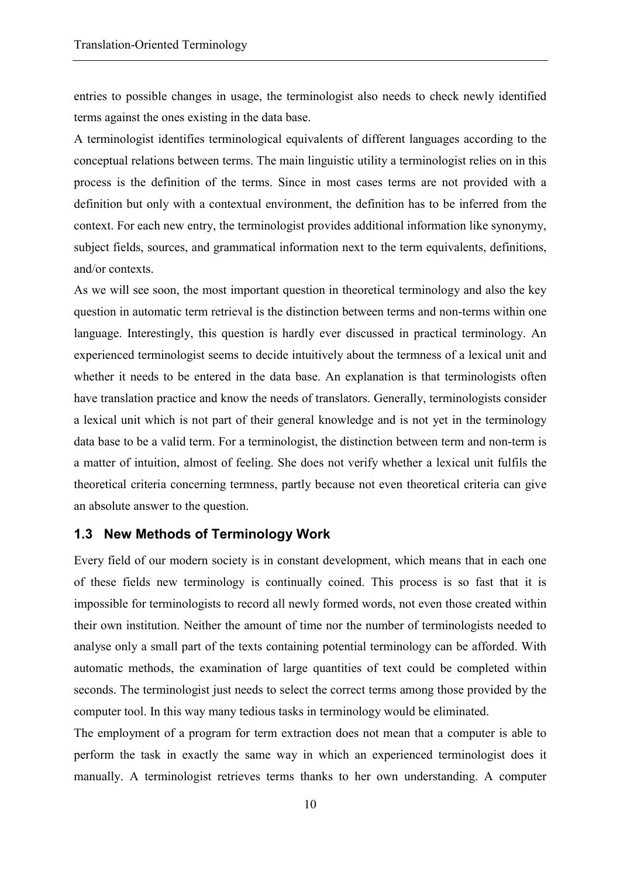entries to possible changes in usage, the terminologist also needs to check newly identified terms against the ones existing in the data base.

A terminologist identifies terminological equivalents of different languages according to the conceptual relations between terms. The main linguistic utility a terminologist relies on in this process is the definition of the terms. Since in most cases terms are not provided with a definition but only with a contextual environment, the definition has to be inferred from the context. For each new entry, the terminologist provides additional information like synonymy, subject fields, sources, and grammatical information next to the term equivalents, definitions, and/or contexts.

As we will see soon, the most important question in theoretical terminology and also the key question in automatic term retrieval is the distinction between terms and non-terms within one language. Interestingly, this question is hardly ever discussed in practical terminology. An experienced terminologist seems to decide intuitively about the termness of a lexical unit and whether it needs to be entered in the data base. An explanation is that terminologists often have translation practice and know the needs of translators. Generally, terminologists consider a lexical unit which is not part of their general knowledge and is not yet in the terminology data base to be a valid term. For a terminologist, the distinction between term and non-term is a matter of intuition, almost of feeling. She does not verify whether a lexical unit fulfils the theoretical criteria concerning termness, partly because not even theoretical criteria can give an absolute answer to the question.

## 1.3 New Methods of Terminology Work

Every field of our modern society is in constant development, which means that in each one of these fields new terminology is continually coined. This process is so fast that it is impossible for terminologists to record all newly formed words, not even those created within their own institution. Neither the amount of time nor the number of terminologists needed to analyse only a small part of the texts containing potential terminology can be afforded. With automatic methods, the examination of large quantities of text could be completed within seconds. The terminologist just needs to select the correct terms among those provided by the computer tool. In this way many tedious tasks in terminology would be eliminated.

The employment of a program for term extraction does not mean that a computer is able to perform the task in exactly the same way in which an experienced terminologist does it manually. A terminologist retrieves terms thanks to her own understanding. A computer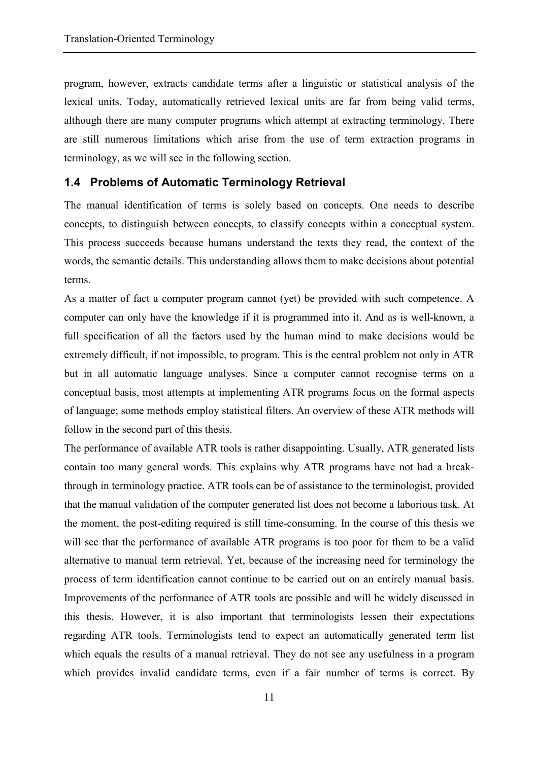program, however, extracts candidate terms after a linguistic or statistical analysis of the lexical units. Today, automatically retrieved lexical units are far from being valid terms, although there are many computer programs which attempt at extracting terminology. There are still numerous limitations which arise from the use of term extraction programs in terminology, as we will see in the following section.

## 1.4 Problems of Automatic Terminology Retrieval

The manual identification of terms is solely based on concepts. One needs to describe concepts, to distinguish between concepts, to classify concepts within a conceptual system. This process succeeds because humans understand the texts they read, the context of the words, the semantic details. This understanding allows them to make decisions about potential terms.

As a matter of fact a computer program cannot (yet) be provided with such competence. A computer can only have the knowledge if it is programmed into it. And as is well-known, a full specification of all the factors used by the human mind to make decisions would be extremely difficult, if not impossible, to program. This is the central problem not only in ATR but in all automatic language analyses. Since a computer cannot recognise terms on a conceptual basis, most attempts at implementing ATR programs focus on the formal aspects of language; some methods employ statistical filters. An overview of these ATR methods will follow in the second part of this thesis.

The performance of available ATR tools is rather disappointing. Usually, ATR generated lists contain too many general words. This explains why ATR programs have not had a break-through in terminology practice. ATR tools can be of assistance to the terminologist, provided that the manual validation of the computer generated list does not become a laborious task. At the moment, the post-editing required is still time-consuming. In the course of this thesis we will see that the performance of available ATR programs is too poor for them to be a valid alternative to manual term retrieval. Yet, because of the increasing need for terminology the process of term identification cannot continue to be carried out on an entirely manual basis. Improvements of the performance of ATR tools are possible and will be widely discussed in this thesis. However, it is also important that terminologists lessen their expectations regarding ATR tools. Terminologists tend to expect an automatically generated term list which equals the results of a manual retrieval. They do not see any usefulness in a program which provides invalid candidate terms, even if a fair number of terms is correct. By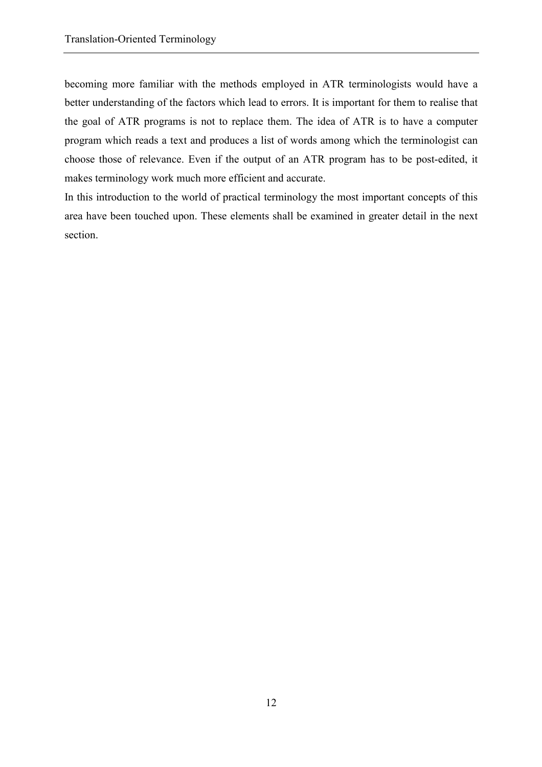becoming more familiar with the methods employed in ATR terminologists would have a better understanding of the factors which lead to errors. It is important for them to realise that the goal of ATR programs is not to replace them. The idea of ATR is to have a computer program which reads a text and produces a list of words among which the terminologist can choose those of relevance. Even if the output of an ATR program has to be post-edited, it makes terminology work much more efficient and accurate.

In this introduction to the world of practical terminology the most important concepts of this area have been touched upon. These elements shall be examined in greater detail in the next section.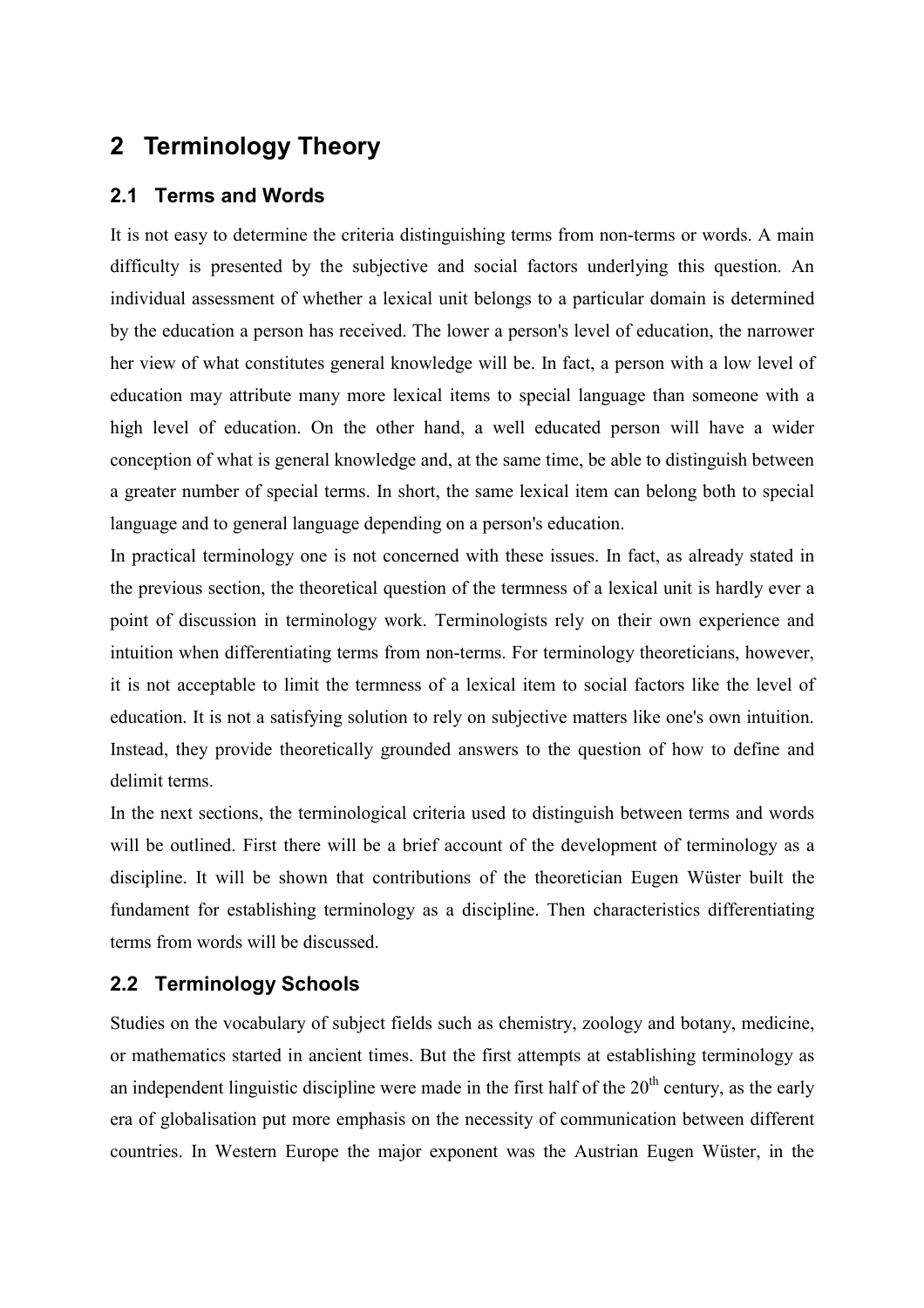# 2 Terminology Theory

## 2.1 Terms and Words

It is not easy to determine the criteria distinguishing terms from non-terms or words. A main difficulty is presented by the subjective and social factors underlying this question. An individual assessment of whether a lexical unit belongs to a particular domain is determined by the education a person has received. The lower a person's level of education, the narrower her view of what constitutes general knowledge will be. In fact, a person with a low level of education may attribute many more lexical items to special language than someone with a high level of education. On the other hand, a well educated person will have a wider conception of what is general knowledge and, at the same time, be able to distinguish between a greater number of special terms. In short, the same lexical item can belong both to special language and to general language depending on a person's education.

In practical terminology one is not concerned with these issues. In fact, as already stated in the previous section, the theoretical question of the termness of a lexical unit is hardly ever a point of discussion in terminology work. Terminologists rely on their own experience and intuition when differentiating terms from non-terms. For terminology theoreticians, however, it is not acceptable to limit the termness of a lexical item to social factors like the level of education. It is not a satisfying solution to rely on subjective matters like one's own intuition. Instead, they provide theoretically grounded answers to the question of how to define and delimit terms.

In the next sections, the terminological criteria used to distinguish between terms and words will be outlined. First there will be a brief account of the development of terminology as a discipline. It will be shown that contributions of the theoretician Eugen Wüster built the fundament for establishing terminology as a discipline. Then characteristics differentiating terms from words will be discussed.

## 2.2 Terminology Schools

Studies on the vocabulary of subject fields such as chemistry, zoology and botany, medicine, or mathematics started in ancient times. But the first attempts at establishing terminology as an independent linguistic discipline were made in the first half of the 20th century, as the early era of globalisation put more emphasis on the necessity of communication between different countries. In Western Europe the major exponent was the Austrian Eugen Wüster, in the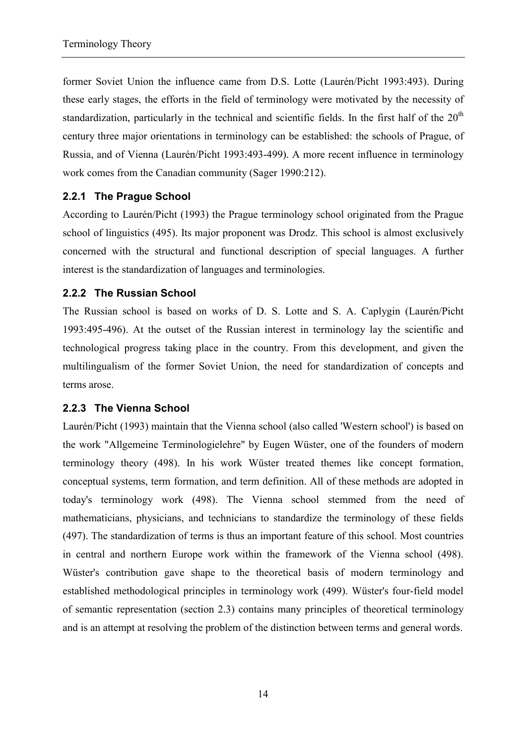former Soviet Union the influence came from D.S. Lotte (Laurén/Picht 1993:493). During these early stages, the efforts in the field of terminology were motivated by the necessity of standardization, particularly in the technical and scientific fields. In the first half of the 20th century three major orientations in terminology can be established: the schools of Prague, of Russia, and of Vienna (Laurén/Picht 1993:493-499). A more recent influence in terminology work comes from the Canadian community (Sager 1990:212).

### 2.2.1 The Prague School

According to Laurén/Picht (1993) the Prague terminology school originated from the Prague school of linguistics (495). Its major proponent was Drodz. This school is almost exclusively concerned with the structural and functional description of special languages. A further interest is the standardization of languages and terminologies.

### 2.2.2 The Russian School

The Russian school is based on works of D. S. Lotte and S. A. Caplygin (Laurén/Picht 1993:495-496). At the outset of the Russian interest in terminology lay the scientific and technological progress taking place in the country. From this development, and given the multilingualism of the former Soviet Union, the need for standardization of concepts and terms arose.

### 2.2.3 The Vienna School

Laurén/Picht (1993) maintain that the Vienna school (also called 'Western school') is based on the work "Allgemeine Terminologielehre" by Eugen Wüster, one of the founders of modern terminology theory (498). In his work Wüster treated themes like concept formation, conceptual systems, term formation, and term definition. All of these methods are adopted in today's terminology work (498). The Vienna school stemmed from the need of mathematicians, physicians, and technicians to standardize the terminology of these fields (497). The standardization of terms is thus an important feature of this school. Most countries in central and northern Europe work within the framework of the Vienna school (498). Wüster's contribution gave shape to the theoretical basis of modern terminology and established methodological principles in terminology work (499). Wüster's four-field model of semantic representation (section 2.3) contains many principles of theoretical terminology and is an attempt at resolving the problem of the distinction between terms and general words.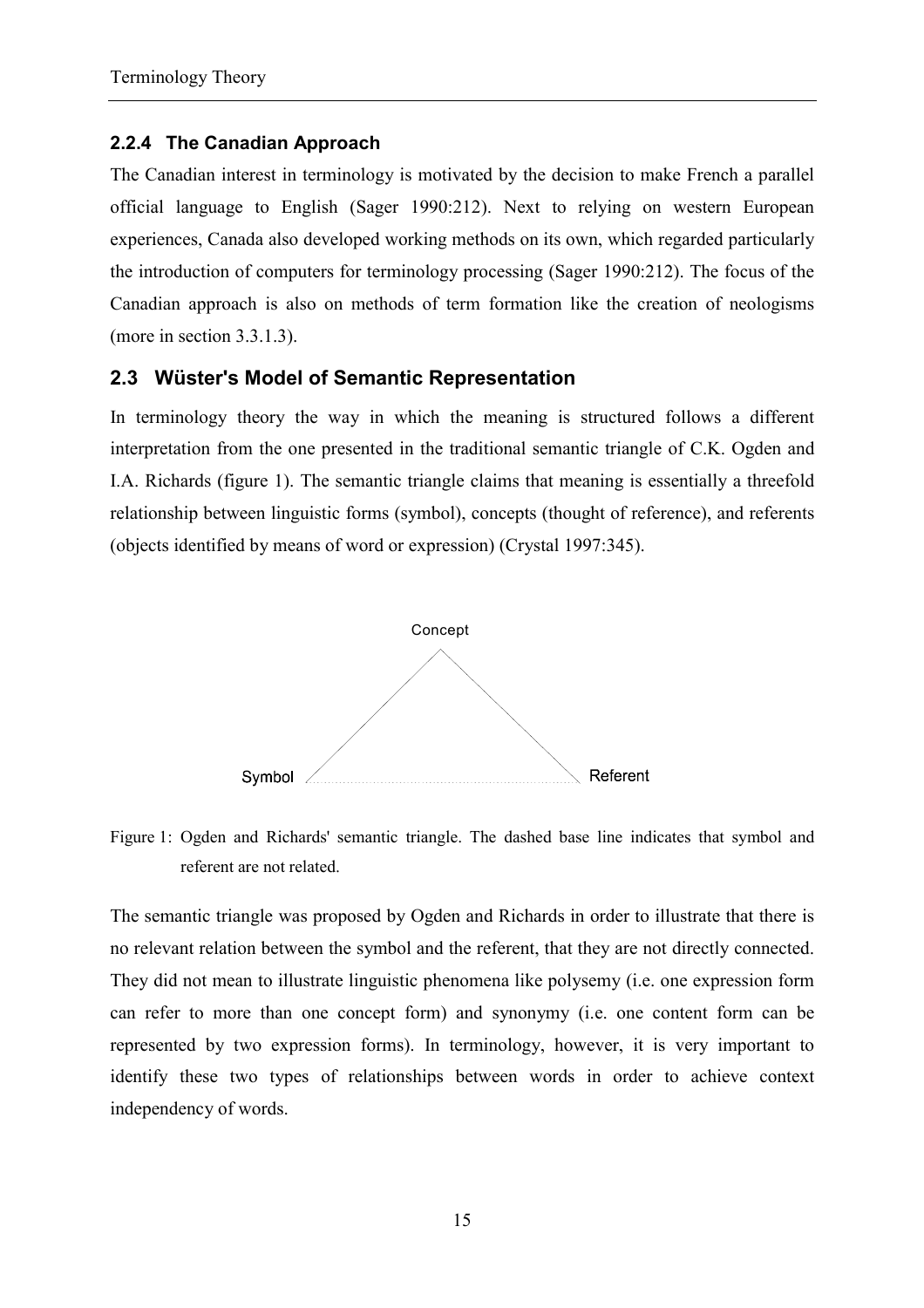### 2.2.4 The Canadian Approach

The Canadian interest in terminology is motivated by the decision to make French a parallel official language to English (Sager 1990:212). Next to relying on western European experiences, Canada also developed working methods on its own, which regarded particularly the introduction of computers for terminology processing (Sager 1990:212). The focus of the Canadian approach is also on methods of term formation like the creation of neologisms (more in section 3.3.1.3).

## 2.3 Wüster's Model of Semantic Representation

In terminology theory the way in which the meaning is structured follows a different interpretation from the one presented in the traditional semantic triangle of C.K. Ogden and I.A. Richards (figure 1). The semantic triangle claims that meaning is essentially a threefold relationship between linguistic forms (symbol), concepts (thought of reference), and referents (objects identified by means of word or expression) (Crystal 1997:345).

Concept

Symbol

Referent

Figure 1: Ogden and Richards' semantic triangle. The dashed base line indicates that symbol and referent are not related.

The semantic triangle was proposed by Ogden and Richards in order to illustrate that there is no relevant relation between the symbol and the referent, that they are not directly connected. They did not mean to illustrate linguistic phenomena like polysemy (i.e. one expression form can refer to more than one concept form) and synonymy (i.e. one content form can be represented by two expression forms). In terminology, however, it is very important to identify these two types of relationships between words in order to achieve context independency of words.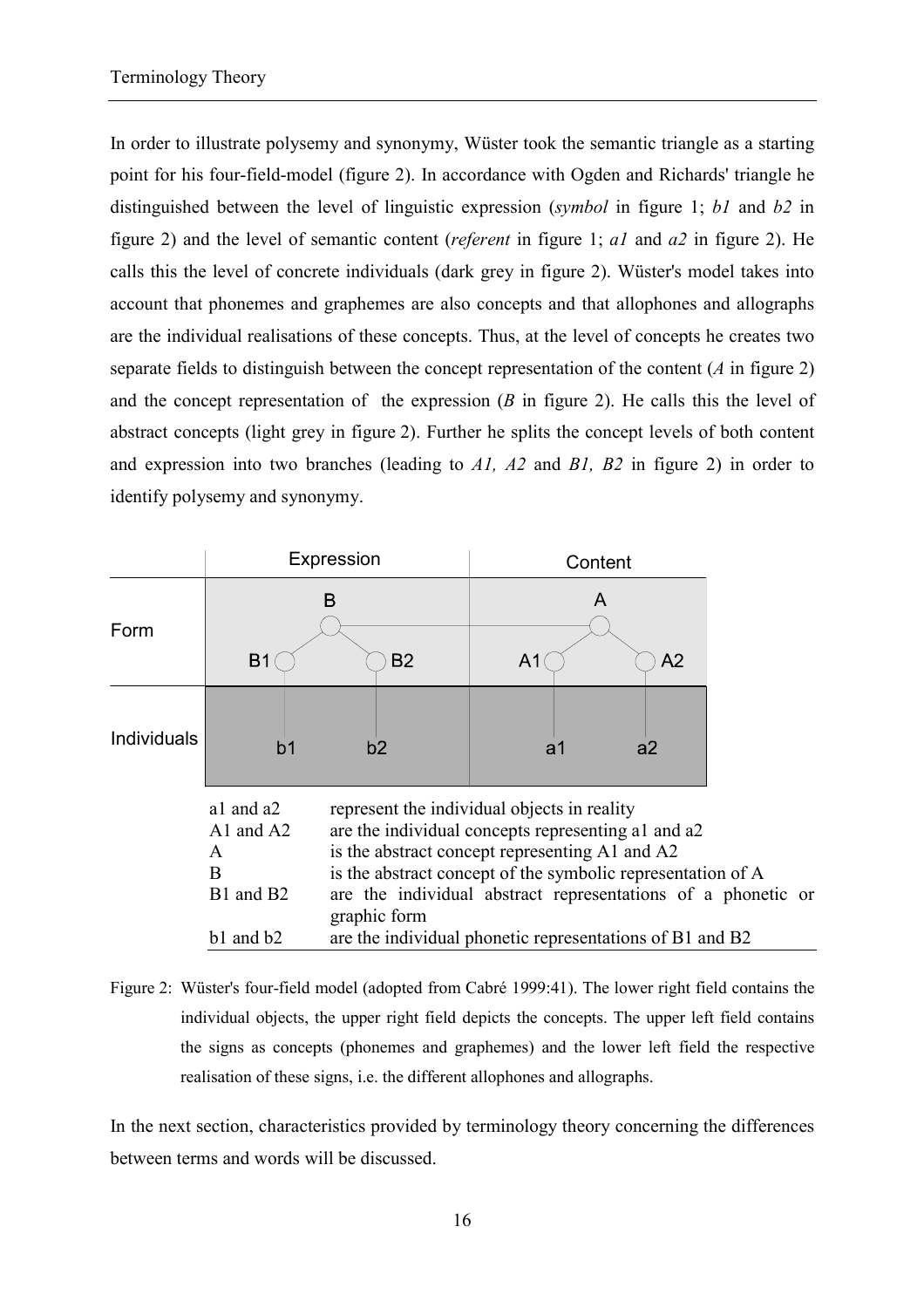In order to illustrate polysemy and synonymy, Wüster took the semantic triangle as a starting point for his four-field-model (figure 2). In accordance with Ogden and Richards' triangle he distinguished between the level of linguistic expression (*symbol* in figure 1; *b1* and *b2* in figure 2) and the level of semantic content (*referent* in figure 1; *a1* and *a2* in figure 2). He calls this the level of concrete individuals (dark grey in figure 2). Wüster's model takes into account that phonemes and graphemes are also concepts and that allophones and allographs are the individual realisations of these concepts. Thus, at the level of concepts he creates two separate fields to distinguish between the concept representation of the content (*A* in figure 2) and the concept representation of the expression (*B* in figure 2). He calls this the level of abstract concepts (light grey in figure 2). Further he splits the concept levels of both content and expression into two branches (leading to *A1, A2* and *B1, B2* in figure 2) in order to identify polysemy and synonymy.

| | Expression | Content |
|---|---|---|
| Form | B (B1, B2) | A (A1, A2) |
| Individuals | b1, b2 | a1, a2 |

| | |
|---|---|
| a1 and a2 | represent the individual objects in reality |
| A1 and A2 | are the individual concepts representing a1 and a2 |
| A | is the abstract concept representing A1 and A2 |
| B | is the abstract concept of the symbolic representation of A |
| B1 and B2 | are the individual abstract representations of a phonetic or graphic form |
| b1 and b2 | are the individual phonetic representations of B1 and B2 |

Figure 2: Wüster's four-field model (adopted from Cabré 1999:41). The lower right field contains the individual objects, the upper right field depicts the concepts. The upper left field contains the signs as concepts (phonemes and graphemes) and the lower left field the respective realisation of these signs, i.e. the different allophones and allographs.

In the next section, characteristics provided by terminology theory concerning the differences between terms and words will be discussed.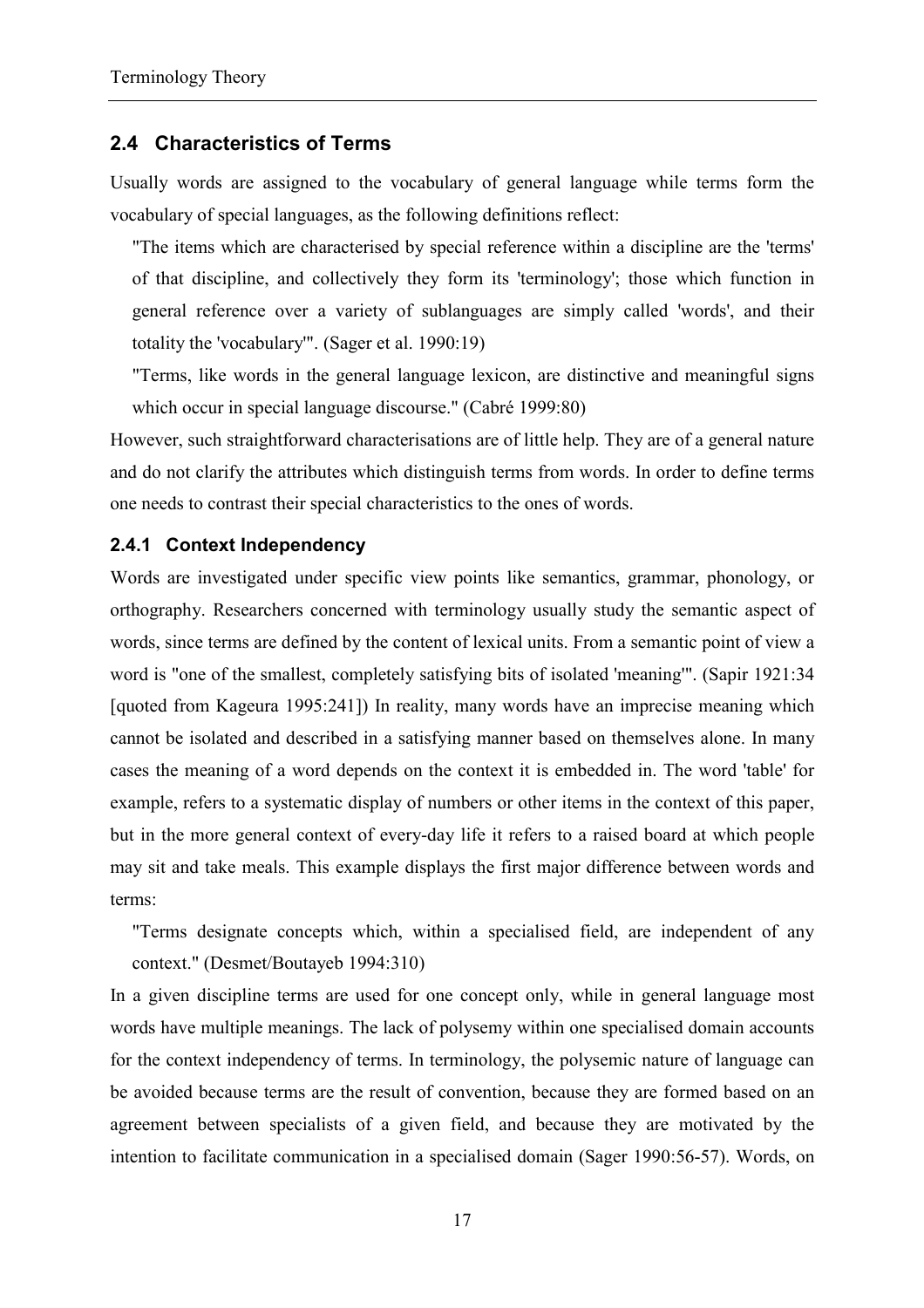## 2.4 Characteristics of Terms

Usually words are assigned to the vocabulary of general language while terms form the vocabulary of special languages, as the following definitions reflect:

> "The items which are characterised by special reference within a discipline are the 'terms' of that discipline, and collectively they form its 'terminology'; those which function in general reference over a variety of sublanguages are simply called 'words', and their totality the 'vocabulary'". (Sager et al. 1990:19)
>
> "Terms, like words in the general language lexicon, are distinctive and meaningful signs which occur in special language discourse." (Cabré 1999:80)

However, such straightforward characterisations are of little help. They are of a general nature and do not clarify the attributes which distinguish terms from words. In order to define terms one needs to contrast their special characteristics to the ones of words.

### 2.4.1 Context Independency

Words are investigated under specific view points like semantics, grammar, phonology, or orthography. Researchers concerned with terminology usually study the semantic aspect of words, since terms are defined by the content of lexical units. From a semantic point of view a word is "one of the smallest, completely satisfying bits of isolated 'meaning'". (Sapir 1921:34 [quoted from Kageura 1995:241]) In reality, many words have an imprecise meaning which cannot be isolated and described in a satisfying manner based on themselves alone. In many cases the meaning of a word depends on the context it is embedded in. The word 'table' for example, refers to a systematic display of numbers or other items in the context of this paper, but in the more general context of every-day life it refers to a raised board at which people may sit and take meals. This example displays the first major difference between words and terms:

> "Terms designate concepts which, within a specialised field, are independent of any context." (Desmet/Boutayeb 1994:310)

In a given discipline terms are used for one concept only, while in general language most words have multiple meanings. The lack of polysemy within one specialised domain accounts for the context independency of terms. In terminology, the polysemic nature of language can be avoided because terms are the result of convention, because they are formed based on an agreement between specialists of a given field, and because they are motivated by the intention to facilitate communication in a specialised domain (Sager 1990:56-57). Words, on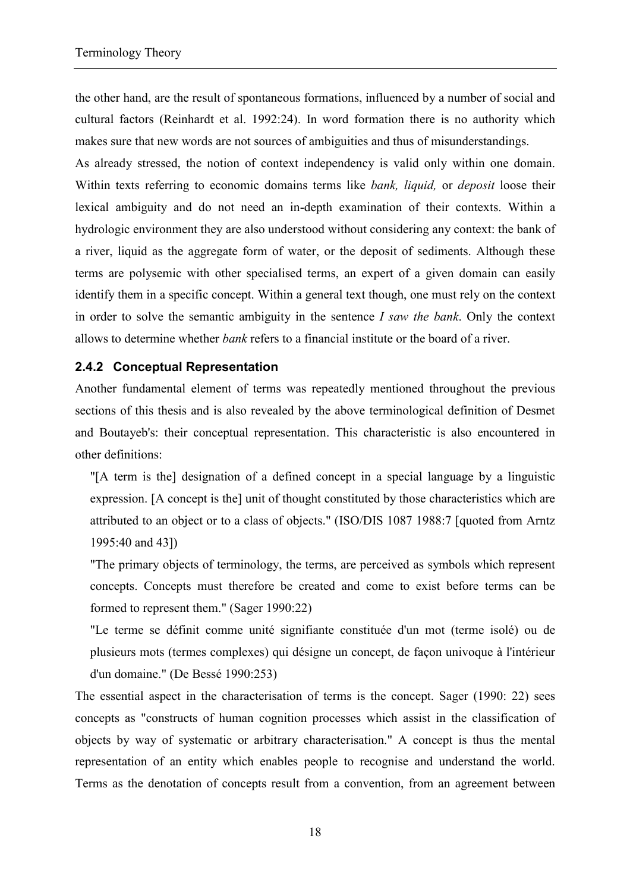the other hand, are the result of spontaneous formations, influenced by a number of social and cultural factors (Reinhardt et al. 1992:24). In word formation there is no authority which makes sure that new words are not sources of ambiguities and thus of misunderstandings.

As already stressed, the notion of context independency is valid only within one domain. Within texts referring to economic domains terms like *bank, liquid,* or *deposit* loose their lexical ambiguity and do not need an in-depth examination of their contexts. Within a hydrologic environment they are also understood without considering any context: the bank of a river, liquid as the aggregate form of water, or the deposit of sediments. Although these terms are polysemic with other specialised terms, an expert of a given domain can easily identify them in a specific concept. Within a general text though, one must rely on the context in order to solve the semantic ambiguity in the sentence *I saw the bank*. Only the context allows to determine whether *bank* refers to a financial institute or the board of a river.

### 2.4.2 Conceptual Representation

Another fundamental element of terms was repeatedly mentioned throughout the previous sections of this thesis and is also revealed by the above terminological definition of Desmet and Boutayeb's: their conceptual representation. This characteristic is also encountered in other definitions:

> "[A term is the] designation of a defined concept in a special language by a linguistic expression. [A concept is the] unit of thought constituted by those characteristics which are attributed to an object or to a class of objects." (ISO/DIS 1087 1988:7 [quoted from Arntz 1995:40 and 43])

> "The primary objects of terminology, the terms, are perceived as symbols which represent concepts. Concepts must therefore be created and come to exist before terms can be formed to represent them." (Sager 1990:22)

> "Le terme se définit comme unité signifiante constituée d'un mot (terme isolé) ou de plusieurs mots (termes complexes) qui désigne un concept, de façon univoque à l'intérieur d'un domaine." (De Bessé 1990:253)

The essential aspect in the characterisation of terms is the concept. Sager (1990: 22) sees concepts as "constructs of human cognition processes which assist in the classification of objects by way of systematic or arbitrary characterisation." A concept is thus the mental representation of an entity which enables people to recognise and understand the world. Terms as the denotation of concepts result from a convention, from an agreement between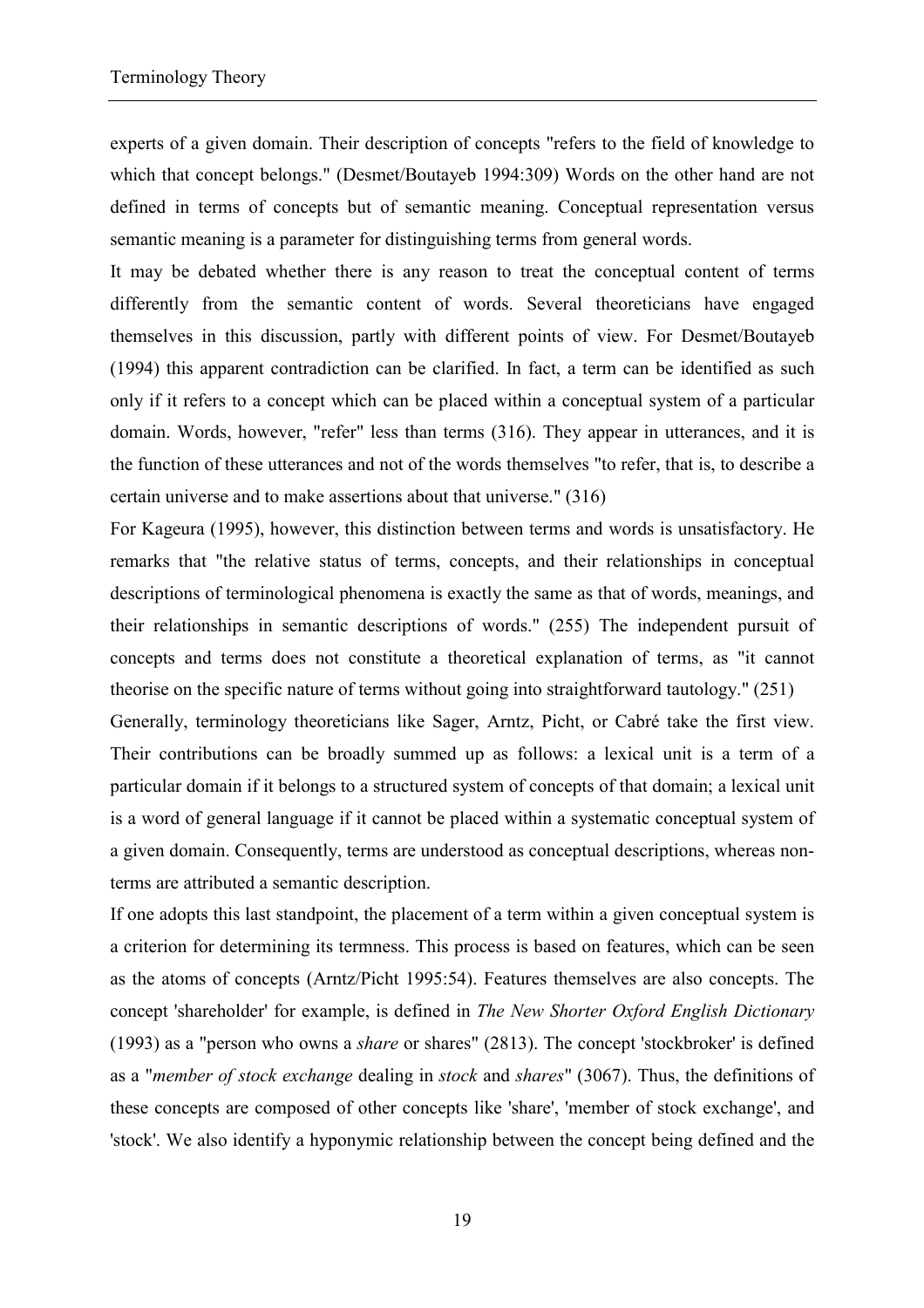experts of a given domain. Their description of concepts "refers to the field of knowledge to which that concept belongs." (Desmet/Boutayeb 1994:309) Words on the other hand are not defined in terms of concepts but of semantic meaning. Conceptual representation versus semantic meaning is a parameter for distinguishing terms from general words.

It may be debated whether there is any reason to treat the conceptual content of terms differently from the semantic content of words. Several theoreticians have engaged themselves in this discussion, partly with different points of view. For Desmet/Boutayeb (1994) this apparent contradiction can be clarified. In fact, a term can be identified as such only if it refers to a concept which can be placed within a conceptual system of a particular domain. Words, however, "refer" less than terms (316). They appear in utterances, and it is the function of these utterances and not of the words themselves "to refer, that is, to describe a certain universe and to make assertions about that universe." (316)

For Kageura (1995), however, this distinction between terms and words is unsatisfactory. He remarks that "the relative status of terms, concepts, and their relationships in conceptual descriptions of terminological phenomena is exactly the same as that of words, meanings, and their relationships in semantic descriptions of words." (255) The independent pursuit of concepts and terms does not constitute a theoretical explanation of terms, as "it cannot theorise on the specific nature of terms without going into straightforward tautology." (251)

Generally, terminology theoreticians like Sager, Arntz, Picht, or Cabré take the first view. Their contributions can be broadly summed up as follows: a lexical unit is a term of a particular domain if it belongs to a structured system of concepts of that domain; a lexical unit is a word of general language if it cannot be placed within a systematic conceptual system of a given domain. Consequently, terms are understood as conceptual descriptions, whereas non-terms are attributed a semantic description.

If one adopts this last standpoint, the placement of a term within a given conceptual system is a criterion for determining its termness. This process is based on features, which can be seen as the atoms of concepts (Arntz/Picht 1995:54). Features themselves are also concepts. The concept 'shareholder' for example, is defined in *The New Shorter Oxford English Dictionary* (1993) as a "person who owns a *share* or shares" (2813). The concept 'stockbroker' is defined as a "*member of stock exchange* dealing in *stock* and *shares*" (3067). Thus, the definitions of these concepts are composed of other concepts like 'share', 'member of stock exchange', and 'stock'. We also identify a hyponymic relationship between the concept being defined and the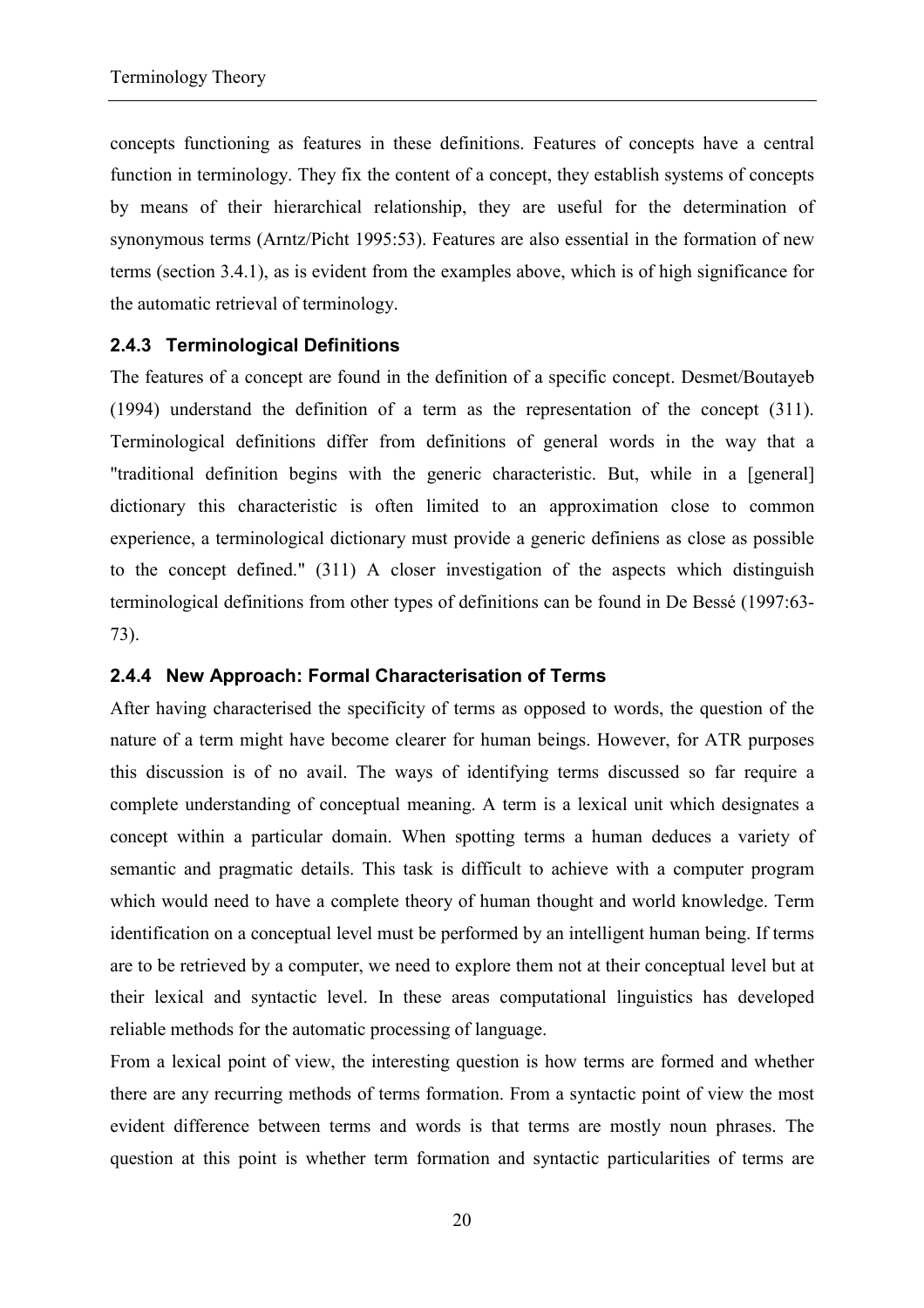concepts functioning as features in these definitions. Features of concepts have a central function in terminology. They fix the content of a concept, they establish systems of concepts by means of their hierarchical relationship, they are useful for the determination of synonymous terms (Arntz/Picht 1995:53). Features are also essential in the formation of new terms (section 3.4.1), as is evident from the examples above, which is of high significance for the automatic retrieval of terminology.

### 2.4.3 Terminological Definitions

The features of a concept are found in the definition of a specific concept. Desmet/Boutayeb (1994) understand the definition of a term as the representation of the concept (311). Terminological definitions differ from definitions of general words in the way that a "traditional definition begins with the generic characteristic. But, while in a [general] dictionary this characteristic is often limited to an approximation close to common experience, a terminological dictionary must provide a generic definiens as close as possible to the concept defined." (311) A closer investigation of the aspects which distinguish terminological definitions from other types of definitions can be found in De Bessé (1997:63-73).

### 2.4.4 New Approach: Formal Characterisation of Terms

After having characterised the specificity of terms as opposed to words, the question of the nature of a term might have become clearer for human beings. However, for ATR purposes this discussion is of no avail. The ways of identifying terms discussed so far require a complete understanding of conceptual meaning. A term is a lexical unit which designates a concept within a particular domain. When spotting terms a human deduces a variety of semantic and pragmatic details. This task is difficult to achieve with a computer program which would need to have a complete theory of human thought and world knowledge. Term identification on a conceptual level must be performed by an intelligent human being. If terms are to be retrieved by a computer, we need to explore them not at their conceptual level but at their lexical and syntactic level. In these areas computational linguistics has developed reliable methods for the automatic processing of language.

From a lexical point of view, the interesting question is how terms are formed and whether there are any recurring methods of terms formation. From a syntactic point of view the most evident difference between terms and words is that terms are mostly noun phrases. The question at this point is whether term formation and syntactic particularities of terms are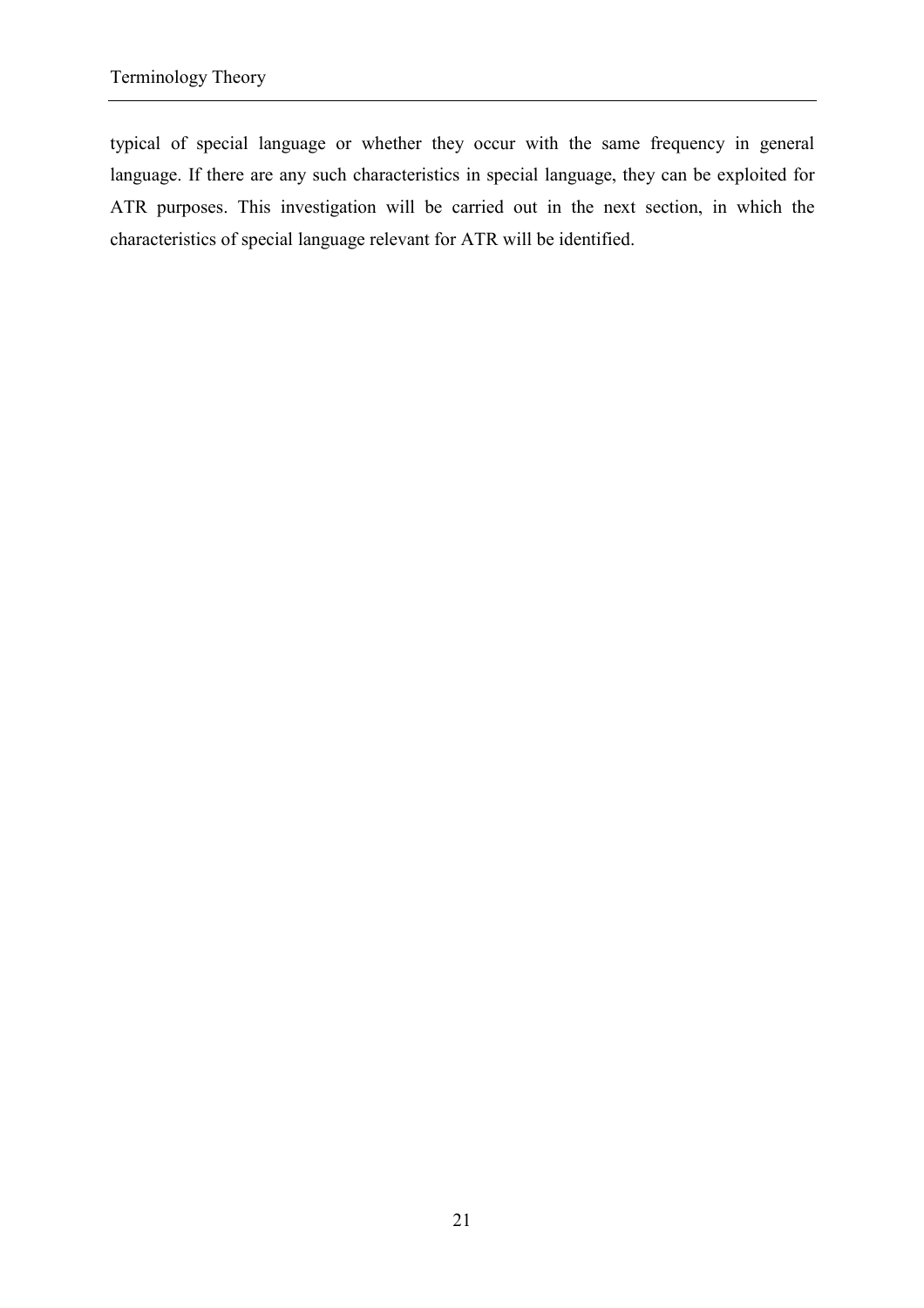typical of special language or whether they occur with the same frequency in general language. If there are any such characteristics in special language, they can be exploited for ATR purposes. This investigation will be carried out in the next section, in which the characteristics of special language relevant for ATR will be identified.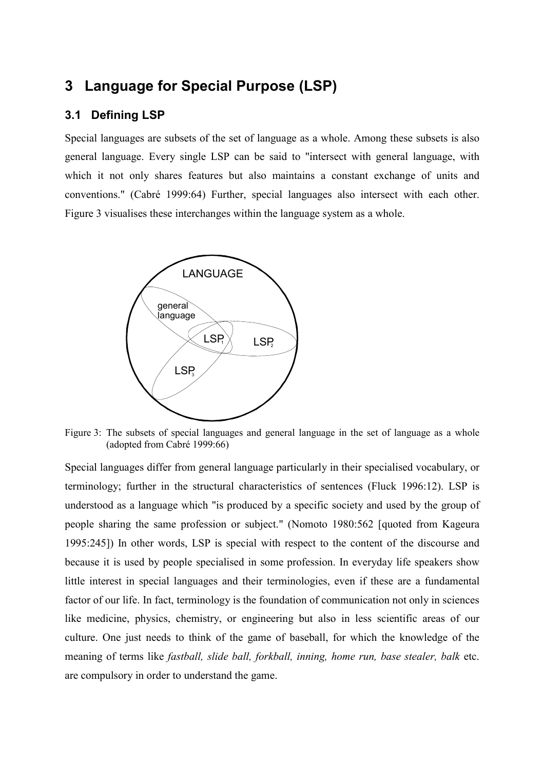# 3 Language for Special Purpose (LSP)

## 3.1 Defining LSP

Special languages are subsets of the set of language as a whole. Among these subsets is also general language. Every single LSP can be said to "intersect with general language, with which it not only shares features but also maintains a constant exchange of units and conventions." (Cabré 1999:64) Further, special languages also intersect with each other. Figure 3 visualises these interchanges within the language system as a whole.

Figure 3: The subsets of special languages and general language in the set of language as a whole (adopted from Cabré 1999:66)

Special languages differ from general language particularly in their specialised vocabulary, or terminology; further in the structural characteristics of sentences (Fluck 1996:12). LSP is understood as a language which "is produced by a specific society and used by the group of people sharing the same profession or subject." (Nomoto 1980:562 [quoted from Kageura 1995:245]) In other words, LSP is special with respect to the content of the discourse and because it is used by people specialised in some profession. In everyday life speakers show little interest in special languages and their terminologies, even if these are a fundamental factor of our life. In fact, terminology is the foundation of communication not only in sciences like medicine, physics, chemistry, or engineering but also in less scientific areas of our culture. One just needs to think of the game of baseball, for which the knowledge of the meaning of terms like *fastball, slide ball, forkball, inning, home run, base stealer, balk* etc. are compulsory in order to understand the game.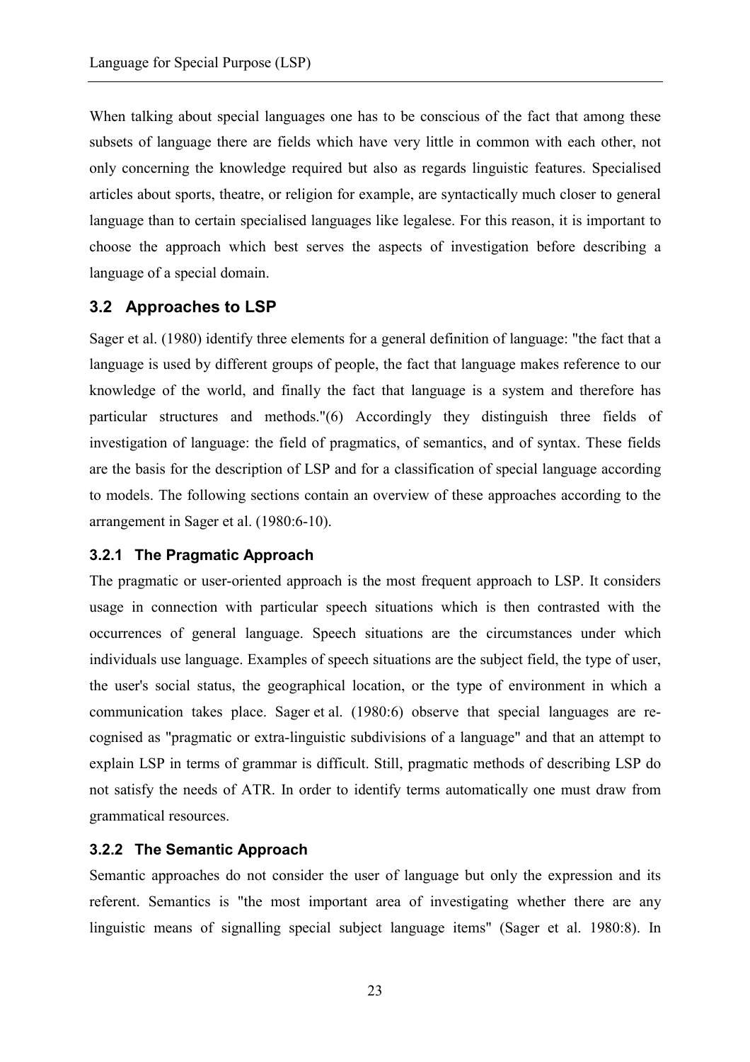When talking about special languages one has to be conscious of the fact that among these subsets of language there are fields which have very little in common with each other, not only concerning the knowledge required but also as regards linguistic features. Specialised articles about sports, theatre, or religion for example, are syntactically much closer to general language than to certain specialised languages like legalese. For this reason, it is important to choose the approach which best serves the aspects of investigation before describing a language of a special domain.

## 3.2 Approaches to LSP

Sager et al. (1980) identify three elements for a general definition of language: "the fact that a language is used by different groups of people, the fact that language makes reference to our knowledge of the world, and finally the fact that language is a system and therefore has particular structures and methods."(6) Accordingly they distinguish three fields of investigation of language: the field of pragmatics, of semantics, and of syntax. These fields are the basis for the description of LSP and for a classification of special language according to models. The following sections contain an overview of these approaches according to the arrangement in Sager et al. (1980:6-10).

### 3.2.1 The Pragmatic Approach

The pragmatic or user-oriented approach is the most frequent approach to LSP. It considers usage in connection with particular speech situations which is then contrasted with the occurrences of general language. Speech situations are the circumstances under which individuals use language. Examples of speech situations are the subject field, the type of user, the user's social status, the geographical location, or the type of environment in which a communication takes place. Sager et al. (1980:6) observe that special languages are recognised as "pragmatic or extra-linguistic subdivisions of a language" and that an attempt to explain LSP in terms of grammar is difficult. Still, pragmatic methods of describing LSP do not satisfy the needs of ATR. In order to identify terms automatically one must draw from grammatical resources.

### 3.2.2 The Semantic Approach

Semantic approaches do not consider the user of language but only the expression and its referent. Semantics is "the most important area of investigating whether there are any linguistic means of signalling special subject language items" (Sager et al. 1980:8). In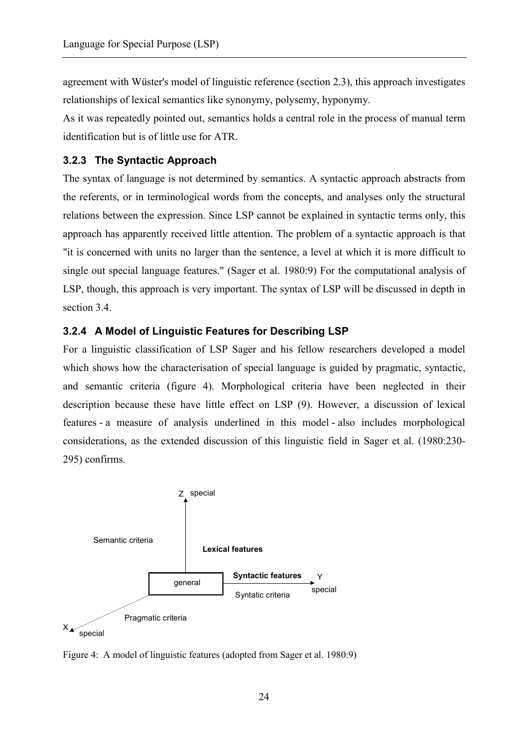agreement with Wüster's model of linguistic reference (section 2.3), this approach investigates relationships of lexical semantics like synonymy, polysemy, hyponymy.

As it was repeatedly pointed out, semantics holds a central role in the process of manual term identification but is of little use for ATR.

### 3.2.3 The Syntactic Approach

The syntax of language is not determined by semantics. A syntactic approach abstracts from the referents, or in terminological words from the concepts, and analyses only the structural relations between the expression. Since LSP cannot be explained in syntactic terms only, this approach has apparently received little attention. The problem of a syntactic approach is that "it is concerned with units no larger than the sentence, a level at which it is more difficult to single out special language features." (Sager et al. 1980:9) For the computational analysis of LSP, though, this approach is very important. The syntax of LSP will be discussed in depth in section 3.4.

### 3.2.4 A Model of Linguistic Features for Describing LSP

For a linguistic classification of LSP Sager and his fellow researchers developed a model which shows how the characterisation of special language is guided by pragmatic, syntactic, and semantic criteria (figure 4). Morphological criteria have been neglected in their description because these have little effect on LSP (9). However, a discussion of lexical features - a measure of analysis underlined in this model - also includes morphological considerations, as the extended discussion of this linguistic field in Sager et al. (1980:230-295) confirms.

Z special

Semantic criteria

**Lexical features**

general

**Syntactic features** Y special

Syntatic criteria

Pragmatic criteria

X special

Figure 4: A model of linguistic features (adopted from Sager et al. 1980:9)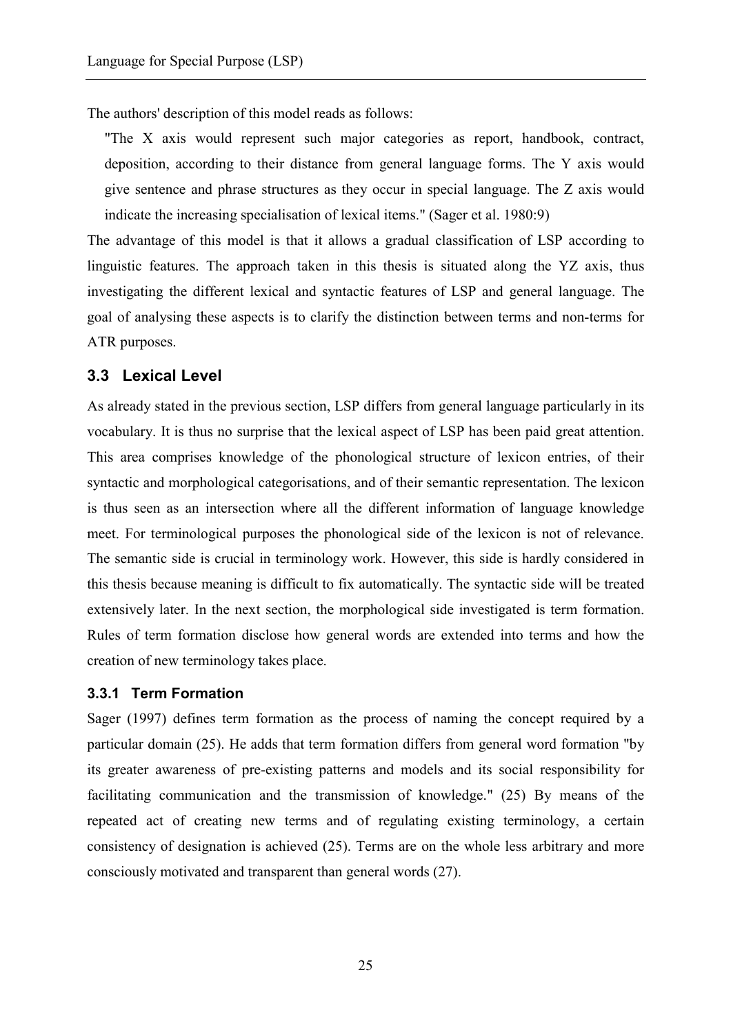The authors' description of this model reads as follows:

> "The X axis would represent such major categories as report, handbook, contract, deposition, according to their distance from general language forms. The Y axis would give sentence and phrase structures as they occur in special language. The Z axis would indicate the increasing specialisation of lexical items." (Sager et al. 1980:9)

The advantage of this model is that it allows a gradual classification of LSP according to linguistic features. The approach taken in this thesis is situated along the YZ axis, thus investigating the different lexical and syntactic features of LSP and general language. The goal of analysing these aspects is to clarify the distinction between terms and non-terms for ATR purposes.

## 3.3 Lexical Level

As already stated in the previous section, LSP differs from general language particularly in its vocabulary. It is thus no surprise that the lexical aspect of LSP has been paid great attention. This area comprises knowledge of the phonological structure of lexicon entries, of their syntactic and morphological categorisations, and of their semantic representation. The lexicon is thus seen as an intersection where all the different information of language knowledge meet. For terminological purposes the phonological side of the lexicon is not of relevance. The semantic side is crucial in terminology work. However, this side is hardly considered in this thesis because meaning is difficult to fix automatically. The syntactic side will be treated extensively later. In the next section, the morphological side investigated is term formation. Rules of term formation disclose how general words are extended into terms and how the creation of new terminology takes place.

### 3.3.1 Term Formation

Sager (1997) defines term formation as the process of naming the concept required by a particular domain (25). He adds that term formation differs from general word formation "by its greater awareness of pre-existing patterns and models and its social responsibility for facilitating communication and the transmission of knowledge." (25) By means of the repeated act of creating new terms and of regulating existing terminology, a certain consistency of designation is achieved (25). Terms are on the whole less arbitrary and more consciously motivated and transparent than general words (27).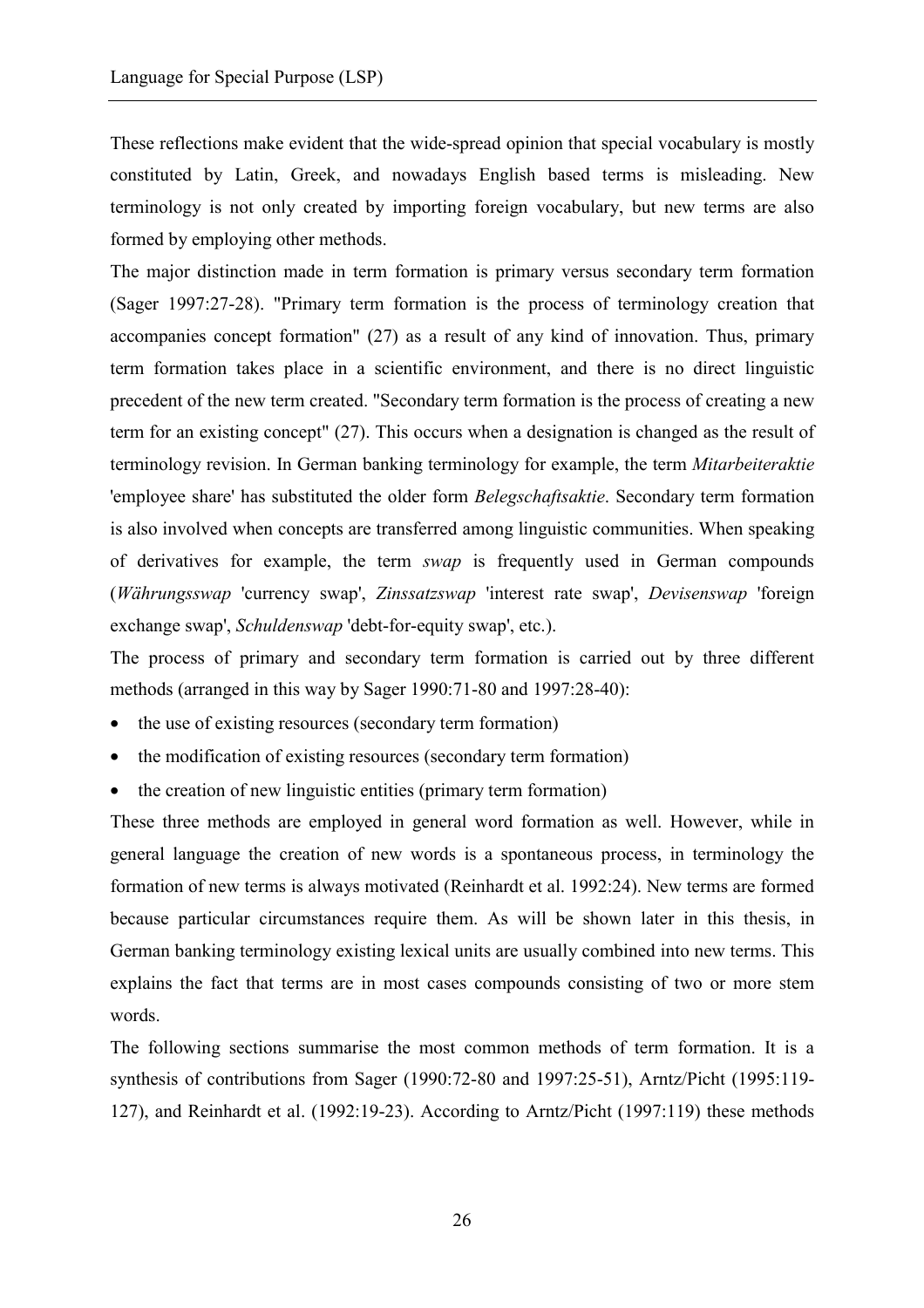These reflections make evident that the wide-spread opinion that special vocabulary is mostly constituted by Latin, Greek, and nowadays English based terms is misleading. New terminology is not only created by importing foreign vocabulary, but new terms are also formed by employing other methods.

The major distinction made in term formation is primary versus secondary term formation (Sager 1997:27-28). "Primary term formation is the process of terminology creation that accompanies concept formation" (27) as a result of any kind of innovation. Thus, primary term formation takes place in a scientific environment, and there is no direct linguistic precedent of the new term created. "Secondary term formation is the process of creating a new term for an existing concept" (27). This occurs when a designation is changed as the result of terminology revision. In German banking terminology for example, the term *Mitarbeiteraktie* 'employee share' has substituted the older form *Belegschaftsaktie*. Secondary term formation is also involved when concepts are transferred among linguistic communities. When speaking of derivatives for example, the term *swap* is frequently used in German compounds (*Währungsswap* 'currency swap', *Zinssatzswap* 'interest rate swap', *Devisenswap* 'foreign exchange swap', *Schuldenswap* 'debt-for-equity swap', etc.).

The process of primary and secondary term formation is carried out by three different methods (arranged in this way by Sager 1990:71-80 and 1997:28-40):

- the use of existing resources (secondary term formation)
- the modification of existing resources (secondary term formation)
- the creation of new linguistic entities (primary term formation)

These three methods are employed in general word formation as well. However, while in general language the creation of new words is a spontaneous process, in terminology the formation of new terms is always motivated (Reinhardt et al. 1992:24). New terms are formed because particular circumstances require them. As will be shown later in this thesis, in German banking terminology existing lexical units are usually combined into new terms. This explains the fact that terms are in most cases compounds consisting of two or more stem words.

The following sections summarise the most common methods of term formation. It is a synthesis of contributions from Sager (1990:72-80 and 1997:25-51), Arntz/Picht (1995:119-127), and Reinhardt et al. (1992:19-23). According to Arntz/Picht (1997:119) these methods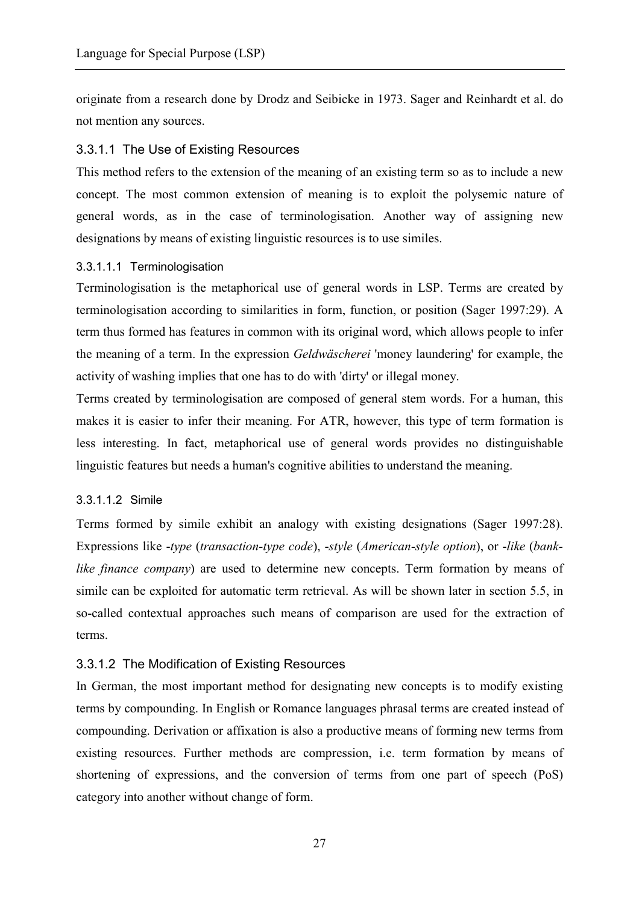originate from a research done by Drodz and Seibicke in 1973. Sager and Reinhardt et al. do not mention any sources.

#### 3.3.1.1 The Use of Existing Resources

This method refers to the extension of the meaning of an existing term so as to include a new concept. The most common extension of meaning is to exploit the polysemic nature of general words, as in the case of terminologisation. Another way of assigning new designations by means of existing linguistic resources is to use similes.

##### 3.3.1.1.1 Terminologisation

Terminologisation is the metaphorical use of general words in LSP. Terms are created by terminologisation according to similarities in form, function, or position (Sager 1997:29). A term thus formed has features in common with its original word, which allows people to infer the meaning of a term. In the expression *Geldwäscherei* 'money laundering' for example, the activity of washing implies that one has to do with 'dirty' or illegal money.

Terms created by terminologisation are composed of general stem words. For a human, this makes it is easier to infer their meaning. For ATR, however, this type of term formation is less interesting. In fact, metaphorical use of general words provides no distinguishable linguistic features but needs a human's cognitive abilities to understand the meaning.

##### 3.3.1.1.2 Simile

Terms formed by simile exhibit an analogy with existing designations (Sager 1997:28). Expressions like *-type* (*transaction-type code*), *-style* (*American-style option*), or *-like* (*bank-like finance company*) are used to determine new concepts. Term formation by means of simile can be exploited for automatic term retrieval. As will be shown later in section 5.5, in so-called contextual approaches such means of comparison are used for the extraction of terms.

#### 3.3.1.2 The Modification of Existing Resources

In German, the most important method for designating new concepts is to modify existing terms by compounding. In English or Romance languages phrasal terms are created instead of compounding. Derivation or affixation is also a productive means of forming new terms from existing resources. Further methods are compression, i.e. term formation by means of shortening of expressions, and the conversion of terms from one part of speech (PoS) category into another without change of form.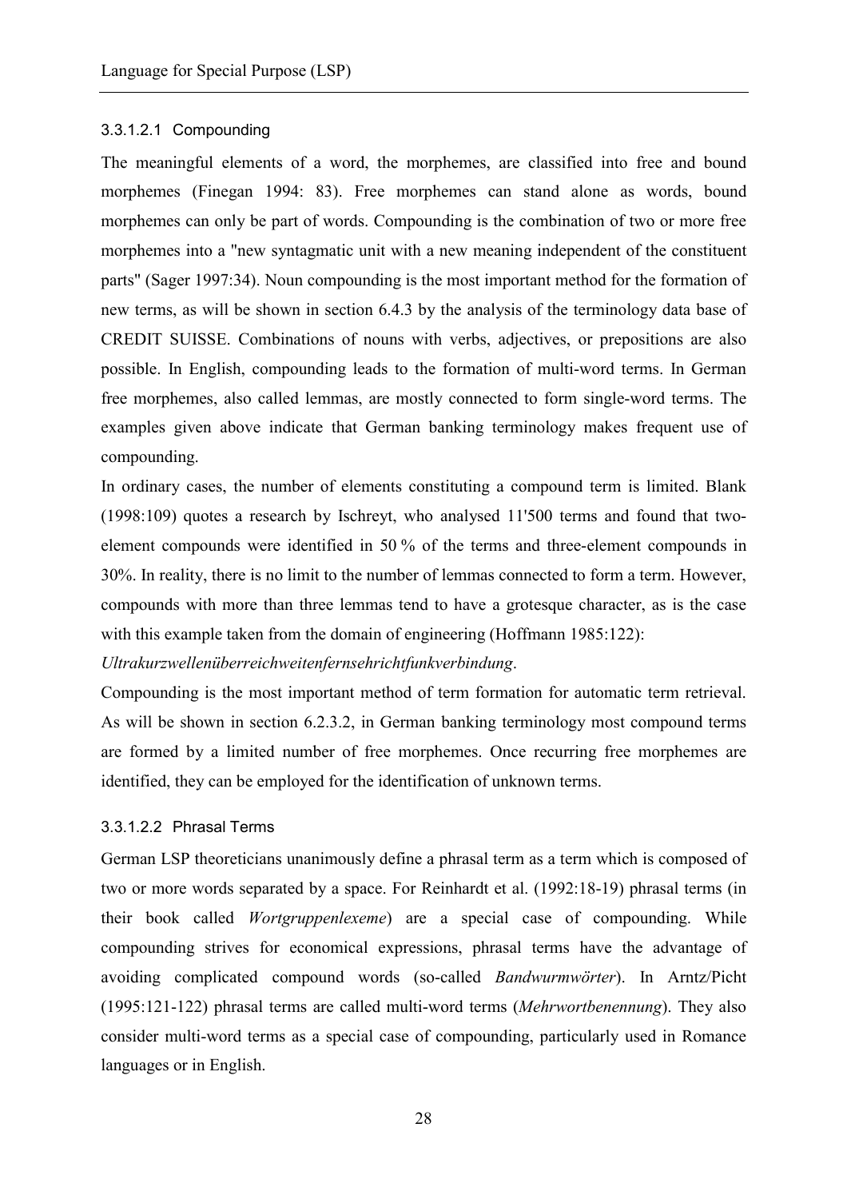#### 3.3.1.2.1 Compounding

The meaningful elements of a word, the morphemes, are classified into free and bound morphemes (Finegan 1994: 83). Free morphemes can stand alone as words, bound morphemes can only be part of words. Compounding is the combination of two or more free morphemes into a "new syntagmatic unit with a new meaning independent of the constituent parts" (Sager 1997:34). Noun compounding is the most important method for the formation of new terms, as will be shown in section 6.4.3 by the analysis of the terminology data base of CREDIT SUISSE. Combinations of nouns with verbs, adjectives, or prepositions are also possible. In English, compounding leads to the formation of multi-word terms. In German free morphemes, also called lemmas, are mostly connected to form single-word terms. The examples given above indicate that German banking terminology makes frequent use of compounding.

In ordinary cases, the number of elements constituting a compound term is limited. Blank (1998:109) quotes a research by Ischreyt, who analysed 11'500 terms and found that two-element compounds were identified in 50 % of the terms and three-element compounds in 30%. In reality, there is no limit to the number of lemmas connected to form a term. However, compounds with more than three lemmas tend to have a grotesque character, as is the case with this example taken from the domain of engineering (Hoffmann 1985:122): *Ultrakurzwellenüberreichweitenfernsehrichtfunkverbindung*.

Compounding is the most important method of term formation for automatic term retrieval. As will be shown in section 6.2.3.2, in German banking terminology most compound terms are formed by a limited number of free morphemes. Once recurring free morphemes are identified, they can be employed for the identification of unknown terms.

#### 3.3.1.2.2 Phrasal Terms

German LSP theoreticians unanimously define a phrasal term as a term which is composed of two or more words separated by a space. For Reinhardt et al. (1992:18-19) phrasal terms (in their book called *Wortgruppenlexeme*) are a special case of compounding. While compounding strives for economical expressions, phrasal terms have the advantage of avoiding complicated compound words (so-called *Bandwurmwörter*). In Arntz/Picht (1995:121-122) phrasal terms are called multi-word terms (*Mehrwortbenennung*). They also consider multi-word terms as a special case of compounding, particularly used in Romance languages or in English.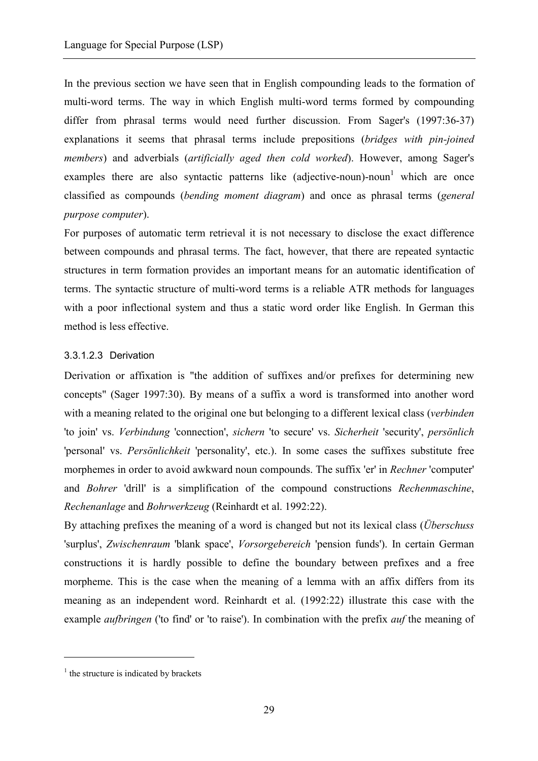In the previous section we have seen that in English compounding leads to the formation of multi-word terms. The way in which English multi-word terms formed by compounding differ from phrasal terms would need further discussion. From Sager's (1997:36-37) explanations it seems that phrasal terms include prepositions (*bridges with pin-joined members*) and adverbials (*artificially aged then cold worked*). However, among Sager's examples there are also syntactic patterns like (adjective-noun)-noun[1] which are once classified as compounds (*bending moment diagram*) and once as phrasal terms (*general purpose computer*).

For purposes of automatic term retrieval it is not necessary to disclose the exact difference between compounds and phrasal terms. The fact, however, that there are repeated syntactic structures in term formation provides an important means for an automatic identification of terms. The syntactic structure of multi-word terms is a reliable ATR methods for languages with a poor inflectional system and thus a static word order like English. In German this method is less effective.

#### 3.3.1.2.3 Derivation

Derivation or affixation is "the addition of suffixes and/or prefixes for determining new concepts" (Sager 1997:30). By means of a suffix a word is transformed into another word with a meaning related to the original one but belonging to a different lexical class (*verbinden* 'to join' vs. *Verbindung* 'connection', *sichern* 'to secure' vs. *Sicherheit* 'security', *persönlich* 'personal' vs. *Persönlichkeit* 'personality', etc.). In some cases the suffixes substitute free morphemes in order to avoid awkward noun compounds. The suffix 'er' in *Rechner* 'computer' and *Bohrer* 'drill' is a simplification of the compound constructions *Rechenmaschine*, *Rechenanlage* and *Bohrwerkzeug* (Reinhardt et al. 1992:22).

By attaching prefixes the meaning of a word is changed but not its lexical class (*Überschuss* 'surplus', *Zwischenraum* 'blank space', *Vorsorgebereich* 'pension funds'). In certain German constructions it is hardly possible to define the boundary between prefixes and a free morpheme. This is the case when the meaning of a lemma with an affix differs from its meaning as an independent word. Reinhardt et al. (1992:22) illustrate this case with the example *aufbringen* ('to find' or 'to raise'). In combination with the prefix *auf* the meaning of

---

[1] the structure is indicated by brackets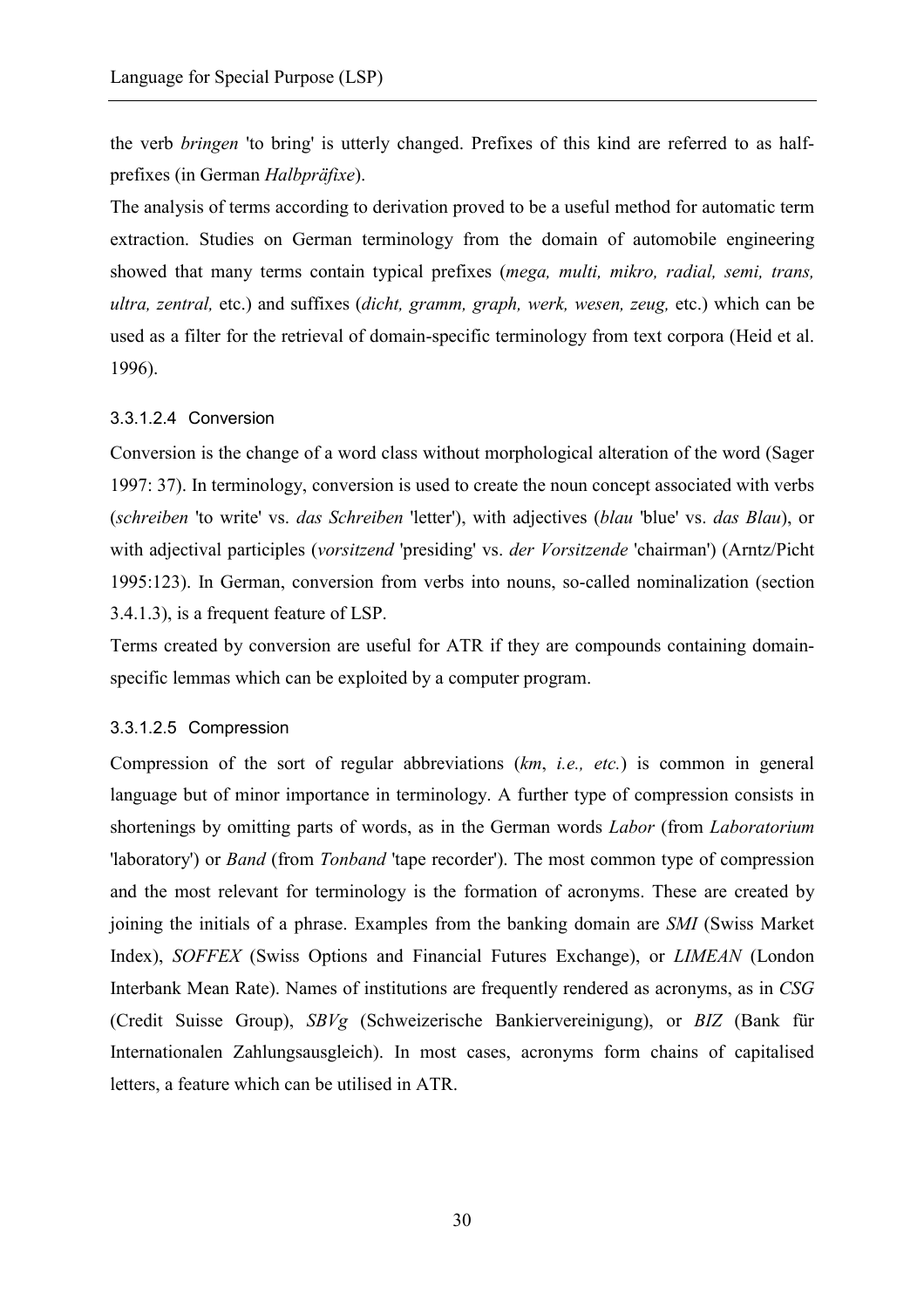the verb *bringen* 'to bring' is utterly changed. Prefixes of this kind are referred to as half-prefixes (in German *Halbpräfixe*).

The analysis of terms according to derivation proved to be a useful method for automatic term extraction. Studies on German terminology from the domain of automobile engineering showed that many terms contain typical prefixes (*mega, multi, mikro, radial, semi, trans, ultra, zentral,* etc.) and suffixes (*dicht, gramm, graph, werk, wesen, zeug,* etc.) which can be used as a filter for the retrieval of domain-specific terminology from text corpora (Heid et al. 1996).

##### 3.3.1.2.4 Conversion

Conversion is the change of a word class without morphological alteration of the word (Sager 1997: 37). In terminology, conversion is used to create the noun concept associated with verbs (*schreiben* 'to write' vs. *das Schreiben* 'letter'), with adjectives (*blau* 'blue' vs. *das Blau*), or with adjectival participles (*vorsitzend* 'presiding' vs. *der Vorsitzende* 'chairman') (Arntz/Picht 1995:123). In German, conversion from verbs into nouns, so-called nominalization (section 3.4.1.3), is a frequent feature of LSP.

Terms created by conversion are useful for ATR if they are compounds containing domain-specific lemmas which can be exploited by a computer program.

##### 3.3.1.2.5 Compression

Compression of the sort of regular abbreviations (*km*, *i.e., etc.*) is common in general language but of minor importance in terminology. A further type of compression consists in shortenings by omitting parts of words, as in the German words *Labor* (from *Laboratorium* 'laboratory') or *Band* (from *Tonband* 'tape recorder'). The most common type of compression and the most relevant for terminology is the formation of acronyms. These are created by joining the initials of a phrase. Examples from the banking domain are *SMI* (Swiss Market Index), *SOFFEX* (Swiss Options and Financial Futures Exchange), or *LIMEAN* (London Interbank Mean Rate). Names of institutions are frequently rendered as acronyms, as in *CSG* (Credit Suisse Group), *SBVg* (Schweizerische Bankiervereinigung), or *BIZ* (Bank für Internationalen Zahlungsausgleich). In most cases, acronyms form chains of capitalised letters, a feature which can be utilised in ATR.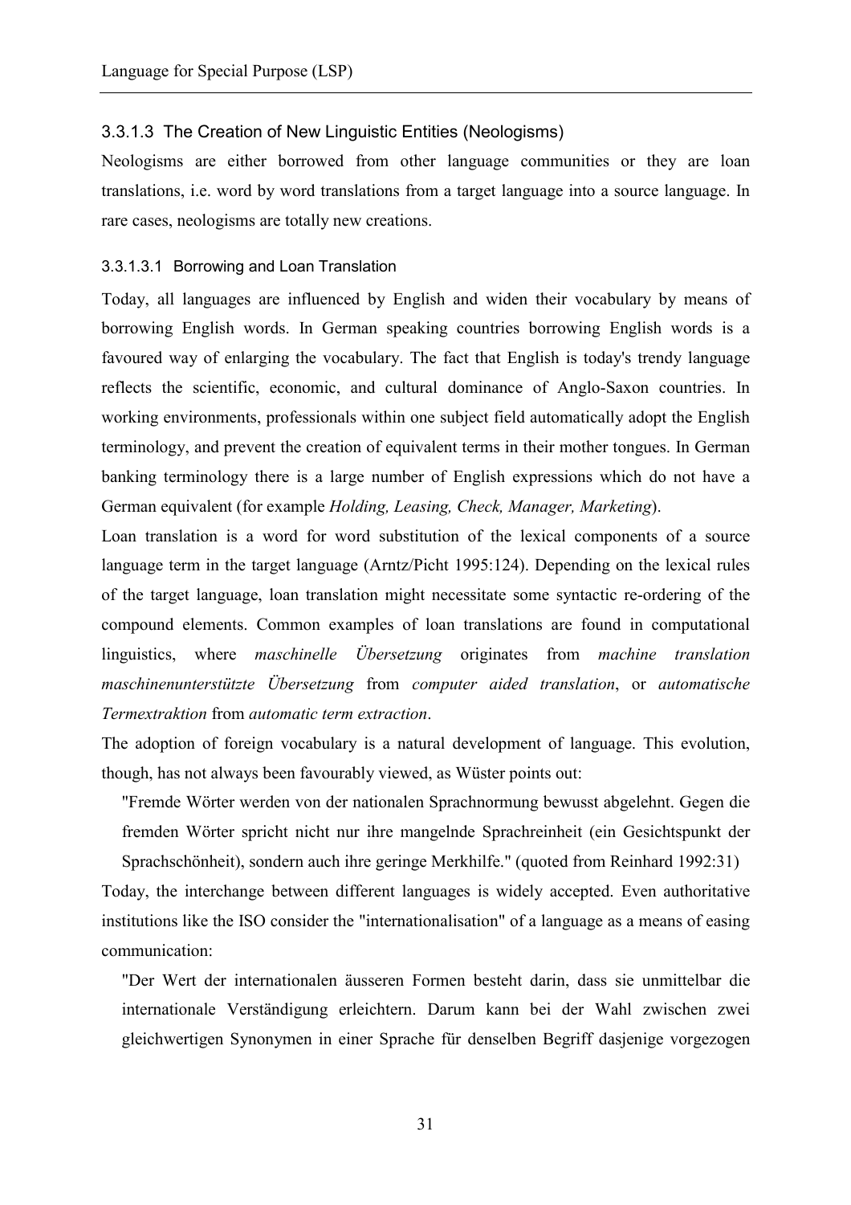#### 3.3.1.3 The Creation of New Linguistic Entities (Neologisms)

Neologisms are either borrowed from other language communities or they are loan translations, i.e. word by word translations from a target language into a source language. In rare cases, neologisms are totally new creations.

##### 3.3.1.3.1 Borrowing and Loan Translation

Today, all languages are influenced by English and widen their vocabulary by means of borrowing English words. In German speaking countries borrowing English words is a favoured way of enlarging the vocabulary. The fact that English is today's trendy language reflects the scientific, economic, and cultural dominance of Anglo-Saxon countries. In working environments, professionals within one subject field automatically adopt the English terminology, and prevent the creation of equivalent terms in their mother tongues. In German banking terminology there is a large number of English expressions which do not have a German equivalent (for example *Holding, Leasing, Check, Manager, Marketing*).

Loan translation is a word for word substitution of the lexical components of a source language term in the target language (Arntz/Picht 1995:124). Depending on the lexical rules of the target language, loan translation might necessitate some syntactic re-ordering of the compound elements. Common examples of loan translations are found in computational linguistics, where *maschinelle Übersetzung* originates from *machine translation* *maschinenunterstützte Übersetzung* from *computer aided translation*, or *automatische Termextraktion* from *automatic term extraction*.

The adoption of foreign vocabulary is a natural development of language. This evolution, though, has not always been favourably viewed, as Wüster points out:

> "Fremde Wörter werden von der nationalen Sprachnormung bewusst abgelehnt. Gegen die fremden Wörter spricht nicht nur ihre mangelnde Sprachreinheit (ein Gesichtspunkt der Sprachschönheit), sondern auch ihre geringe Merkhilfe." (quoted from Reinhard 1992:31)

Today, the interchange between different languages is widely accepted. Even authoritative institutions like the ISO consider the "internationalisation" of a language as a means of easing communication:

> "Der Wert der internationalen äusseren Formen besteht darin, dass sie unmittelbar die internationale Verständigung erleichtern. Darum kann bei der Wahl zwischen zwei gleichwertigen Synonymen in einer Sprache für denselben Begriff dasjenige vorgezogen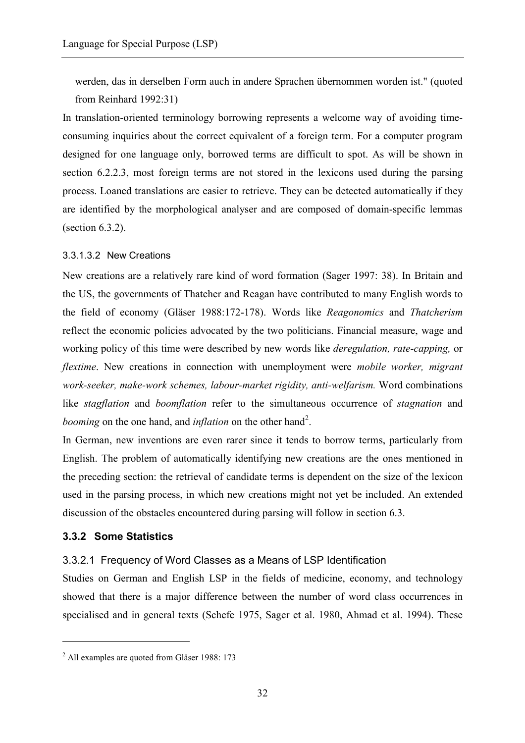werden, das in derselben Form auch in andere Sprachen übernommen worden ist." (quoted from Reinhard 1992:31)

In translation-oriented terminology borrowing represents a welcome way of avoiding time-consuming inquiries about the correct equivalent of a foreign term. For a computer program designed for one language only, borrowed terms are difficult to spot. As will be shown in section 6.2.2.3, most foreign terms are not stored in the lexicons used during the parsing process. Loaned translations are easier to retrieve. They can be detected automatically if they are identified by the morphological analyser and are composed of domain-specific lemmas (section 6.3.2).

#### 3.3.1.3.2 New Creations

New creations are a relatively rare kind of word formation (Sager 1997: 38). In Britain and the US, the governments of Thatcher and Reagan have contributed to many English words to the field of economy (Gläser 1988:172-178). Words like *Reagonomics* and *Thatcherism* reflect the economic policies advocated by the two politicians. Financial measure, wage and working policy of this time were described by new words like *deregulation, rate-capping,* or *flextime*. New creations in connection with unemployment were *mobile worker, migrant work-seeker, make-work schemes, labour-market rigidity, anti-welfarism.* Word combinations like *stagflation* and *boomflation* refer to the simultaneous occurrence of *stagnation* and *booming* on the one hand, and *inflation* on the other hand[2].

In German, new inventions are even rarer since it tends to borrow terms, particularly from English. The problem of automatically identifying new creations are the ones mentioned in the preceding section: the retrieval of candidate terms is dependent on the size of the lexicon used in the parsing process, in which new creations might not yet be included. An extended discussion of the obstacles encountered during parsing will follow in section 6.3.

### 3.3.2 Some Statistics

#### 3.3.2.1 Frequency of Word Classes as a Means of LSP Identification

Studies on German and English LSP in the fields of medicine, economy, and technology showed that there is a major difference between the number of word class occurrences in specialised and in general texts (Schefe 1975, Sager et al. 1980, Ahmad et al. 1994). These

---

[2] All examples are quoted from Gläser 1988: 173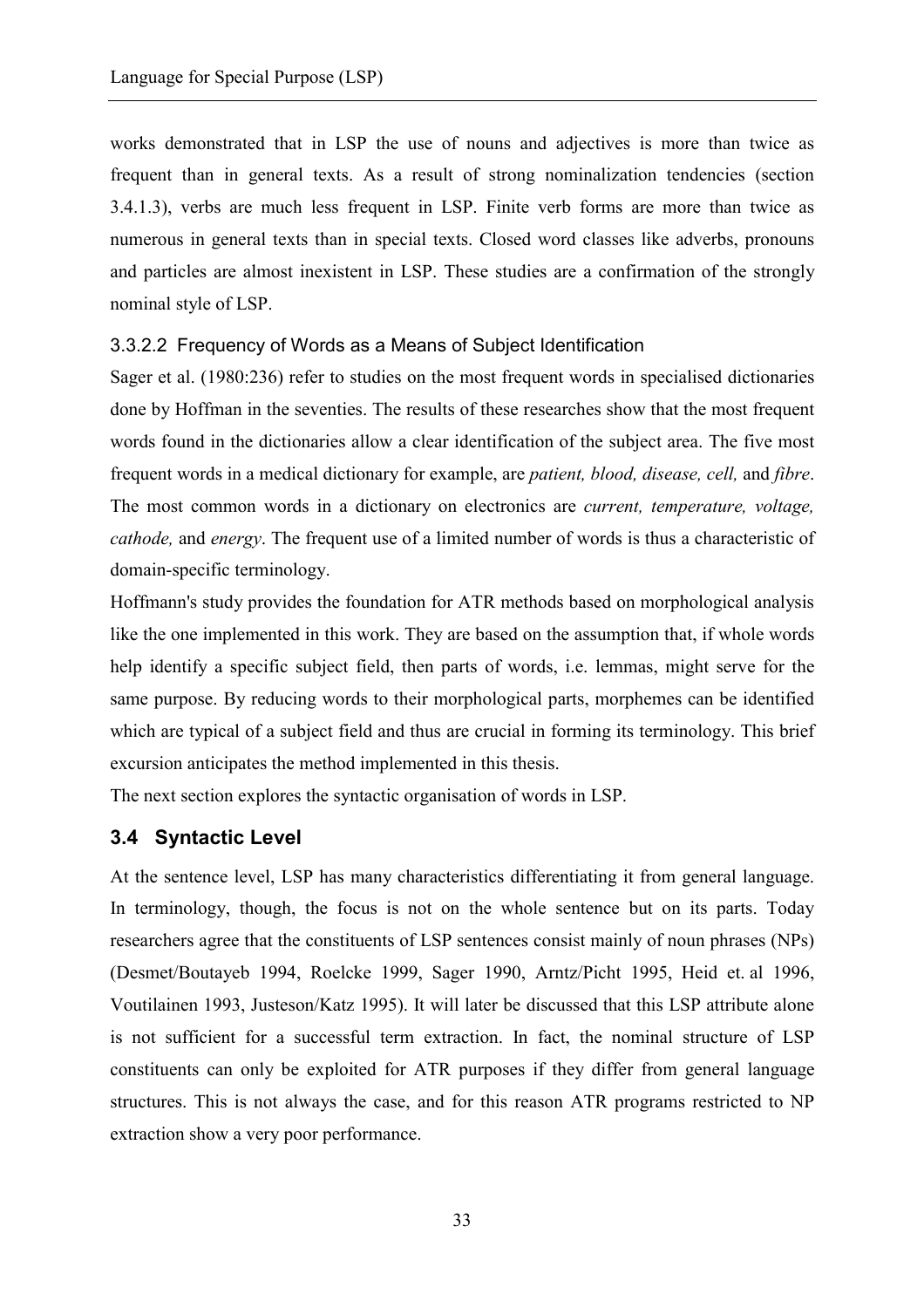works demonstrated that in LSP the use of nouns and adjectives is more than twice as frequent than in general texts. As a result of strong nominalization tendencies (section 3.4.1.3), verbs are much less frequent in LSP. Finite verb forms are more than twice as numerous in general texts than in special texts. Closed word classes like adverbs, pronouns and particles are almost inexistent in LSP. These studies are a confirmation of the strongly nominal style of LSP.

#### 3.3.2.2 Frequency of Words as a Means of Subject Identification

Sager et al. (1980:236) refer to studies on the most frequent words in specialised dictionaries done by Hoffman in the seventies. The results of these researches show that the most frequent words found in the dictionaries allow a clear identification of the subject area. The five most frequent words in a medical dictionary for example, are *patient, blood, disease, cell,* and *fibre*. The most common words in a dictionary on electronics are *current, temperature, voltage, cathode,* and *energy*. The frequent use of a limited number of words is thus a characteristic of domain-specific terminology.

Hoffmann's study provides the foundation for ATR methods based on morphological analysis like the one implemented in this work. They are based on the assumption that, if whole words help identify a specific subject field, then parts of words, i.e. lemmas, might serve for the same purpose. By reducing words to their morphological parts, morphemes can be identified which are typical of a subject field and thus are crucial in forming its terminology. This brief excursion anticipates the method implemented in this thesis.

The next section explores the syntactic organisation of words in LSP.

## 3.4 Syntactic Level

At the sentence level, LSP has many characteristics differentiating it from general language. In terminology, though, the focus is not on the whole sentence but on its parts. Today researchers agree that the constituents of LSP sentences consist mainly of noun phrases (NPs) (Desmet/Boutayeb 1994, Roelcke 1999, Sager 1990, Arntz/Picht 1995, Heid et. al 1996, Voutilainen 1993, Justeson/Katz 1995). It will later be discussed that this LSP attribute alone is not sufficient for a successful term extraction. In fact, the nominal structure of LSP constituents can only be exploited for ATR purposes if they differ from general language structures. This is not always the case, and for this reason ATR programs restricted to NP extraction show a very poor performance.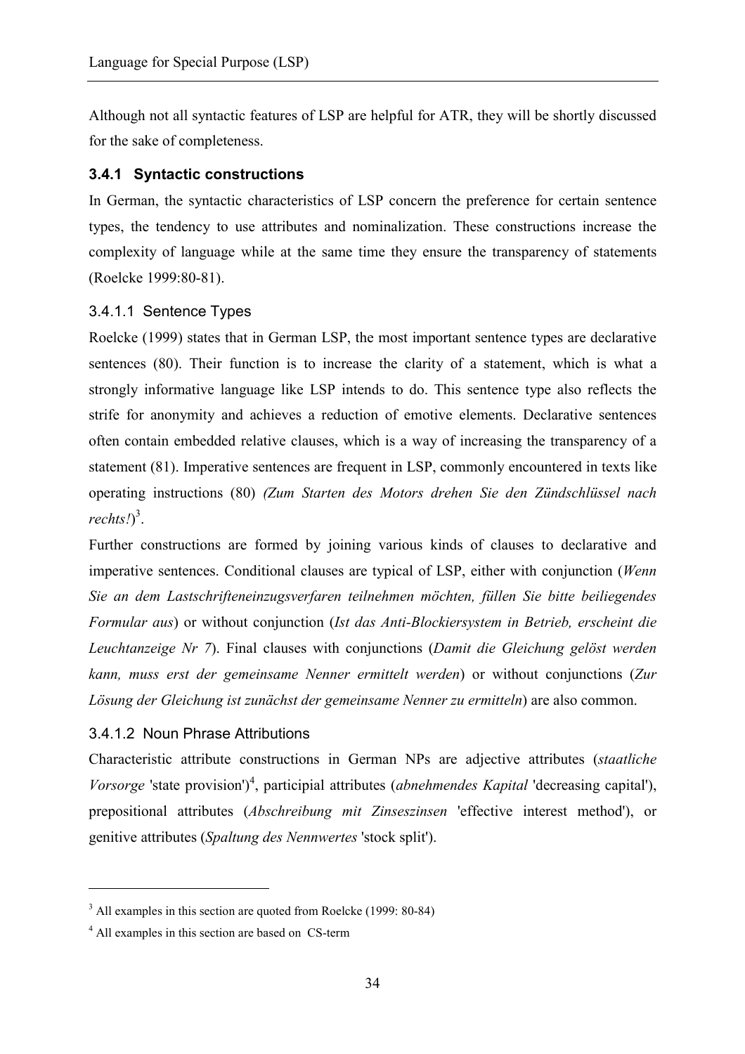Although not all syntactic features of LSP are helpful for ATR, they will be shortly discussed for the sake of completeness.

### 3.4.1 Syntactic constructions

In German, the syntactic characteristics of LSP concern the preference for certain sentence types, the tendency to use attributes and nominalization. These constructions increase the complexity of language while at the same time they ensure the transparency of statements (Roelcke 1999:80-81).

#### 3.4.1.1 Sentence Types

Roelcke (1999) states that in German LSP, the most important sentence types are declarative sentences (80). Their function is to increase the clarity of a statement, which is what a strongly informative language like LSP intends to do. This sentence type also reflects the strife for anonymity and achieves a reduction of emotive elements. Declarative sentences often contain embedded relative clauses, which is a way of increasing the transparency of a statement (81). Imperative sentences are frequent in LSP, commonly encountered in texts like operating instructions (80) *(Zum Starten des Motors drehen Sie den Zündschlüssel nach rechts!)*[3].

Further constructions are formed by joining various kinds of clauses to declarative and imperative sentences. Conditional clauses are typical of LSP, either with conjunction (*Wenn Sie an dem Lastschrifteneinzugsverfaren teilnehmen möchten, füllen Sie bitte beiliegendes Formular aus*) or without conjunction (*Ist das Anti-Blockiersystem in Betrieb, erscheint die Leuchtanzeige Nr 7*). Final clauses with conjunctions (*Damit die Gleichung gelöst werden kann, muss erst der gemeinsame Nenner ermittelt werden*) or without conjunctions (*Zur Lösung der Gleichung ist zunächst der gemeinsame Nenner zu ermitteln*) are also common.

#### 3.4.1.2 Noun Phrase Attributions

Characteristic attribute constructions in German NPs are adjective attributes (*staatliche Vorsorge* 'state provision')[4], participial attributes (*abnehmendes Kapital* 'decreasing capital'), prepositional attributes (*Abschreibung mit Zinseszinsen* 'effective interest method'), or genitive attributes (*Spaltung des Nennwertes* 'stock split').

---

[3] All examples in this section are quoted from Roelcke (1999: 80-84)

[4] All examples in this section are based on CS-term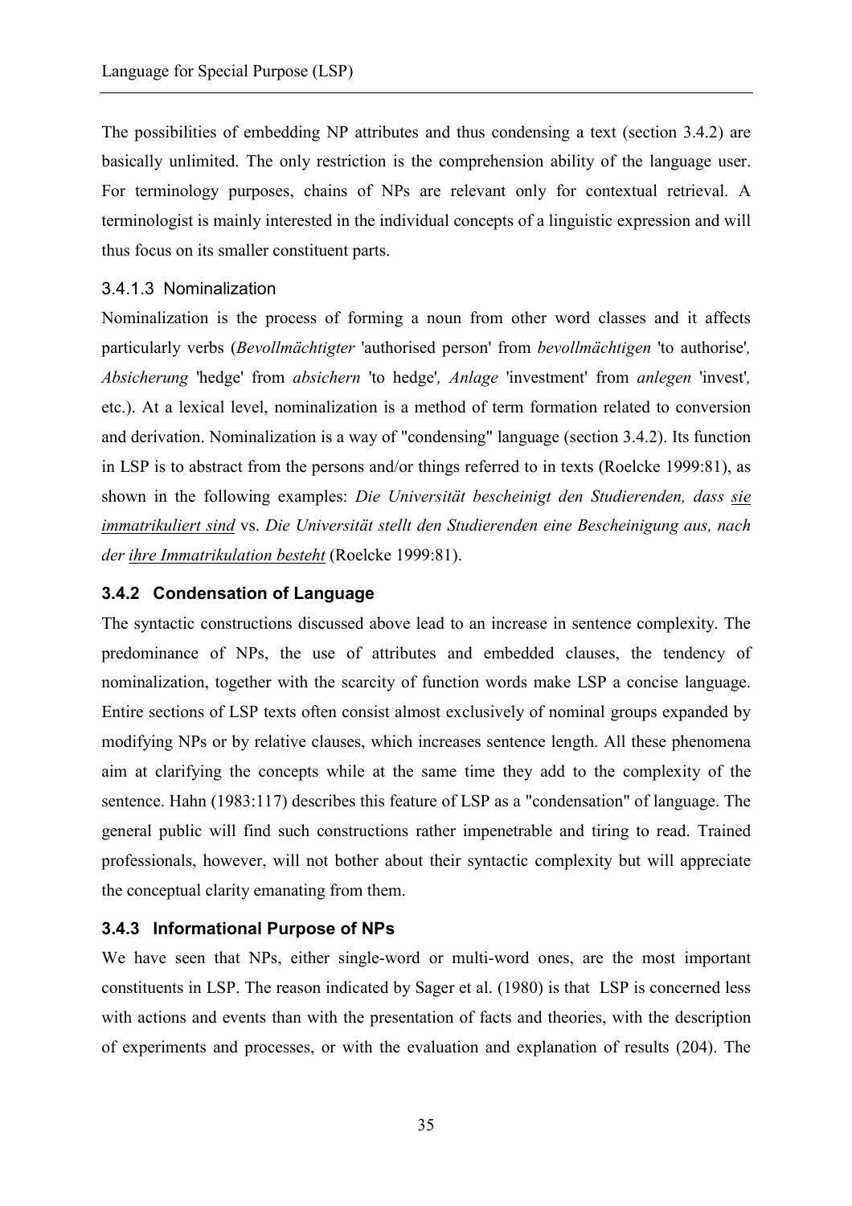The possibilities of embedding NP attributes and thus condensing a text (section 3.4.2) are basically unlimited. The only restriction is the comprehension ability of the language user. For terminology purposes, chains of NPs are relevant only for contextual retrieval. A terminologist is mainly interested in the individual concepts of a linguistic expression and will thus focus on its smaller constituent parts.

#### 3.4.1.3 Nominalization

Nominalization is the process of forming a noun from other word classes and it affects particularly verbs (*Bevollmächtigter* 'authorised person' from *bevollmächtigen* 'to authorise'*, Absicherung* 'hedge' from *absichern* 'to hedge'*, Anlage* 'investment' from *anlegen* 'invest'*,* etc.). At a lexical level, nominalization is a method of term formation related to conversion and derivation. Nominalization is a way of "condensing" language (section 3.4.2). Its function in LSP is to abstract from the persons and/or things referred to in texts (Roelcke 1999:81), as shown in the following examples: *Die Universität bescheinigt den Studierenden, dass <u>sie immatrikuliert sind</u>* vs. *Die Universität stellt den Studierenden eine Bescheinigung aus, nach der <u>ihre Immatrikulation besteht</u>* (Roelcke 1999:81).

### 3.4.2 Condensation of Language

The syntactic constructions discussed above lead to an increase in sentence complexity. The predominance of NPs, the use of attributes and embedded clauses, the tendency of nominalization, together with the scarcity of function words make LSP a concise language. Entire sections of LSP texts often consist almost exclusively of nominal groups expanded by modifying NPs or by relative clauses, which increases sentence length. All these phenomena aim at clarifying the concepts while at the same time they add to the complexity of the sentence. Hahn (1983:117) describes this feature of LSP as a "condensation" of language. The general public will find such constructions rather impenetrable and tiring to read. Trained professionals, however, will not bother about their syntactic complexity but will appreciate the conceptual clarity emanating from them.

### 3.4.3 Informational Purpose of NPs

We have seen that NPs, either single-word or multi-word ones, are the most important constituents in LSP. The reason indicated by Sager et al. (1980) is that LSP is concerned less with actions and events than with the presentation of facts and theories, with the description of experiments and processes, or with the evaluation and explanation of results (204). The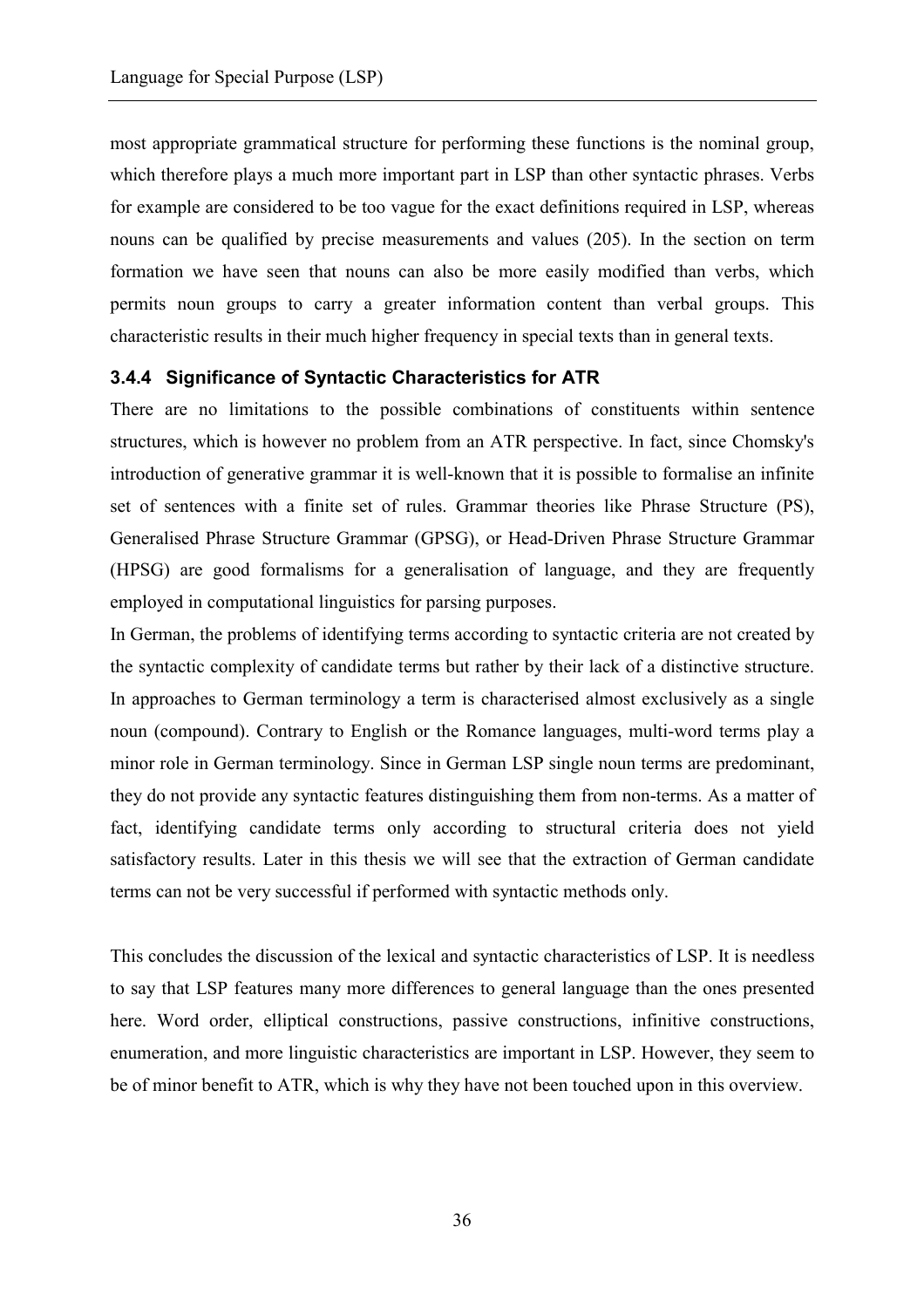most appropriate grammatical structure for performing these functions is the nominal group, which therefore plays a much more important part in LSP than other syntactic phrases. Verbs for example are considered to be too vague for the exact definitions required in LSP, whereas nouns can be qualified by precise measurements and values (205). In the section on term formation we have seen that nouns can also be more easily modified than verbs, which permits noun groups to carry a greater information content than verbal groups. This characteristic results in their much higher frequency in special texts than in general texts.

### 3.4.4 Significance of Syntactic Characteristics for ATR

There are no limitations to the possible combinations of constituents within sentence structures, which is however no problem from an ATR perspective. In fact, since Chomsky's introduction of generative grammar it is well-known that it is possible to formalise an infinite set of sentences with a finite set of rules. Grammar theories like Phrase Structure (PS), Generalised Phrase Structure Grammar (GPSG), or Head-Driven Phrase Structure Grammar (HPSG) are good formalisms for a generalisation of language, and they are frequently employed in computational linguistics for parsing purposes.

In German, the problems of identifying terms according to syntactic criteria are not created by the syntactic complexity of candidate terms but rather by their lack of a distinctive structure. In approaches to German terminology a term is characterised almost exclusively as a single noun (compound). Contrary to English or the Romance languages, multi-word terms play a minor role in German terminology. Since in German LSP single noun terms are predominant, they do not provide any syntactic features distinguishing them from non-terms. As a matter of fact, identifying candidate terms only according to structural criteria does not yield satisfactory results. Later in this thesis we will see that the extraction of German candidate terms can not be very successful if performed with syntactic methods only.

This concludes the discussion of the lexical and syntactic characteristics of LSP. It is needless to say that LSP features many more differences to general language than the ones presented here. Word order, elliptical constructions, passive constructions, infinitive constructions, enumeration, and more linguistic characteristics are important in LSP. However, they seem to be of minor benefit to ATR, which is why they have not been touched upon in this overview.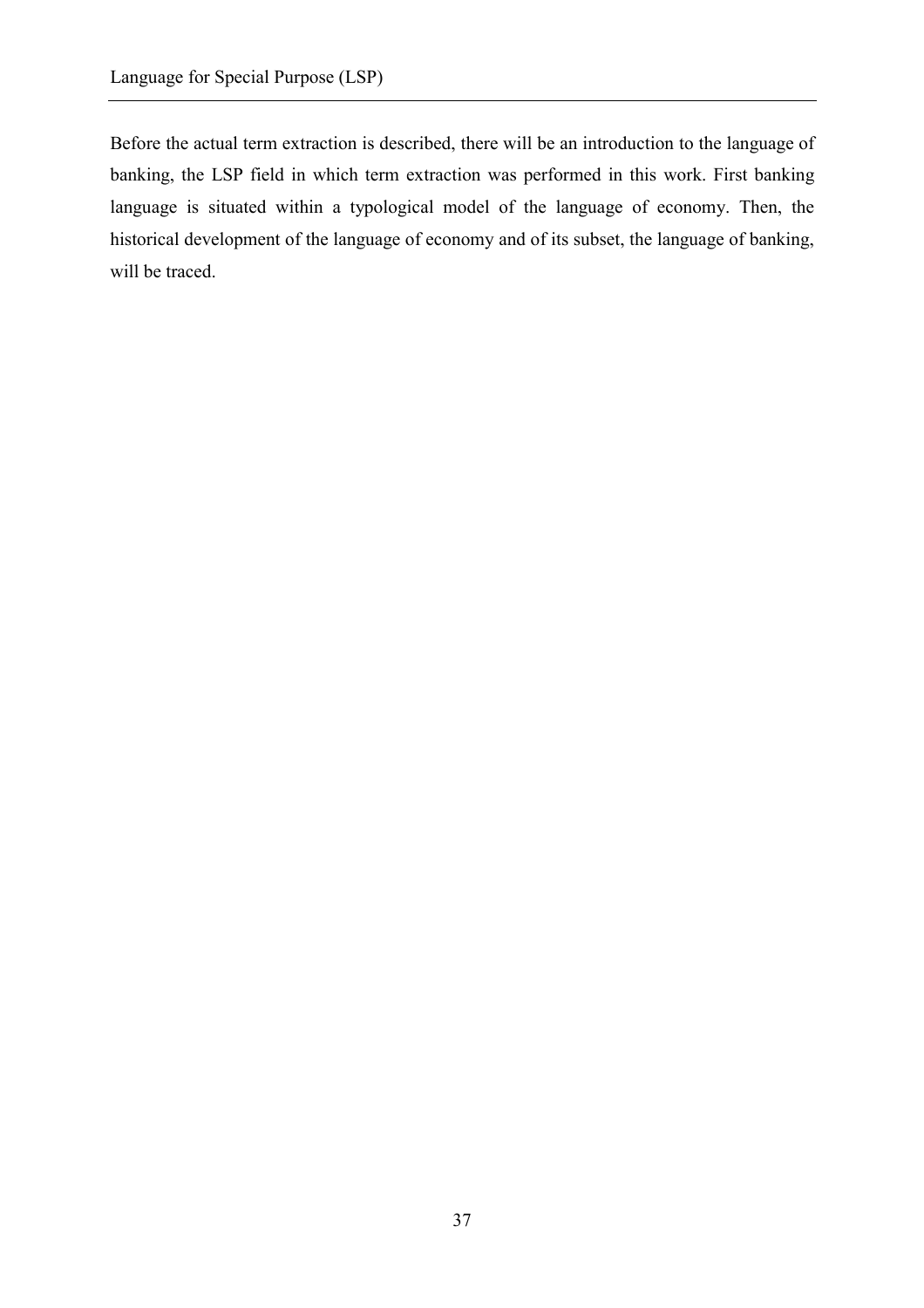Before the actual term extraction is described, there will be an introduction to the language of banking, the LSP field in which term extraction was performed in this work. First banking language is situated within a typological model of the language of economy. Then, the historical development of the language of economy and of its subset, the language of banking, will be traced.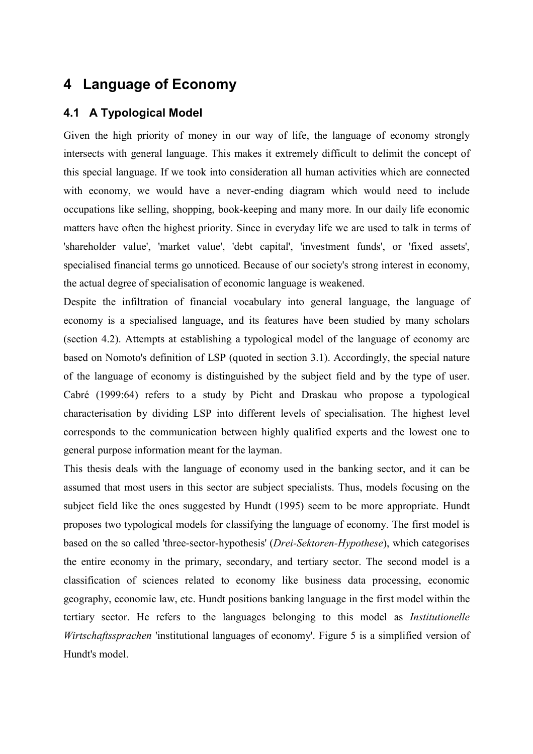# 4 Language of Economy

## 4.1 A Typological Model

Given the high priority of money in our way of life, the language of economy strongly intersects with general language. This makes it extremely difficult to delimit the concept of this special language. If we took into consideration all human activities which are connected with economy, we would have a never-ending diagram which would need to include occupations like selling, shopping, book-keeping and many more. In our daily life economic matters have often the highest priority. Since in everyday life we are used to talk in terms of 'shareholder value', 'market value', 'debt capital', 'investment funds', or 'fixed assets', specialised financial terms go unnoticed. Because of our society's strong interest in economy, the actual degree of specialisation of economic language is weakened.

Despite the infiltration of financial vocabulary into general language, the language of economy is a specialised language, and its features have been studied by many scholars (section 4.2). Attempts at establishing a typological model of the language of economy are based on Nomoto's definition of LSP (quoted in section 3.1). Accordingly, the special nature of the language of economy is distinguished by the subject field and by the type of user. Cabré (1999:64) refers to a study by Picht and Draskau who propose a typological characterisation by dividing LSP into different levels of specialisation. The highest level corresponds to the communication between highly qualified experts and the lowest one to general purpose information meant for the layman.

This thesis deals with the language of economy used in the banking sector, and it can be assumed that most users in this sector are subject specialists. Thus, models focusing on the subject field like the ones suggested by Hundt (1995) seem to be more appropriate. Hundt proposes two typological models for classifying the language of economy. The first model is based on the so called 'three-sector-hypothesis' (*Drei-Sektoren-Hypothese*), which categorises the entire economy in the primary, secondary, and tertiary sector. The second model is a classification of sciences related to economy like business data processing, economic geography, economic law, etc. Hundt positions banking language in the first model within the tertiary sector. He refers to the languages belonging to this model as *Institutionelle Wirtschaftssprachen* 'institutional languages of economy'. Figure 5 is a simplified version of Hundt's model.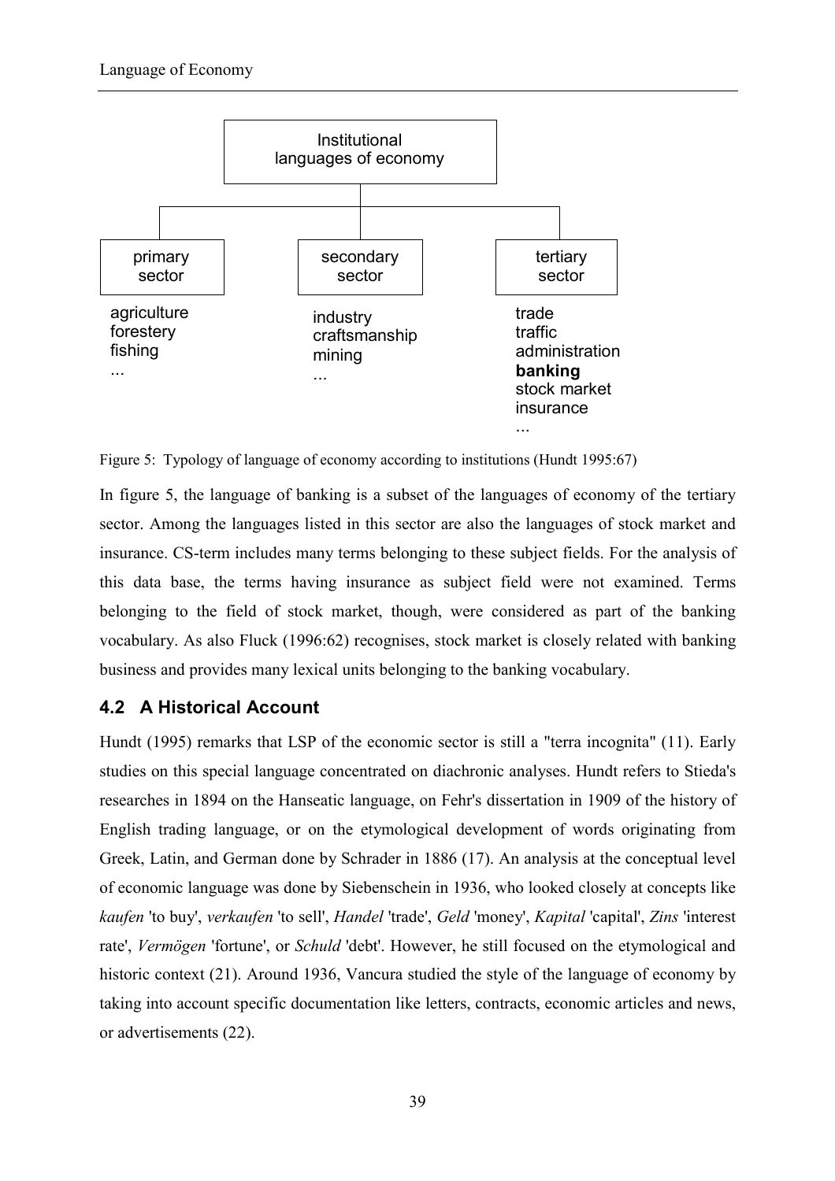Institutional languages of economy

| primary sector | secondary sector | tertiary sector |
|---|---|---|
| agriculture | industry | trade |
| forestery | craftsmanship | traffic |
| fishing | mining | administration |
| ... | ... | **banking** |
| | | stock market |
| | | insurance |
| | | ... |

Figure 5: Typology of language of economy according to institutions (Hundt 1995:67)

In figure 5, the language of banking is a subset of the languages of economy of the tertiary sector. Among the languages listed in this sector are also the languages of stock market and insurance. CS-term includes many terms belonging to these subject fields. For the analysis of this data base, the terms having insurance as subject field were not examined. Terms belonging to the field of stock market, though, were considered as part of the banking vocabulary. As also Fluck (1996:62) recognises, stock market is closely related with banking business and provides many lexical units belonging to the banking vocabulary.

## 4.2 A Historical Account

Hundt (1995) remarks that LSP of the economic sector is still a "terra incognita" (11). Early studies on this special language concentrated on diachronic analyses. Hundt refers to Stieda's researches in 1894 on the Hanseatic language, on Fehr's dissertation in 1909 of the history of English trading language, or on the etymological development of words originating from Greek, Latin, and German done by Schrader in 1886 (17). An analysis at the conceptual level of economic language was done by Siebenschein in 1936, who looked closely at concepts like *kaufen* 'to buy', *verkaufen* 'to sell', *Handel* 'trade', *Geld* 'money', *Kapital* 'capital', *Zins* 'interest rate', *Vermögen* 'fortune', or *Schuld* 'debt'. However, he still focused on the etymological and historic context (21). Around 1936, Vancura studied the style of the language of economy by taking into account specific documentation like letters, contracts, economic articles and news, or advertisements (22).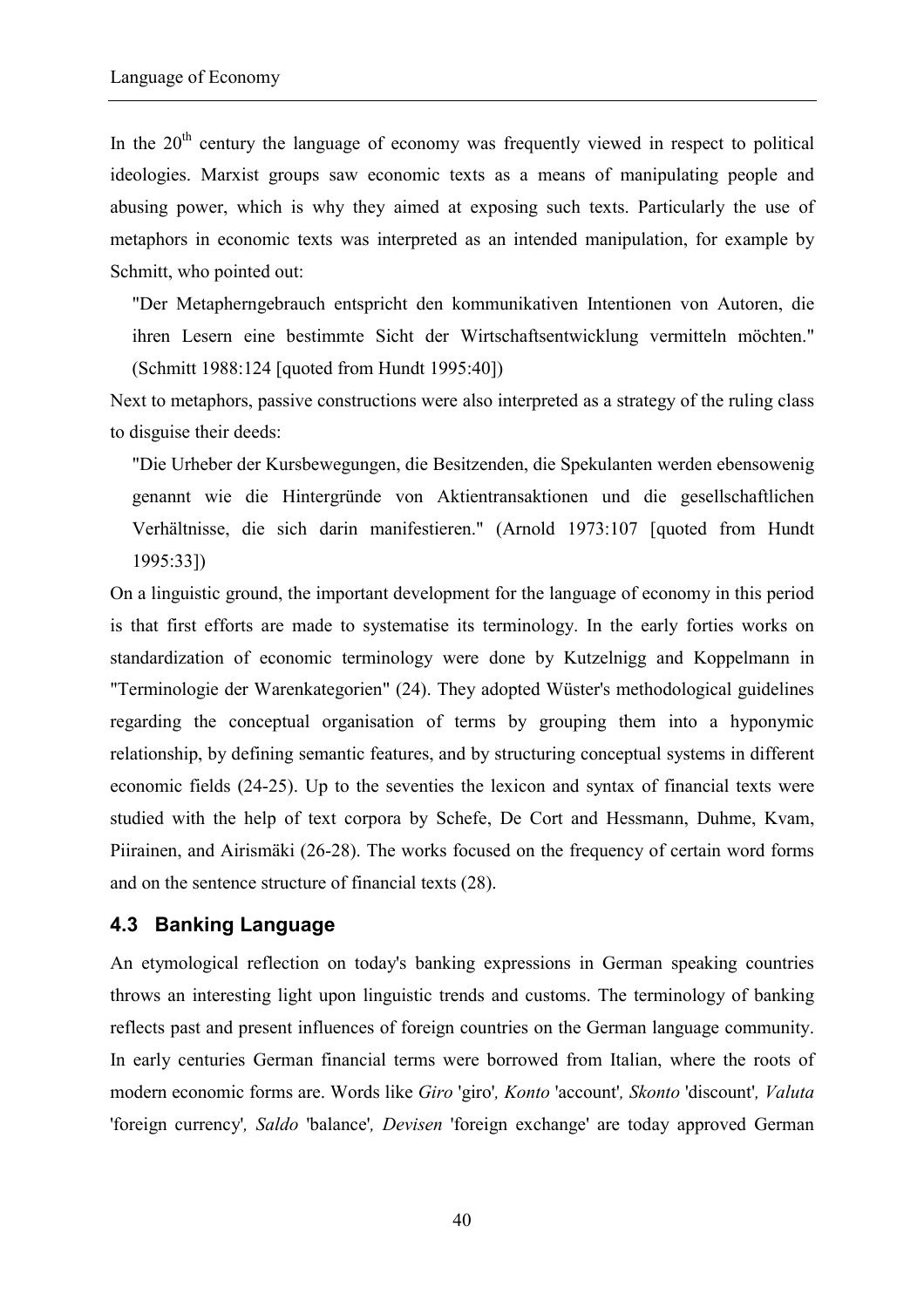In the 20th century the language of economy was frequently viewed in respect to political ideologies. Marxist groups saw economic texts as a means of manipulating people and abusing power, which is why they aimed at exposing such texts. Particularly the use of metaphors in economic texts was interpreted as an intended manipulation, for example by Schmitt, who pointed out:

> "Der Metapherngebrauch entspricht den kommunikativen Intentionen von Autoren, die ihren Lesern eine bestimmte Sicht der Wirtschaftsentwicklung vermitteln möchten." (Schmitt 1988:124 [quoted from Hundt 1995:40])

Next to metaphors, passive constructions were also interpreted as a strategy of the ruling class to disguise their deeds:

> "Die Urheber der Kursbewegungen, die Besitzenden, die Spekulanten werden ebensowenig genannt wie die Hintergründe von Aktientransaktionen und die gesellschaftlichen Verhältnisse, die sich darin manifestieren." (Arnold 1973:107 [quoted from Hundt 1995:33])

On a linguistic ground, the important development for the language of economy in this period is that first efforts are made to systematise its terminology. In the early forties works on standardization of economic terminology were done by Kutzelnigg and Koppelmann in "Terminologie der Warenkategorien" (24). They adopted Wüster's methodological guidelines regarding the conceptual organisation of terms by grouping them into a hyponymic relationship, by defining semantic features, and by structuring conceptual systems in different economic fields (24-25). Up to the seventies the lexicon and syntax of financial texts were studied with the help of text corpora by Schefe, De Cort and Hessmann, Duhme, Kvam, Piirainen, and Airismäki (26-28). The works focused on the frequency of certain word forms and on the sentence structure of financial texts (28).

## 4.3 Banking Language

An etymological reflection on today's banking expressions in German speaking countries throws an interesting light upon linguistic trends and customs. The terminology of banking reflects past and present influences of foreign countries on the German language community. In early centuries German financial terms were borrowed from Italian, where the roots of modern economic forms are. Words like *Giro* 'giro', *Konto* 'account', *Skonto* 'discount', *Valuta* 'foreign currency', *Saldo* 'balance', *Devisen* 'foreign exchange' are today approved German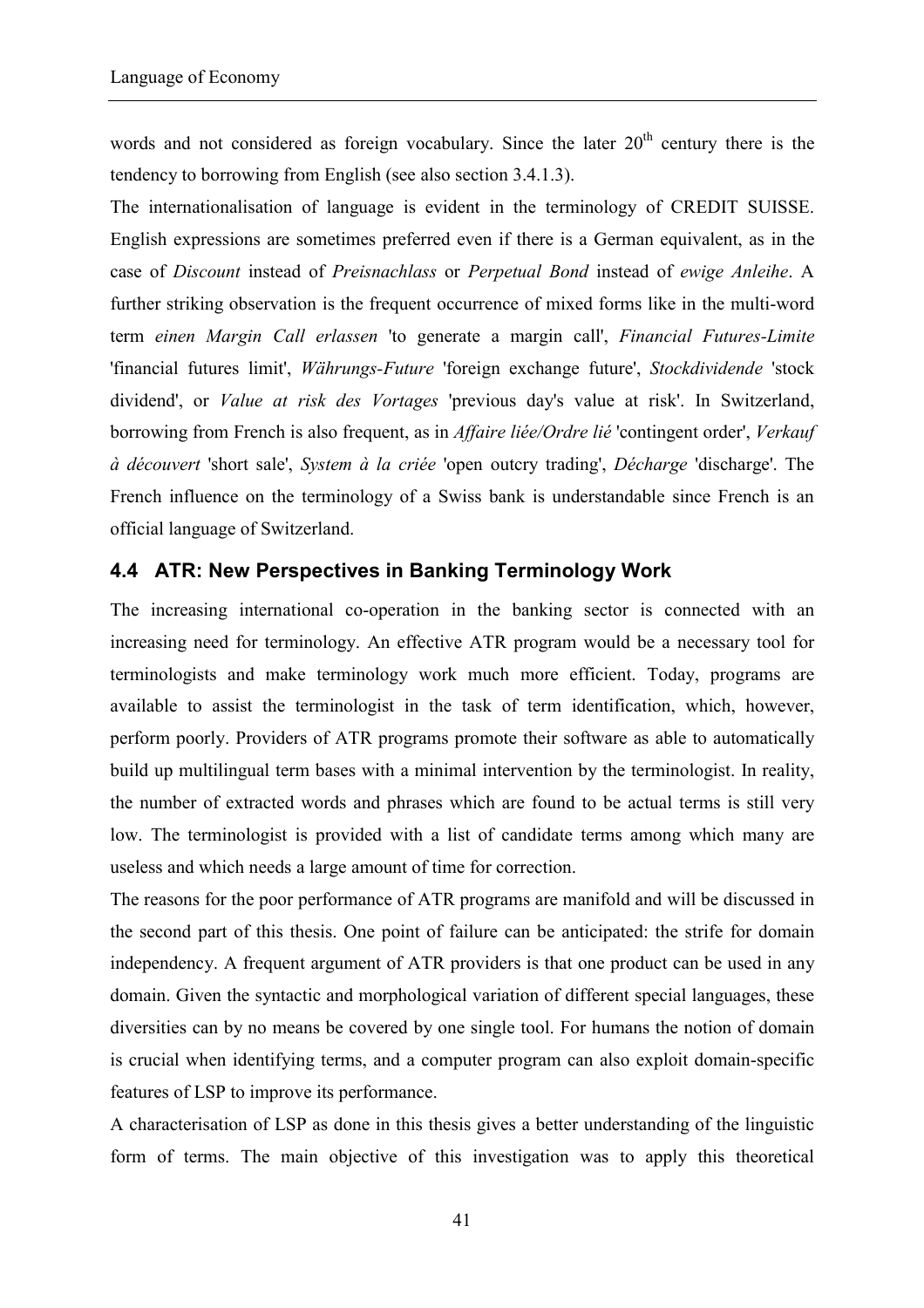words and not considered as foreign vocabulary. Since the later 20th century there is the tendency to borrowing from English (see also section 3.4.1.3).

The internationalisation of language is evident in the terminology of CREDIT SUISSE. English expressions are sometimes preferred even if there is a German equivalent, as in the case of *Discount* instead of *Preisnachlass* or *Perpetual Bond* instead of *ewige Anleihe*. A further striking observation is the frequent occurrence of mixed forms like in the multi-word term *einen Margin Call erlassen* 'to generate a margin call', *Financial Futures-Limite* 'financial futures limit', *Währungs-Future* 'foreign exchange future', *Stockdividende* 'stock dividend', or *Value at risk des Vortages* 'previous day's value at risk'. In Switzerland, borrowing from French is also frequent, as in *Affaire liée/Ordre lié* 'contingent order', *Verkauf à découvert* 'short sale', *System à la criée* 'open outcry trading', *Décharge* 'discharge'. The French influence on the terminology of a Swiss bank is understandable since French is an official language of Switzerland.

## 4.4 ATR: New Perspectives in Banking Terminology Work

The increasing international co-operation in the banking sector is connected with an increasing need for terminology. An effective ATR program would be a necessary tool for terminologists and make terminology work much more efficient. Today, programs are available to assist the terminologist in the task of term identification, which, however, perform poorly. Providers of ATR programs promote their software as able to automatically build up multilingual term bases with a minimal intervention by the terminologist. In reality, the number of extracted words and phrases which are found to be actual terms is still very low. The terminologist is provided with a list of candidate terms among which many are useless and which needs a large amount of time for correction.

The reasons for the poor performance of ATR programs are manifold and will be discussed in the second part of this thesis. One point of failure can be anticipated: the strife for domain independency. A frequent argument of ATR providers is that one product can be used in any domain. Given the syntactic and morphological variation of different special languages, these diversities can by no means be covered by one single tool. For humans the notion of domain is crucial when identifying terms, and a computer program can also exploit domain-specific features of LSP to improve its performance.

A characterisation of LSP as done in this thesis gives a better understanding of the linguistic form of terms. The main objective of this investigation was to apply this theoretical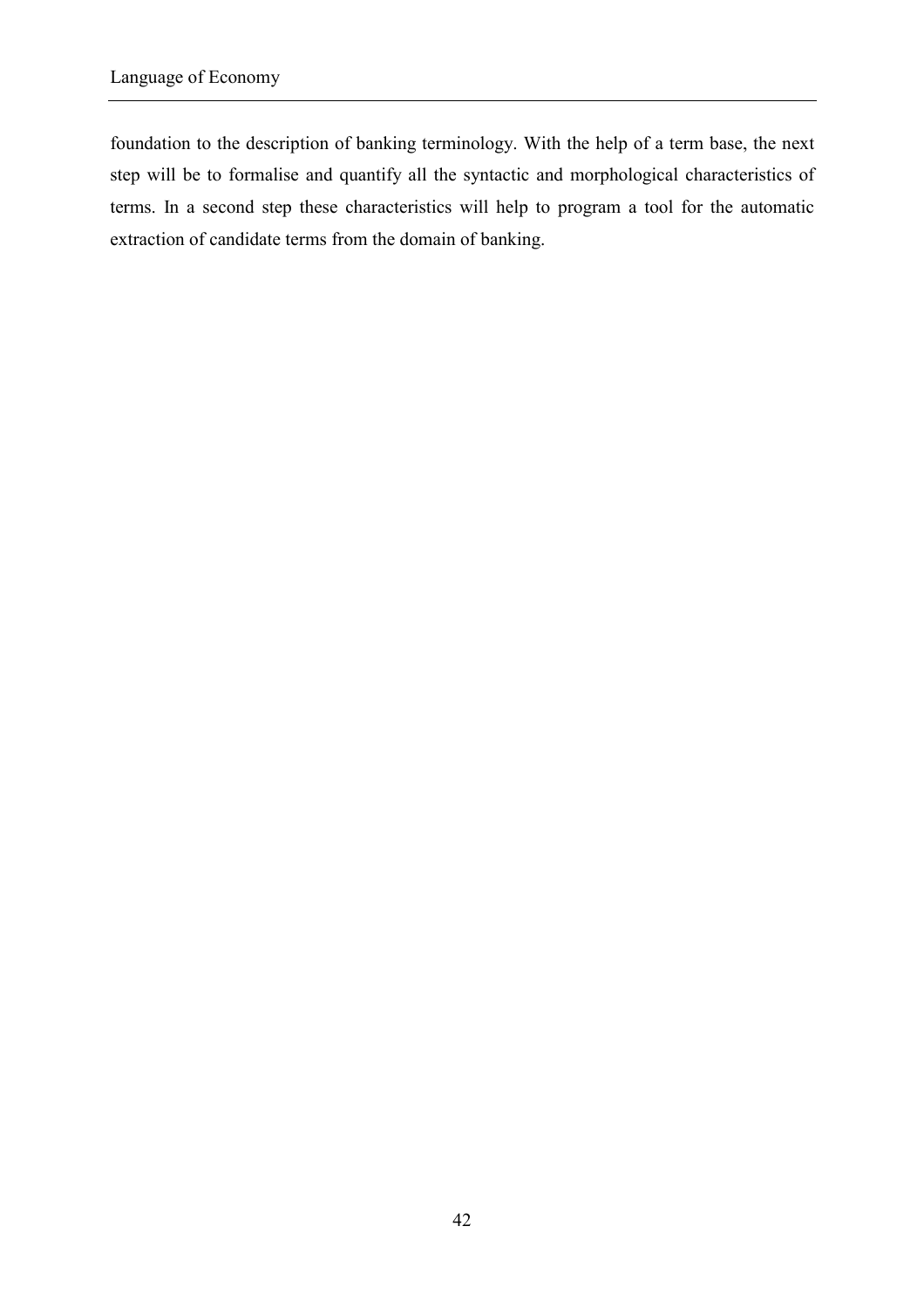foundation to the description of banking terminology. With the help of a term base, the next step will be to formalise and quantify all the syntactic and morphological characteristics of terms. In a second step these characteristics will help to program a tool for the automatic extraction of candidate terms from the domain of banking.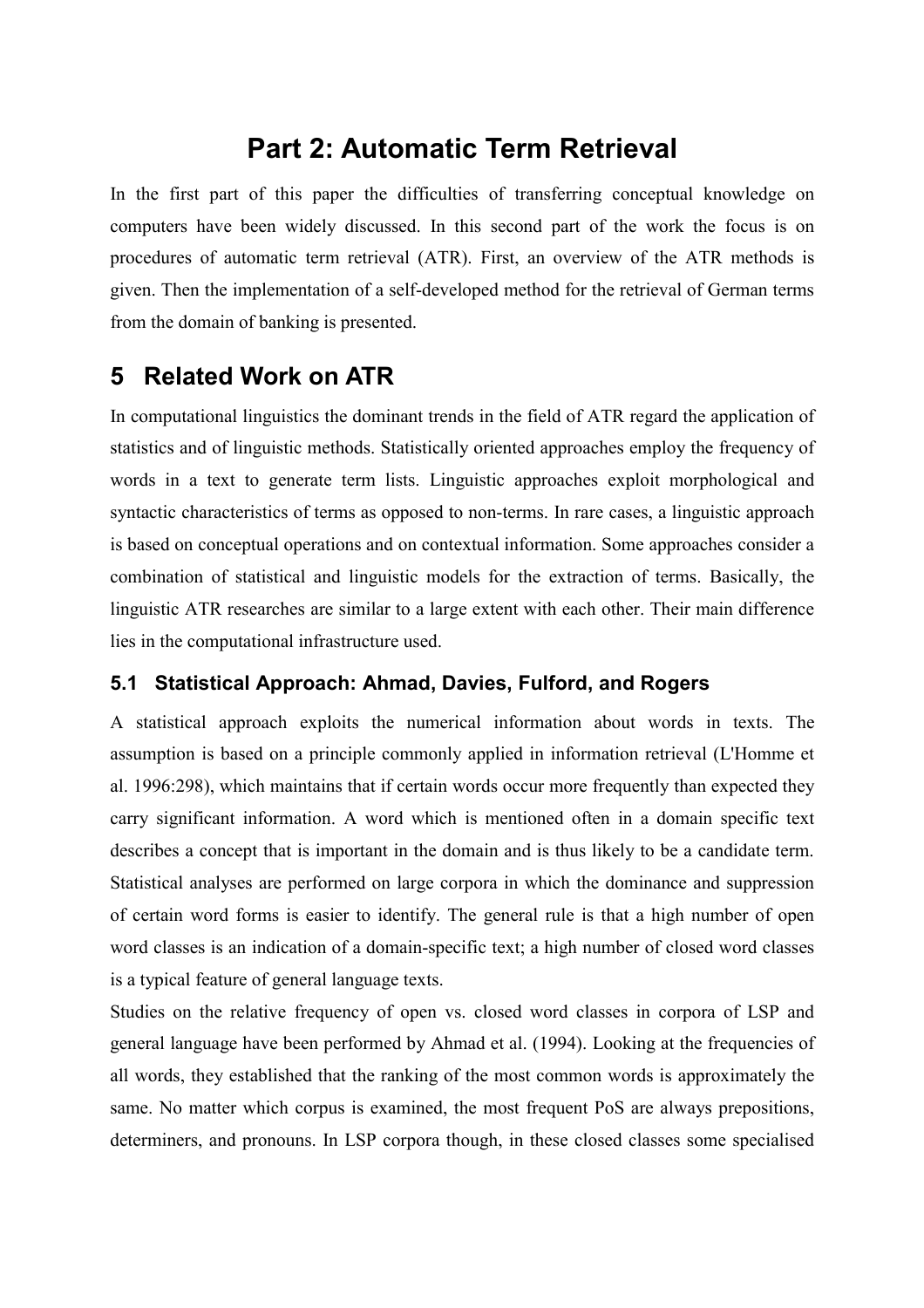# Part 2: Automatic Term Retrieval

In the first part of this paper the difficulties of transferring conceptual knowledge on computers have been widely discussed. In this second part of the work the focus is on procedures of automatic term retrieval (ATR). First, an overview of the ATR methods is given. Then the implementation of a self-developed method for the retrieval of German terms from the domain of banking is presented.

## 5 Related Work on ATR

In computational linguistics the dominant trends in the field of ATR regard the application of statistics and of linguistic methods. Statistically oriented approaches employ the frequency of words in a text to generate term lists. Linguistic approaches exploit morphological and syntactic characteristics of terms as opposed to non-terms. In rare cases, a linguistic approach is based on conceptual operations and on contextual information. Some approaches consider a combination of statistical and linguistic models for the extraction of terms. Basically, the linguistic ATR researches are similar to a large extent with each other. Their main difference lies in the computational infrastructure used.

### 5.1 Statistical Approach: Ahmad, Davies, Fulford, and Rogers

A statistical approach exploits the numerical information about words in texts. The assumption is based on a principle commonly applied in information retrieval (L'Homme et al. 1996:298), which maintains that if certain words occur more frequently than expected they carry significant information. A word which is mentioned often in a domain specific text describes a concept that is important in the domain and is thus likely to be a candidate term. Statistical analyses are performed on large corpora in which the dominance and suppression of certain word forms is easier to identify. The general rule is that a high number of open word classes is an indication of a domain-specific text; a high number of closed word classes is a typical feature of general language texts.

Studies on the relative frequency of open vs. closed word classes in corpora of LSP and general language have been performed by Ahmad et al. (1994). Looking at the frequencies of all words, they established that the ranking of the most common words is approximately the same. No matter which corpus is examined, the most frequent PoS are always prepositions, determiners, and pronouns. In LSP corpora though, in these closed classes some specialised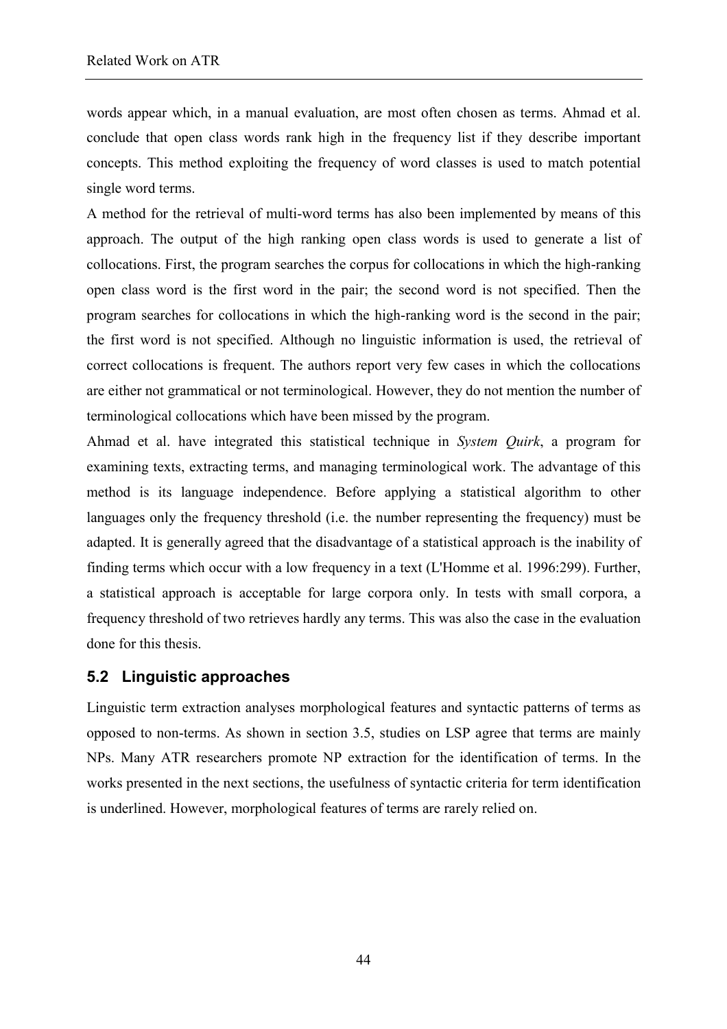words appear which, in a manual evaluation, are most often chosen as terms. Ahmad et al. conclude that open class words rank high in the frequency list if they describe important concepts. This method exploiting the frequency of word classes is used to match potential single word terms.

A method for the retrieval of multi-word terms has also been implemented by means of this approach. The output of the high ranking open class words is used to generate a list of collocations. First, the program searches the corpus for collocations in which the high-ranking open class word is the first word in the pair; the second word is not specified. Then the program searches for collocations in which the high-ranking word is the second in the pair; the first word is not specified. Although no linguistic information is used, the retrieval of correct collocations is frequent. The authors report very few cases in which the collocations are either not grammatical or not terminological. However, they do not mention the number of terminological collocations which have been missed by the program.

Ahmad et al. have integrated this statistical technique in *System Quirk*, a program for examining texts, extracting terms, and managing terminological work. The advantage of this method is its language independence. Before applying a statistical algorithm to other languages only the frequency threshold (i.e. the number representing the frequency) must be adapted. It is generally agreed that the disadvantage of a statistical approach is the inability of finding terms which occur with a low frequency in a text (L'Homme et al. 1996:299). Further, a statistical approach is acceptable for large corpora only. In tests with small corpora, a frequency threshold of two retrieves hardly any terms. This was also the case in the evaluation done for this thesis.

## 5.2 Linguistic approaches

Linguistic term extraction analyses morphological features and syntactic patterns of terms as opposed to non-terms. As shown in section 3.5, studies on LSP agree that terms are mainly NPs. Many ATR researchers promote NP extraction for the identification of terms. In the works presented in the next sections, the usefulness of syntactic criteria for term identification is underlined. However, morphological features of terms are rarely relied on.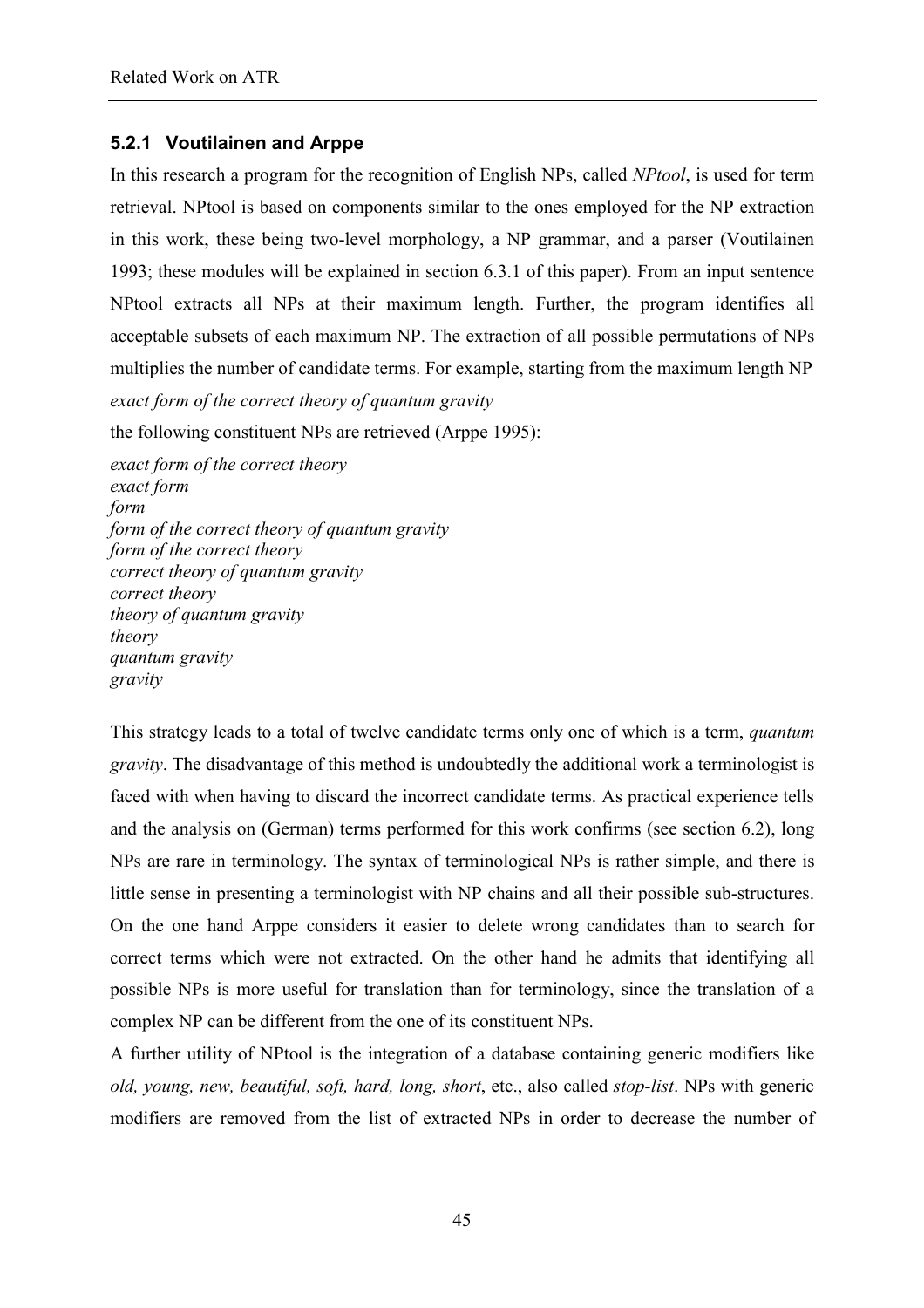### 5.2.1 Voutilainen and Arppe

In this research a program for the recognition of English NPs, called *NPtool*, is used for term retrieval. NPtool is based on components similar to the ones employed for the NP extraction in this work, these being two-level morphology, a NP grammar, and a parser (Voutilainen 1993; these modules will be explained in section 6.3.1 of this paper). From an input sentence NPtool extracts all NPs at their maximum length. Further, the program identifies all acceptable subsets of each maximum NP. The extraction of all possible permutations of NPs multiplies the number of candidate terms. For example, starting from the maximum length NP

*exact form of the correct theory of quantum gravity*

the following constituent NPs are retrieved (Arppe 1995):

*exact form of the correct theory*
*exact form*
*form*
*form of the correct theory of quantum gravity*
*form of the correct theory*
*correct theory of quantum gravity*
*correct theory*
*theory of quantum gravity*
*theory*
*quantum gravity*
*gravity*

This strategy leads to a total of twelve candidate terms only one of which is a term, *quantum gravity*. The disadvantage of this method is undoubtedly the additional work a terminologist is faced with when having to discard the incorrect candidate terms. As practical experience tells and the analysis on (German) terms performed for this work confirms (see section 6.2), long NPs are rare in terminology. The syntax of terminological NPs is rather simple, and there is little sense in presenting a terminologist with NP chains and all their possible sub-structures. On the one hand Arppe considers it easier to delete wrong candidates than to search for correct terms which were not extracted. On the other hand he admits that identifying all possible NPs is more useful for translation than for terminology, since the translation of a complex NP can be different from the one of its constituent NPs.

A further utility of NPtool is the integration of a database containing generic modifiers like *old, young, new, beautiful, soft, hard, long, short*, etc., also called *stop-list*. NPs with generic modifiers are removed from the list of extracted NPs in order to decrease the number of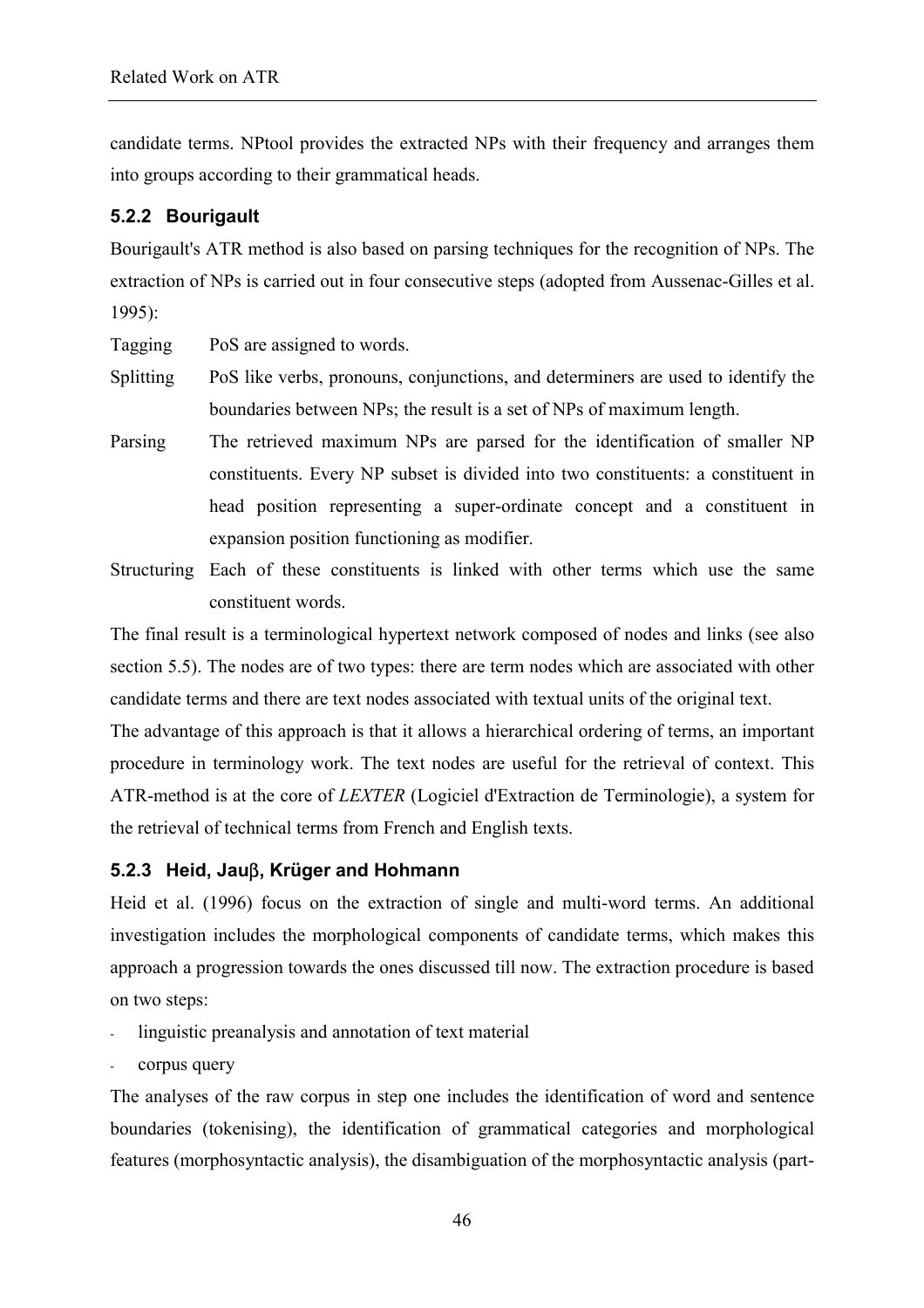candidate terms. NPtool provides the extracted NPs with their frequency and arranges them into groups according to their grammatical heads.

### 5.2.2 Bourigault

Bourigault's ATR method is also based on parsing techniques for the recognition of NPs. The extraction of NPs is carried out in four consecutive steps (adopted from Aussenac-Gilles et al. 1995):

Tagging PoS are assigned to words.

Splitting PoS like verbs, pronouns, conjunctions, and determiners are used to identify the boundaries between NPs; the result is a set of NPs of maximum length.

Parsing The retrieved maximum NPs are parsed for the identification of smaller NP constituents. Every NP subset is divided into two constituents: a constituent in head position representing a super-ordinate concept and a constituent in expansion position functioning as modifier.

Structuring Each of these constituents is linked with other terms which use the same constituent words.

The final result is a terminological hypertext network composed of nodes and links (see also section 5.5). The nodes are of two types: there are term nodes which are associated with other candidate terms and there are text nodes associated with textual units of the original text.

The advantage of this approach is that it allows a hierarchical ordering of terms, an important procedure in terminology work. The text nodes are useful for the retrieval of context. This ATR-method is at the core of *LEXTER* (Logiciel d'Extraction de Terminologie), a system for the retrieval of technical terms from French and English texts.

### 5.2.3 Heid, Jauβ, Krüger and Hohmann

Heid et al. (1996) focus on the extraction of single and multi-word terms. An additional investigation includes the morphological components of candidate terms, which makes this approach a progression towards the ones discussed till now. The extraction procedure is based on two steps:

- linguistic preanalysis and annotation of text material
- corpus query

The analyses of the raw corpus in step one includes the identification of word and sentence boundaries (tokenising), the identification of grammatical categories and morphological features (morphosyntactic analysis), the disambiguation of the morphosyntactic analysis (part-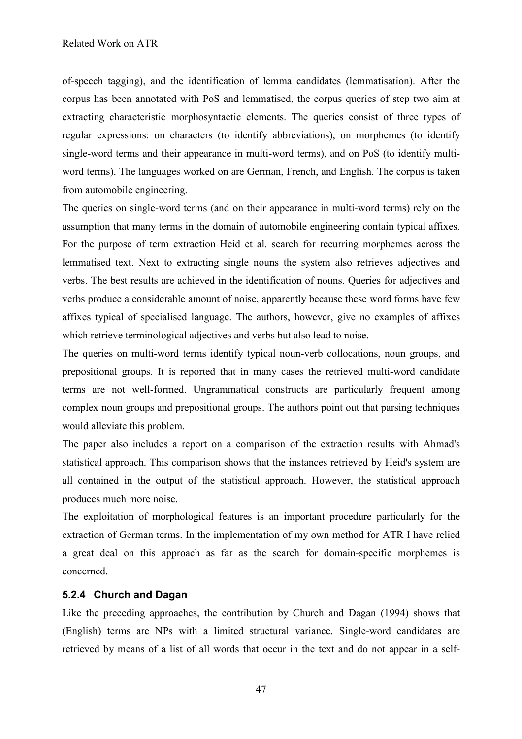of-speech tagging), and the identification of lemma candidates (lemmatisation). After the corpus has been annotated with PoS and lemmatised, the corpus queries of step two aim at extracting characteristic morphosyntactic elements. The queries consist of three types of regular expressions: on characters (to identify abbreviations), on morphemes (to identify single-word terms and their appearance in multi-word terms), and on PoS (to identify multi-word terms). The languages worked on are German, French, and English. The corpus is taken from automobile engineering.

The queries on single-word terms (and on their appearance in multi-word terms) rely on the assumption that many terms in the domain of automobile engineering contain typical affixes. For the purpose of term extraction Heid et al. search for recurring morphemes across the lemmatised text. Next to extracting single nouns the system also retrieves adjectives and verbs. The best results are achieved in the identification of nouns. Queries for adjectives and verbs produce a considerable amount of noise, apparently because these word forms have few affixes typical of specialised language. The authors, however, give no examples of affixes which retrieve terminological adjectives and verbs but also lead to noise.

The queries on multi-word terms identify typical noun-verb collocations, noun groups, and prepositional groups. It is reported that in many cases the retrieved multi-word candidate terms are not well-formed. Ungrammatical constructs are particularly frequent among complex noun groups and prepositional groups. The authors point out that parsing techniques would alleviate this problem.

The paper also includes a report on a comparison of the extraction results with Ahmad's statistical approach. This comparison shows that the instances retrieved by Heid's system are all contained in the output of the statistical approach. However, the statistical approach produces much more noise.

The exploitation of morphological features is an important procedure particularly for the extraction of German terms. In the implementation of my own method for ATR I have relied a great deal on this approach as far as the search for domain-specific morphemes is concerned.

### 5.2.4 Church and Dagan

Like the preceding approaches, the contribution by Church and Dagan (1994) shows that (English) terms are NPs with a limited structural variance. Single-word candidates are retrieved by means of a list of all words that occur in the text and do not appear in a self-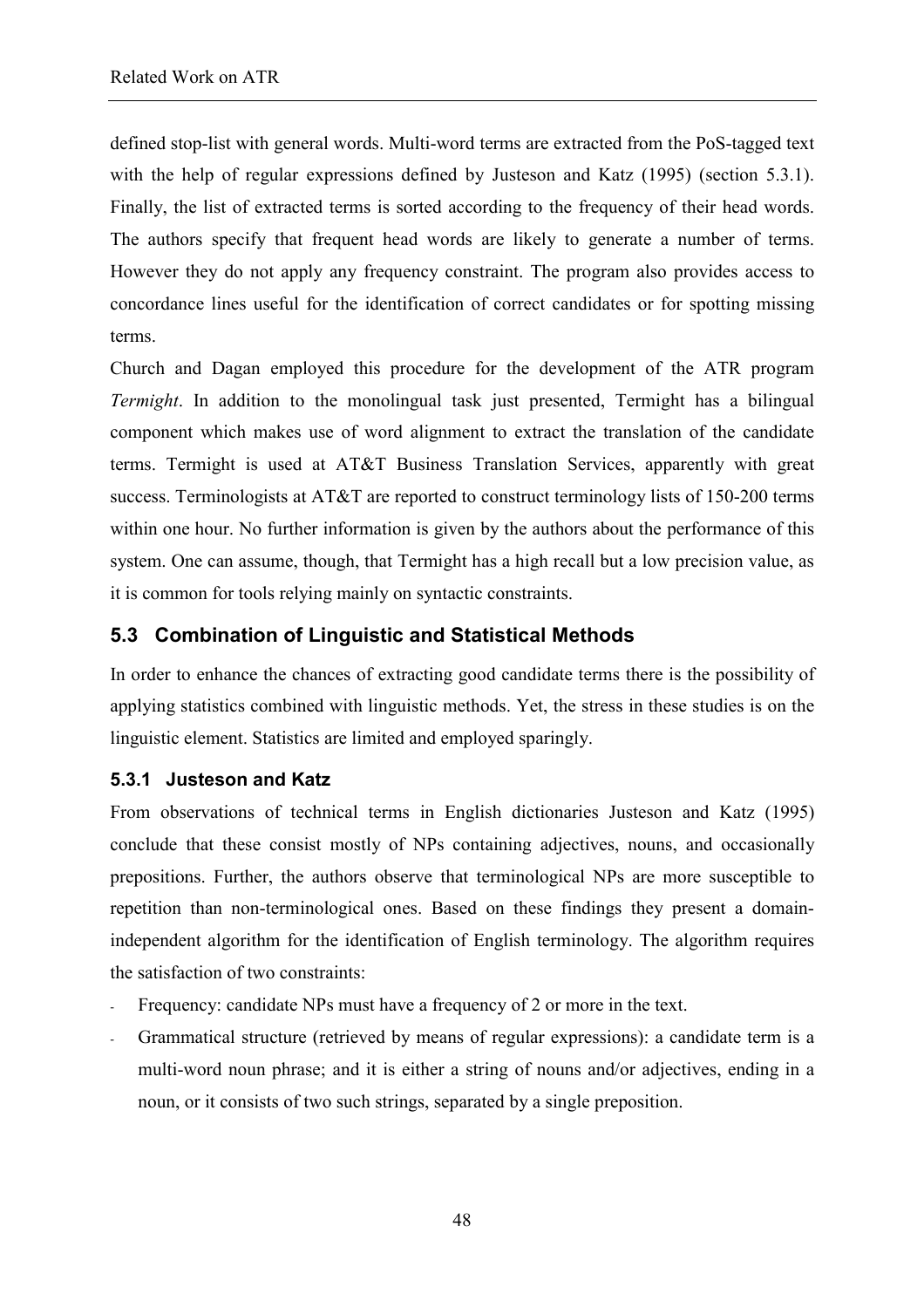defined stop-list with general words. Multi-word terms are extracted from the PoS-tagged text with the help of regular expressions defined by Justeson and Katz (1995) (section 5.3.1). Finally, the list of extracted terms is sorted according to the frequency of their head words. The authors specify that frequent head words are likely to generate a number of terms. However they do not apply any frequency constraint. The program also provides access to concordance lines useful for the identification of correct candidates or for spotting missing terms.

Church and Dagan employed this procedure for the development of the ATR program *Termight*. In addition to the monolingual task just presented, Termight has a bilingual component which makes use of word alignment to extract the translation of the candidate terms. Termight is used at AT&T Business Translation Services, apparently with great success. Terminologists at AT&T are reported to construct terminology lists of 150-200 terms within one hour. No further information is given by the authors about the performance of this system. One can assume, though, that Termight has a high recall but a low precision value, as it is common for tools relying mainly on syntactic constraints.

## 5.3 Combination of Linguistic and Statistical Methods

In order to enhance the chances of extracting good candidate terms there is the possibility of applying statistics combined with linguistic methods. Yet, the stress in these studies is on the linguistic element. Statistics are limited and employed sparingly.

### 5.3.1 Justeson and Katz

From observations of technical terms in English dictionaries Justeson and Katz (1995) conclude that these consist mostly of NPs containing adjectives, nouns, and occasionally prepositions. Further, the authors observe that terminological NPs are more susceptible to repetition than non-terminological ones. Based on these findings they present a domain-independent algorithm for the identification of English terminology. The algorithm requires the satisfaction of two constraints:

- Frequency: candidate NPs must have a frequency of 2 or more in the text.
- Grammatical structure (retrieved by means of regular expressions): a candidate term is a multi-word noun phrase; and it is either a string of nouns and/or adjectives, ending in a noun, or it consists of two such strings, separated by a single preposition.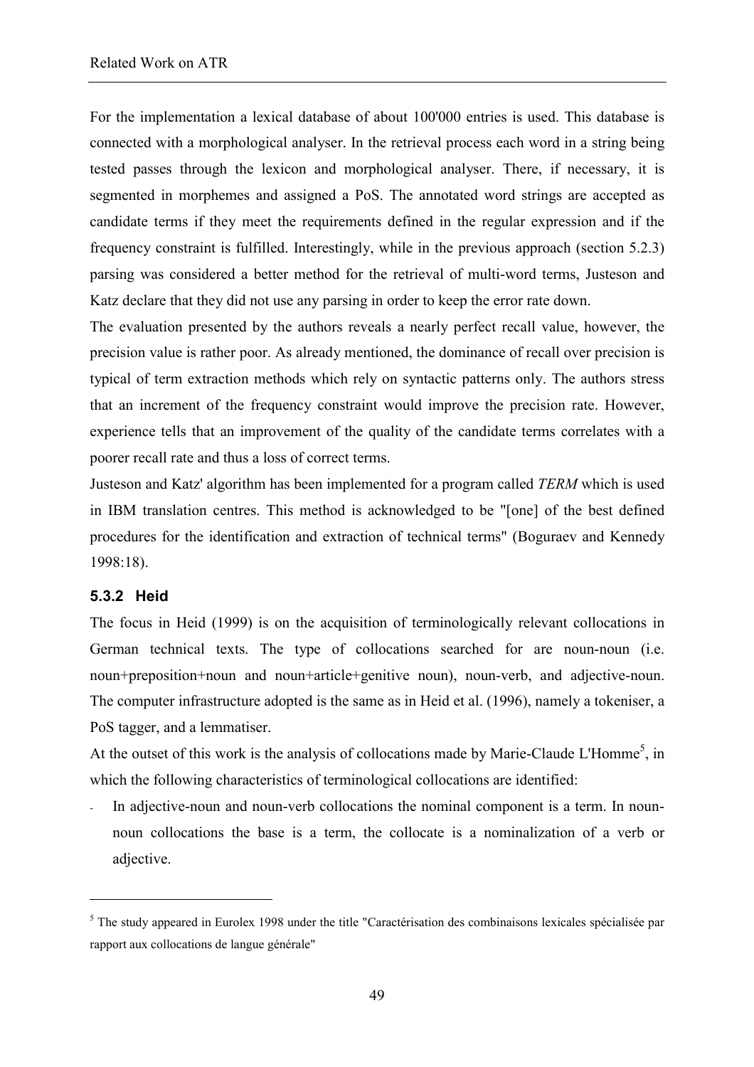For the implementation a lexical database of about 100'000 entries is used. This database is connected with a morphological analyser. In the retrieval process each word in a string being tested passes through the lexicon and morphological analyser. There, if necessary, it is segmented in morphemes and assigned a PoS. The annotated word strings are accepted as candidate terms if they meet the requirements defined in the regular expression and if the frequency constraint is fulfilled. Interestingly, while in the previous approach (section 5.2.3) parsing was considered a better method for the retrieval of multi-word terms, Justeson and Katz declare that they did not use any parsing in order to keep the error rate down.

The evaluation presented by the authors reveals a nearly perfect recall value, however, the precision value is rather poor. As already mentioned, the dominance of recall over precision is typical of term extraction methods which rely on syntactic patterns only. The authors stress that an increment of the frequency constraint would improve the precision rate. However, experience tells that an improvement of the quality of the candidate terms correlates with a poorer recall rate and thus a loss of correct terms.

Justeson and Katz' algorithm has been implemented for a program called *TERM* which is used in IBM translation centres. This method is acknowledged to be "[one] of the best defined procedures for the identification and extraction of technical terms" (Boguraev and Kennedy 1998:18).

### 5.3.2 Heid

The focus in Heid (1999) is on the acquisition of terminologically relevant collocations in German technical texts. The type of collocations searched for are noun-noun (i.e. noun+preposition+noun and noun+article+genitive noun), noun-verb, and adjective-noun. The computer infrastructure adopted is the same as in Heid et al. (1996), namely a tokeniser, a PoS tagger, and a lemmatiser.

At the outset of this work is the analysis of collocations made by Marie-Claude L'Homme[5], in which the following characteristics of terminological collocations are identified:

- In adjective-noun and noun-verb collocations the nominal component is a term. In noun-noun collocations the base is a term, the collocate is a nominalization of a verb or adjective.

---

[5] The study appeared in Eurolex 1998 under the title "Caractérisation des combinaisons lexicales spécialisée par rapport aux collocations de langue générale"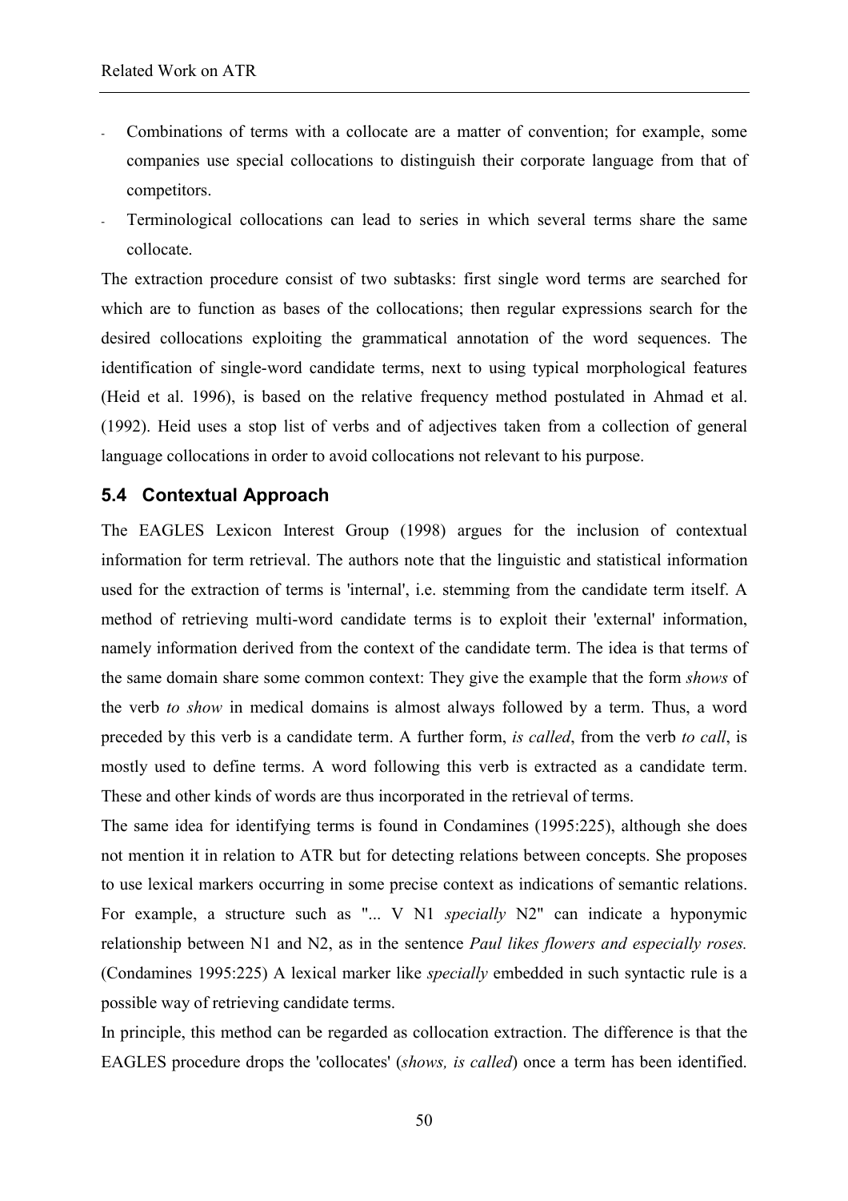- Combinations of terms with a collocate are a matter of convention; for example, some companies use special collocations to distinguish their corporate language from that of competitors.
- Terminological collocations can lead to series in which several terms share the same collocate.

The extraction procedure consist of two subtasks: first single word terms are searched for which are to function as bases of the collocations; then regular expressions search for the desired collocations exploiting the grammatical annotation of the word sequences. The identification of single-word candidate terms, next to using typical morphological features (Heid et al. 1996), is based on the relative frequency method postulated in Ahmad et al. (1992). Heid uses a stop list of verbs and of adjectives taken from a collection of general language collocations in order to avoid collocations not relevant to his purpose.

## 5.4 Contextual Approach

The EAGLES Lexicon Interest Group (1998) argues for the inclusion of contextual information for term retrieval. The authors note that the linguistic and statistical information used for the extraction of terms is 'internal', i.e. stemming from the candidate term itself. A method of retrieving multi-word candidate terms is to exploit their 'external' information, namely information derived from the context of the candidate term. The idea is that terms of the same domain share some common context: They give the example that the form *shows* of the verb *to show* in medical domains is almost always followed by a term. Thus, a word preceded by this verb is a candidate term. A further form, *is called*, from the verb *to call*, is mostly used to define terms. A word following this verb is extracted as a candidate term. These and other kinds of words are thus incorporated in the retrieval of terms.

The same idea for identifying terms is found in Condamines (1995:225), although she does not mention it in relation to ATR but for detecting relations between concepts. She proposes to use lexical markers occurring in some precise context as indications of semantic relations. For example, a structure such as "... V N1 *specially* N2" can indicate a hyponymic relationship between N1 and N2, as in the sentence *Paul likes flowers and especially roses.* (Condamines 1995:225) A lexical marker like *specially* embedded in such syntactic rule is a possible way of retrieving candidate terms.

In principle, this method can be regarded as collocation extraction. The difference is that the EAGLES procedure drops the 'collocates' (*shows, is called*) once a term has been identified.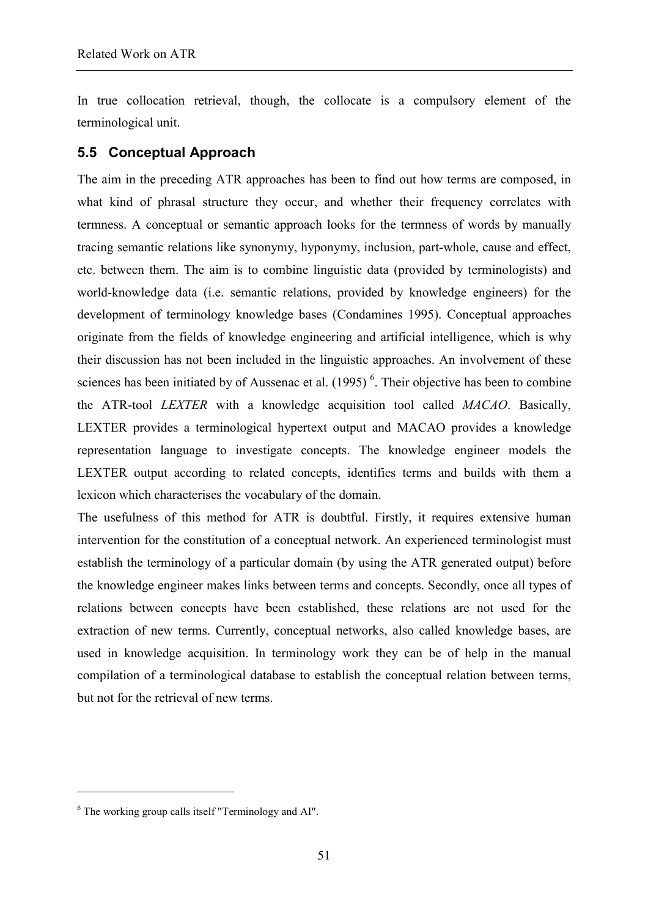In true collocation retrieval, though, the collocate is a compulsory element of the terminological unit.

## 5.5 Conceptual Approach

The aim in the preceding ATR approaches has been to find out how terms are composed, in what kind of phrasal structure they occur, and whether their frequency correlates with termness. A conceptual or semantic approach looks for the termness of words by manually tracing semantic relations like synonymy, hyponymy, inclusion, part-whole, cause and effect, etc. between them. The aim is to combine linguistic data (provided by terminologists) and world-knowledge data (i.e. semantic relations, provided by knowledge engineers) for the development of terminology knowledge bases (Condamines 1995). Conceptual approaches originate from the fields of knowledge engineering and artificial intelligence, which is why their discussion has not been included in the linguistic approaches. An involvement of these sciences has been initiated by of Aussenac et al. (1995) [6]. Their objective has been to combine the ATR-tool *LEXTER* with a knowledge acquisition tool called *MACAO*. Basically, LEXTER provides a terminological hypertext output and MACAO provides a knowledge representation language to investigate concepts. The knowledge engineer models the LEXTER output according to related concepts, identifies terms and builds with them a lexicon which characterises the vocabulary of the domain.

The usefulness of this method for ATR is doubtful. Firstly, it requires extensive human intervention for the constitution of a conceptual network. An experienced terminologist must establish the terminology of a particular domain (by using the ATR generated output) before the knowledge engineer makes links between terms and concepts. Secondly, once all types of relations between concepts have been established, these relations are not used for the extraction of new terms. Currently, conceptual networks, also called knowledge bases, are used in knowledge acquisition. In terminology work they can be of help in the manual compilation of a terminological database to establish the conceptual relation between terms, but not for the retrieval of new terms.

---

[6] The working group calls itself "Terminology and AI".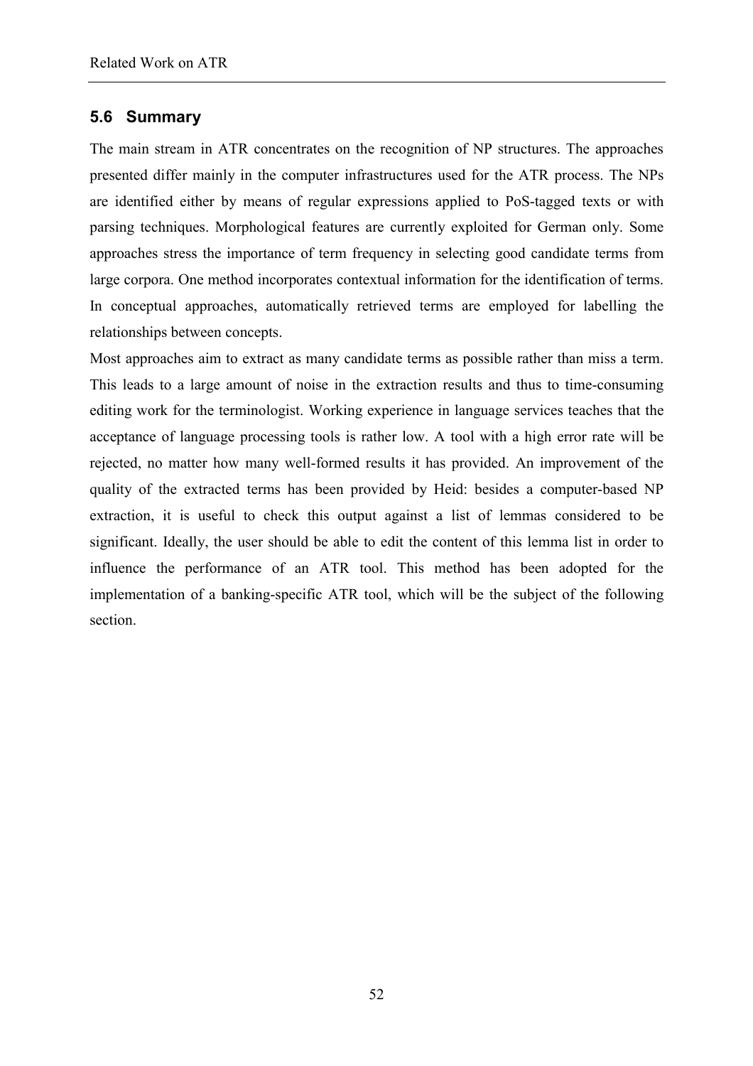## 5.6 Summary

The main stream in ATR concentrates on the recognition of NP structures. The approaches presented differ mainly in the computer infrastructures used for the ATR process. The NPs are identified either by means of regular expressions applied to PoS-tagged texts or with parsing techniques. Morphological features are currently exploited for German only. Some approaches stress the importance of term frequency in selecting good candidate terms from large corpora. One method incorporates contextual information for the identification of terms. In conceptual approaches, automatically retrieved terms are employed for labelling the relationships between concepts.

Most approaches aim to extract as many candidate terms as possible rather than miss a term. This leads to a large amount of noise in the extraction results and thus to time-consuming editing work for the terminologist. Working experience in language services teaches that the acceptance of language processing tools is rather low. A tool with a high error rate will be rejected, no matter how many well-formed results it has provided. An improvement of the quality of the extracted terms has been provided by Heid: besides a computer-based NP extraction, it is useful to check this output against a list of lemmas considered to be significant. Ideally, the user should be able to edit the content of this lemma list in order to influence the performance of an ATR tool. This method has been adopted for the implementation of a banking-specific ATR tool, which will be the subject of the following section.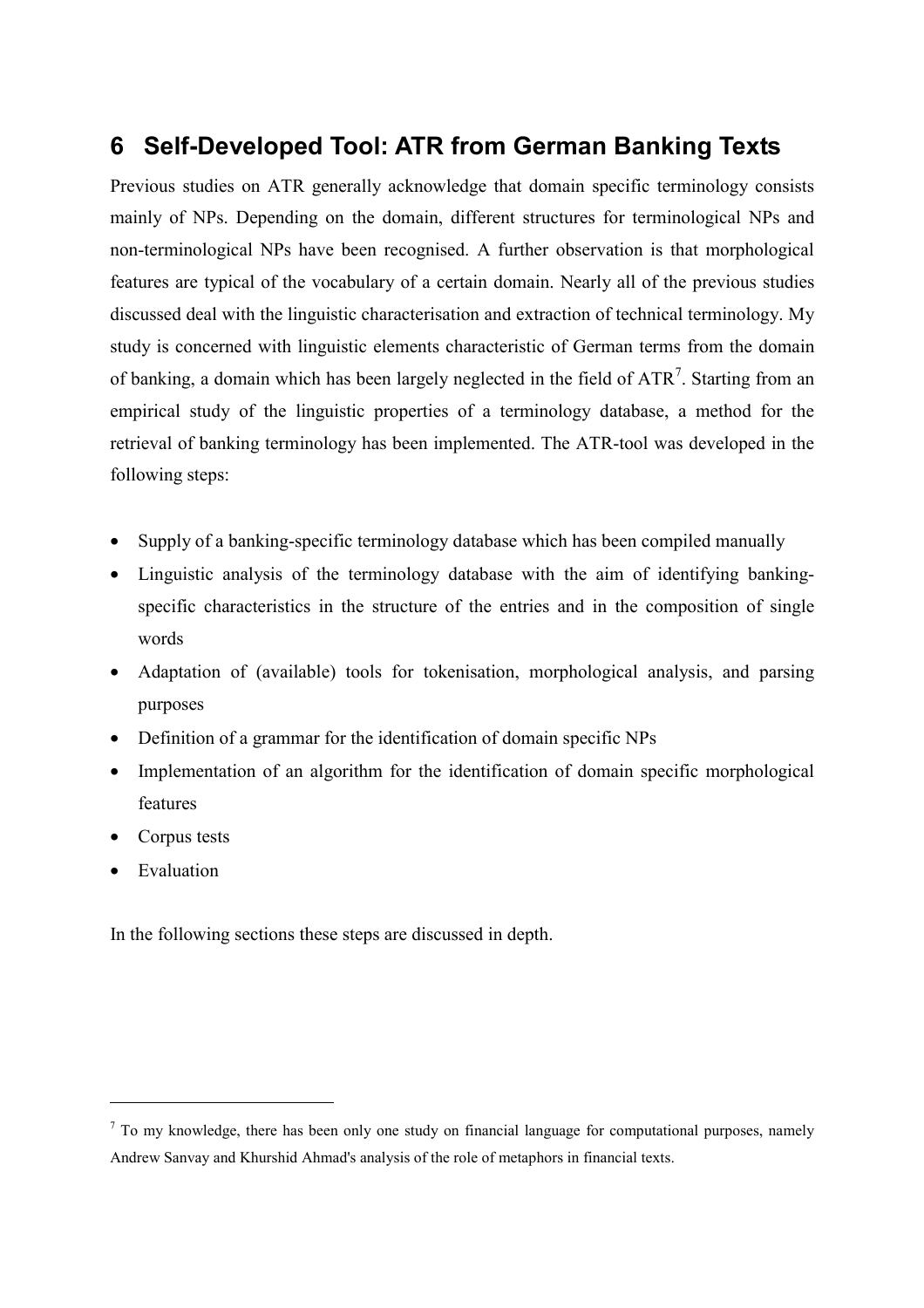# 6 Self-Developed Tool: ATR from German Banking Texts

Previous studies on ATR generally acknowledge that domain specific terminology consists mainly of NPs. Depending on the domain, different structures for terminological NPs and non-terminological NPs have been recognised. A further observation is that morphological features are typical of the vocabulary of a certain domain. Nearly all of the previous studies discussed deal with the linguistic characterisation and extraction of technical terminology. My study is concerned with linguistic elements characteristic of German terms from the domain of banking, a domain which has been largely neglected in the field of ATR[7]. Starting from an empirical study of the linguistic properties of a terminology database, a method for the retrieval of banking terminology has been implemented. The ATR-tool was developed in the following steps:

- Supply of a banking-specific terminology database which has been compiled manually
- Linguistic analysis of the terminology database with the aim of identifying banking-specific characteristics in the structure of the entries and in the composition of single words
- Adaptation of (available) tools for tokenisation, morphological analysis, and parsing purposes
- Definition of a grammar for the identification of domain specific NPs
- Implementation of an algorithm for the identification of domain specific morphological features
- Corpus tests
- Evaluation

In the following sections these steps are discussed in depth.

---

[7] To my knowledge, there has been only one study on financial language for computational purposes, namely Andrew Sanvay and Khurshid Ahmad's analysis of the role of metaphors in financial texts.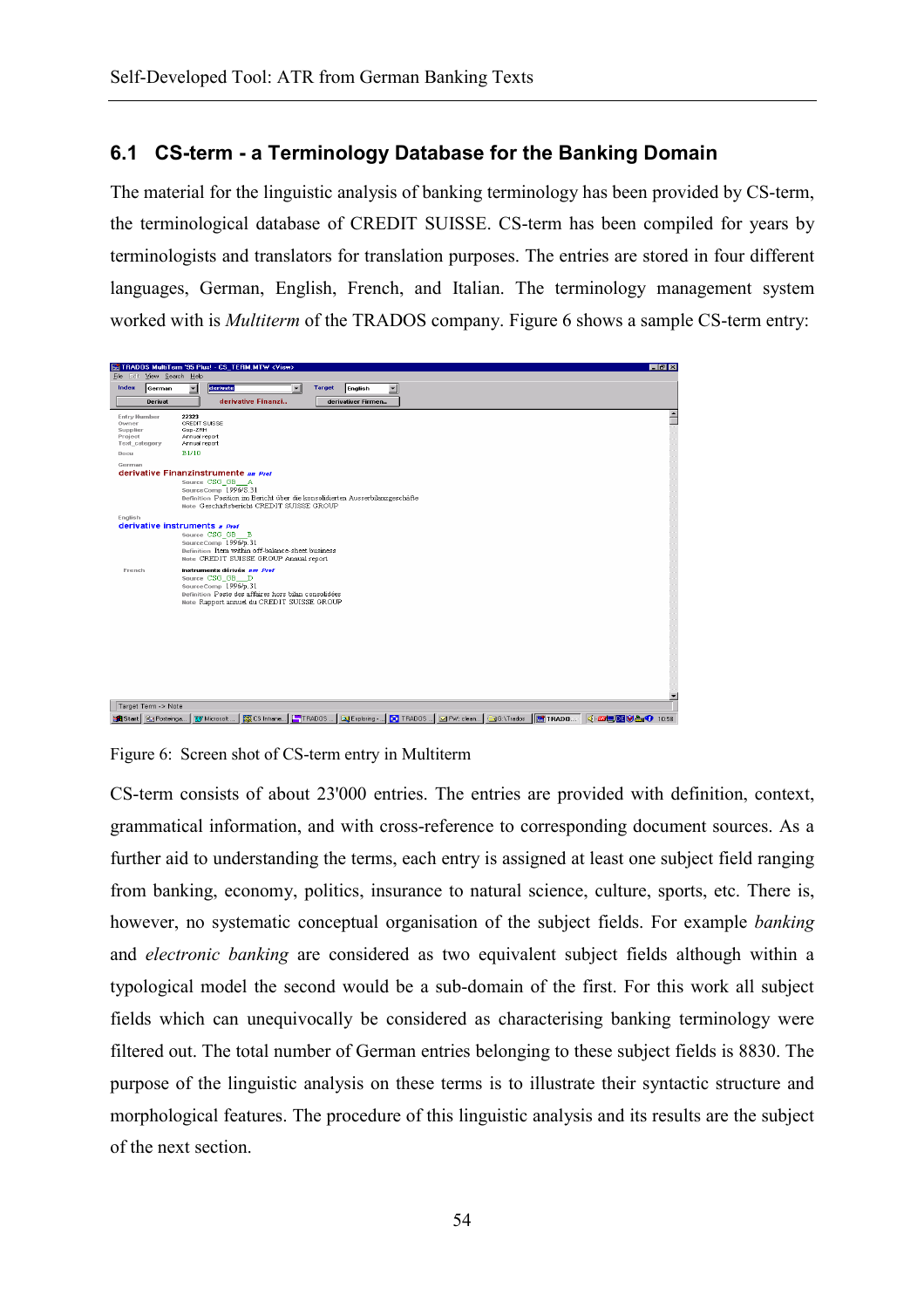## 6.1 CS-term - a Terminology Database for the Banking Domain

The material for the linguistic analysis of banking terminology has been provided by CS-term, the terminological database of CREDIT SUISSE. CS-term has been compiled for years by terminologists and translators for translation purposes. The entries are stored in four different languages, German, English, French, and Italian. The terminology management system worked with is *Multiterm* of the TRADOS company. Figure 6 shows a sample CS-term entry:

Figure 6: Screen shot of CS-term entry in Multiterm

CS-term consists of about 23'000 entries. The entries are provided with definition, context, grammatical information, and with cross-reference to corresponding document sources. As a further aid to understanding the terms, each entry is assigned at least one subject field ranging from banking, economy, politics, insurance to natural science, culture, sports, etc. There is, however, no systematic conceptual organisation of the subject fields. For example *banking* and *electronic banking* are considered as two equivalent subject fields although within a typological model the second would be a sub-domain of the first. For this work all subject fields which can unequivocally be considered as characterising banking terminology were filtered out. The total number of German entries belonging to these subject fields is 8830. The purpose of the linguistic analysis on these terms is to illustrate their syntactic structure and morphological features. The procedure of this linguistic analysis and its results are the subject of the next section.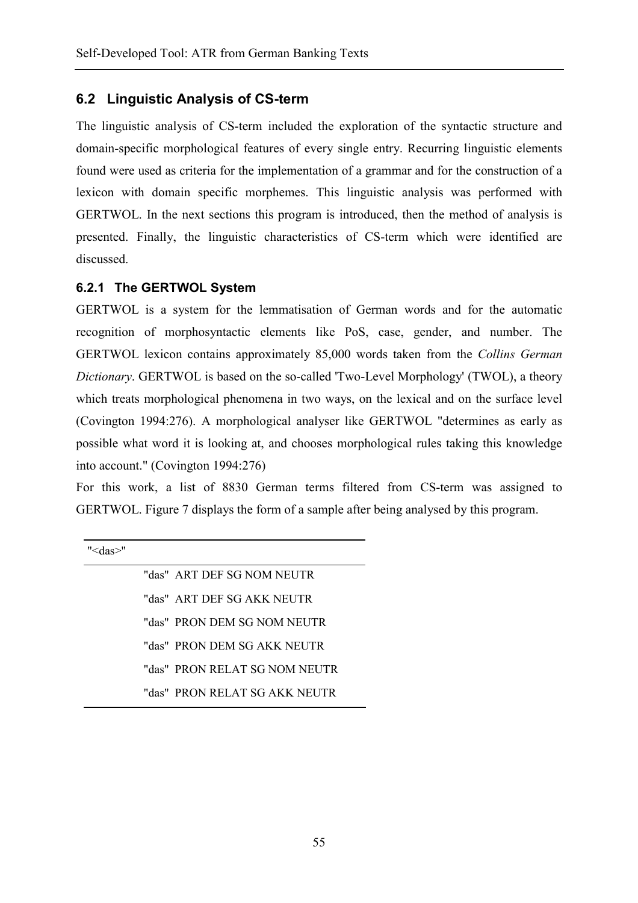## 6.2 Linguistic Analysis of CS-term

The linguistic analysis of CS-term included the exploration of the syntactic structure and domain-specific morphological features of every single entry. Recurring linguistic elements found were used as criteria for the implementation of a grammar and for the construction of a lexicon with domain specific morphemes. This linguistic analysis was performed with GERTWOL. In the next sections this program is introduced, then the method of analysis is presented. Finally, the linguistic characteristics of CS-term which were identified are discussed.

### 6.2.1 The GERTWOL System

GERTWOL is a system for the lemmatisation of German words and for the automatic recognition of morphosyntactic elements like PoS, case, gender, and number. The GERTWOL lexicon contains approximately 85,000 words taken from the *Collins German Dictionary*. GERTWOL is based on the so-called 'Two-Level Morphology' (TWOL), a theory which treats morphological phenomena in two ways, on the lexical and on the surface level (Covington 1994:276). A morphological analyser like GERTWOL "determines as early as possible what word it is looking at, and chooses morphological rules taking this knowledge into account." (Covington 1994:276)

For this work, a list of 8830 German terms filtered from CS-term was assigned to GERTWOL. Figure 7 displays the form of a sample after being analysed by this program.

```
"<das>"
        "das"  ART DEF SG NOM NEUTR
        "das"  ART DEF SG AKK NEUTR
        "das"  PRON DEM SG NOM NEUTR
        "das"  PRON DEM SG AKK NEUTR
        "das"  PRON RELAT SG NOM NEUTR
        "das"  PRON RELAT SG AKK NEUTR
```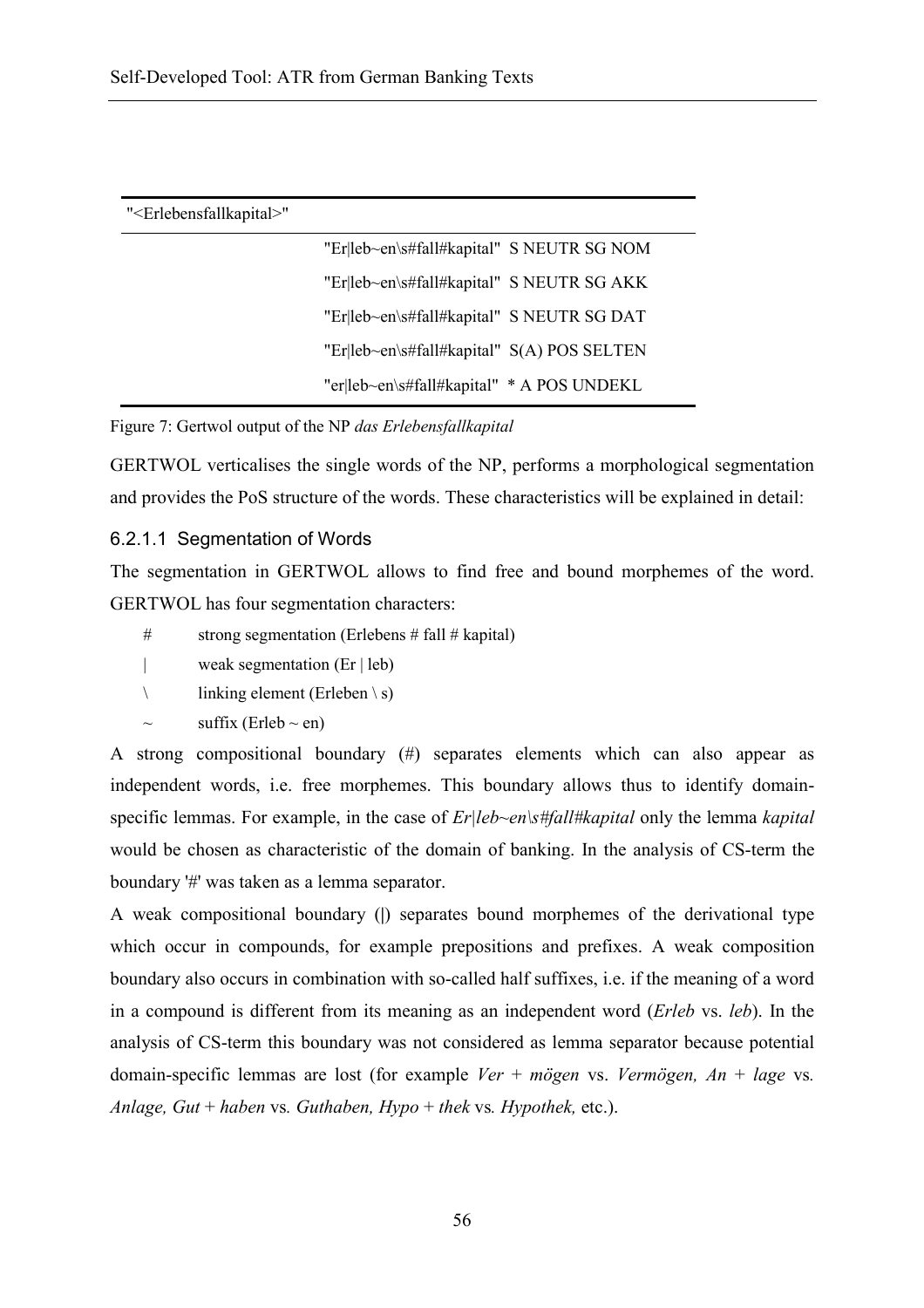| "<Erlebensfallkapital>" | |
|---|---|
| | "Er\|leb~en\s#fall#kapital" S NEUTR SG NOM |
| | "Er\|leb~en\s#fall#kapital" S NEUTR SG AKK |
| | "Er\|leb~en\s#fall#kapital" S NEUTR SG DAT |
| | "Er\|leb~en\s#fall#kapital" S(A) POS SELTEN |
| | "er\|leb~en\s#fall#kapital" * A POS UNDEKL |

Figure 7: Gertwol output of the NP *das Erlebensfallkapital*

GERTWOL verticalises the single words of the NP, performs a morphological segmentation and provides the PoS structure of the words. These characteristics will be explained in detail:

#### 6.2.1.1 Segmentation of Words

The segmentation in GERTWOL allows to find free and bound morphemes of the word. GERTWOL has four segmentation characters:

- \#   strong segmentation (Erlebens # fall # kapital)
- |   weak segmentation (Er | leb)
- \   linking element (Erleben \ s)
- ~   suffix (Erleb ~ en)

A strong compositional boundary (#) separates elements which can also appear as independent words, i.e. free morphemes. This boundary allows thus to identify domain-specific lemmas. For example, in the case of *Er|leb~en\s#fall#kapital* only the lemma *kapital* would be chosen as characteristic of the domain of banking. In the analysis of CS-term the boundary '#' was taken as a lemma separator.

A weak compositional boundary (|) separates bound morphemes of the derivational type which occur in compounds, for example prepositions and prefixes. A weak composition boundary also occurs in combination with so-called half suffixes, i.e. if the meaning of a word in a compound is different from its meaning as an independent word (*Erleb* vs. *leb*). In the analysis of CS-term this boundary was not considered as lemma separator because potential domain-specific lemmas are lost (for example *Ver* + *mögen* vs. *Vermögen, An* + *lage* vs. *Anlage, Gut* + *haben* vs. *Guthaben, Hypo* + *thek* vs. *Hypothek,* etc.).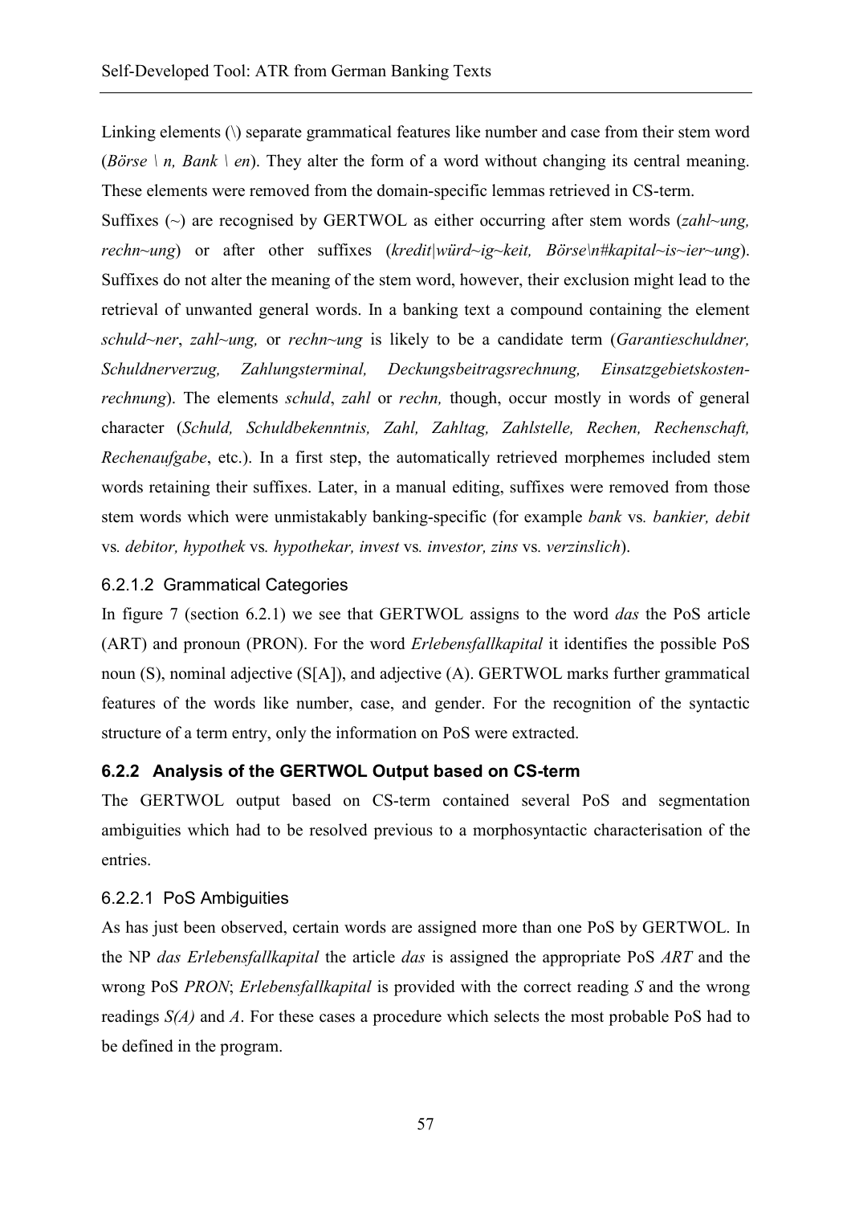Linking elements (\) separate grammatical features like number and case from their stem word (*Börse \ n, Bank \ en*). They alter the form of a word without changing its central meaning. These elements were removed from the domain-specific lemmas retrieved in CS-term.

Suffixes (~) are recognised by GERTWOL as either occurring after stem words (*zahl~ung, rechn~ung*) or after other suffixes (*kredit|würd~ig~keit, Börse\n#kapital~is~ier~ung*). Suffixes do not alter the meaning of the stem word, however, their exclusion might lead to the retrieval of unwanted general words. In a banking text a compound containing the element *schuld~ner*, *zahl~ung,* or *rechn~ung* is likely to be a candidate term (*Garantieschuldner, Schuldnerverzug, Zahlungsterminal, Deckungsbeitragsrechnung, Einsatzgebietskosten-rechnung*). The elements *schuld*, *zahl* or *rechn,* though, occur mostly in words of general character (*Schuld, Schuldbekenntnis, Zahl, Zahltag, Zahlstelle, Rechen, Rechenschaft, Rechenaufgabe*, etc.). In a first step, the automatically retrieved morphemes included stem words retaining their suffixes. Later, in a manual editing, suffixes were removed from those stem words which were unmistakably banking-specific (for example *bank* vs*. bankier, debit* vs*. debitor, hypothek* vs*. hypothekar, invest* vs*. investor, zins* vs*. verzinslich*).

#### 6.2.1.2 Grammatical Categories

In figure 7 (section 6.2.1) we see that GERTWOL assigns to the word *das* the PoS article (ART) and pronoun (PRON). For the word *Erlebensfallkapital* it identifies the possible PoS noun (S), nominal adjective (S[A]), and adjective (A). GERTWOL marks further grammatical features of the words like number, case, and gender. For the recognition of the syntactic structure of a term entry, only the information on PoS were extracted.

### 6.2.2 Analysis of the GERTWOL Output based on CS-term

The GERTWOL output based on CS-term contained several PoS and segmentation ambiguities which had to be resolved previous to a morphosyntactic characterisation of the entries.

#### 6.2.2.1 PoS Ambiguities

As has just been observed, certain words are assigned more than one PoS by GERTWOL. In the NP *das Erlebensfallkapital* the article *das* is assigned the appropriate PoS *ART* and the wrong PoS *PRON*; *Erlebensfallkapital* is provided with the correct reading *S* and the wrong readings *S(A)* and *A*. For these cases a procedure which selects the most probable PoS had to be defined in the program.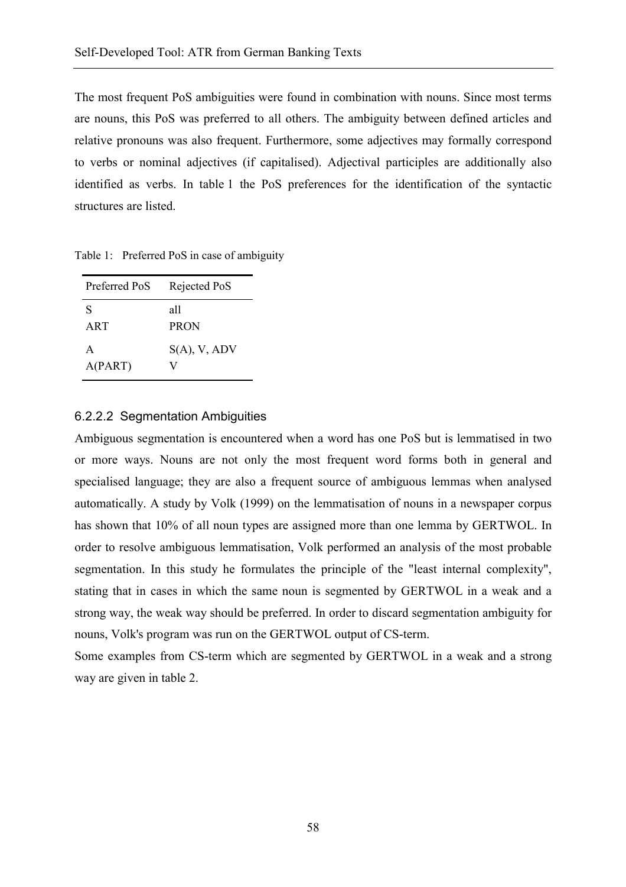The most frequent PoS ambiguities were found in combination with nouns. Since most terms are nouns, this PoS was preferred to all others. The ambiguity between defined articles and relative pronouns was also frequent. Furthermore, some adjectives may formally correspond to verbs or nominal adjectives (if capitalised). Adjectival participles are additionally also identified as verbs. In table 1 the PoS preferences for the identification of the syntactic structures are listed.

Table 1: Preferred PoS in case of ambiguity

| Preferred PoS | Rejected PoS |
|---|---|
| S | all |
| ART | PRON |
| A | S(A), V, ADV |
| A(PART) | V |

#### 6.2.2.2 Segmentation Ambiguities

Ambiguous segmentation is encountered when a word has one PoS but is lemmatised in two or more ways. Nouns are not only the most frequent word forms both in general and specialised language; they are also a frequent source of ambiguous lemmas when analysed automatically. A study by Volk (1999) on the lemmatisation of nouns in a newspaper corpus has shown that 10% of all noun types are assigned more than one lemma by GERTWOL. In order to resolve ambiguous lemmatisation, Volk performed an analysis of the most probable segmentation. In this study he formulates the principle of the "least internal complexity", stating that in cases in which the same noun is segmented by GERTWOL in a weak and a strong way, the weak way should be preferred. In order to discard segmentation ambiguity for nouns, Volk's program was run on the GERTWOL output of CS-term.

Some examples from CS-term which are segmented by GERTWOL in a weak and a strong way are given in table 2.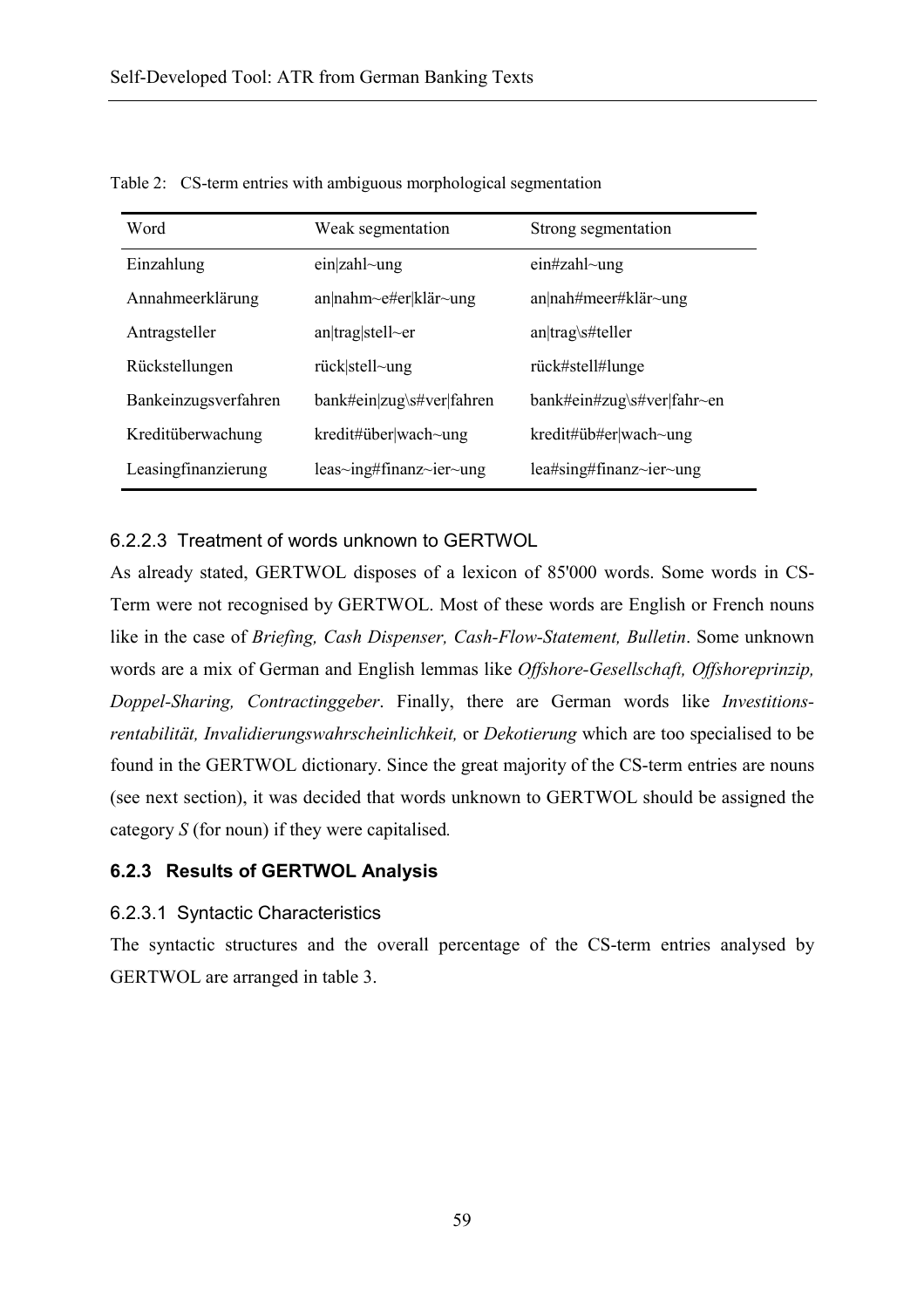Table 2: CS-term entries with ambiguous morphological segmentation

| Word | Weak segmentation | Strong segmentation |
|---|---|---|
| Einzahlung | ein\|zahl~ung | ein#zahl~ung |
| Annahmeerklärung | an\|nahm~e#er\|klär~ung | an\|nah#meer#klär~ung |
| Antragsteller | an\|trag\|stell~er | an\|trag\s#teller |
| Rückstellungen | rück\|stell~ung | rück#stell#lunge |
| Bankeinzugsverfahren | bank#ein\|zug\s#ver\|fahren | bank#ein#zug\s#ver\|fahr~en |
| Kreditüberwachung | kredit#über\|wach~ung | kredit#üb#er\|wach~ung |
| Leasingfinanzierung | leas~ing#finanz~ier~ung | lea#sing#finanz~ier~ung |

#### 6.2.2.3 Treatment of words unknown to GERTWOL

As already stated, GERTWOL disposes of a lexicon of 85'000 words. Some words in CS-Term were not recognised by GERTWOL. Most of these words are English or French nouns like in the case of *Briefing, Cash Dispenser, Cash-Flow-Statement, Bulletin*. Some unknown words are a mix of German and English lemmas like *Offshore-Gesellschaft, Offshoreprinzip, Doppel-Sharing, Contractinggeber*. Finally, there are German words like *Investitions-rentabilität, Invalidierungswahrscheinlichkeit,* or *Dekotierung* which are too specialised to be found in the GERTWOL dictionary. Since the great majority of the CS-term entries are nouns (see next section), it was decided that words unknown to GERTWOL should be assigned the category *S* (for noun) if they were capitalised.

### 6.2.3 Results of GERTWOL Analysis

#### 6.2.3.1 Syntactic Characteristics

The syntactic structures and the overall percentage of the CS-term entries analysed by GERTWOL are arranged in table 3.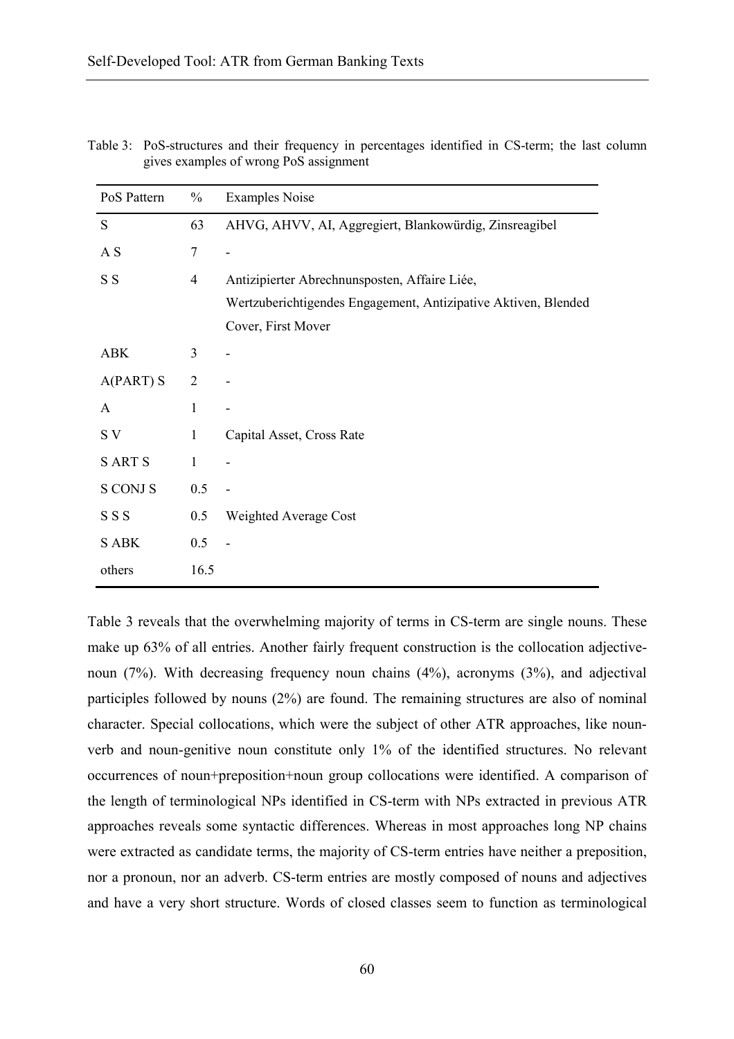Table 3: PoS-structures and their frequency in percentages identified in CS-term; the last column gives examples of wrong PoS assignment

| PoS Pattern | % | Examples Noise |
|---|---|---|
| S | 63 | AHVG, AHVV, AI, Aggregiert, Blankowürdig, Zinsreagibel |
| A S | 7 | - |
| S S | 4 | Antizipierter Abrechnunsposten, Affaire Liée, Wertzuberichtigendes Engagement, Antizipative Aktiven, Blended Cover, First Mover |
| ABK | 3 | - |
| A(PART) S | 2 | - |
| A | 1 | - |
| S V | 1 | Capital Asset, Cross Rate |
| S ART S | 1 | - |
| S CONJ S | 0.5 | - |
| S S S | 0.5 | Weighted Average Cost |
| S ABK | 0.5 | - |
| others | 16.5 | |

Table 3 reveals that the overwhelming majority of terms in CS-term are single nouns. These make up 63% of all entries. Another fairly frequent construction is the collocation adjective-noun (7%). With decreasing frequency noun chains (4%), acronyms (3%), and adjectival participles followed by nouns (2%) are found. The remaining structures are also of nominal character. Special collocations, which were the subject of other ATR approaches, like noun-verb and noun-genitive noun constitute only 1% of the identified structures. No relevant occurrences of noun+preposition+noun group collocations were identified. A comparison of the length of terminological NPs identified in CS-term with NPs extracted in previous ATR approaches reveals some syntactic differences. Whereas in most approaches long NP chains were extracted as candidate terms, the majority of CS-term entries have neither a preposition, nor a pronoun, nor an adverb. CS-term entries are mostly composed of nouns and adjectives and have a very short structure. Words of closed classes seem to function as terminological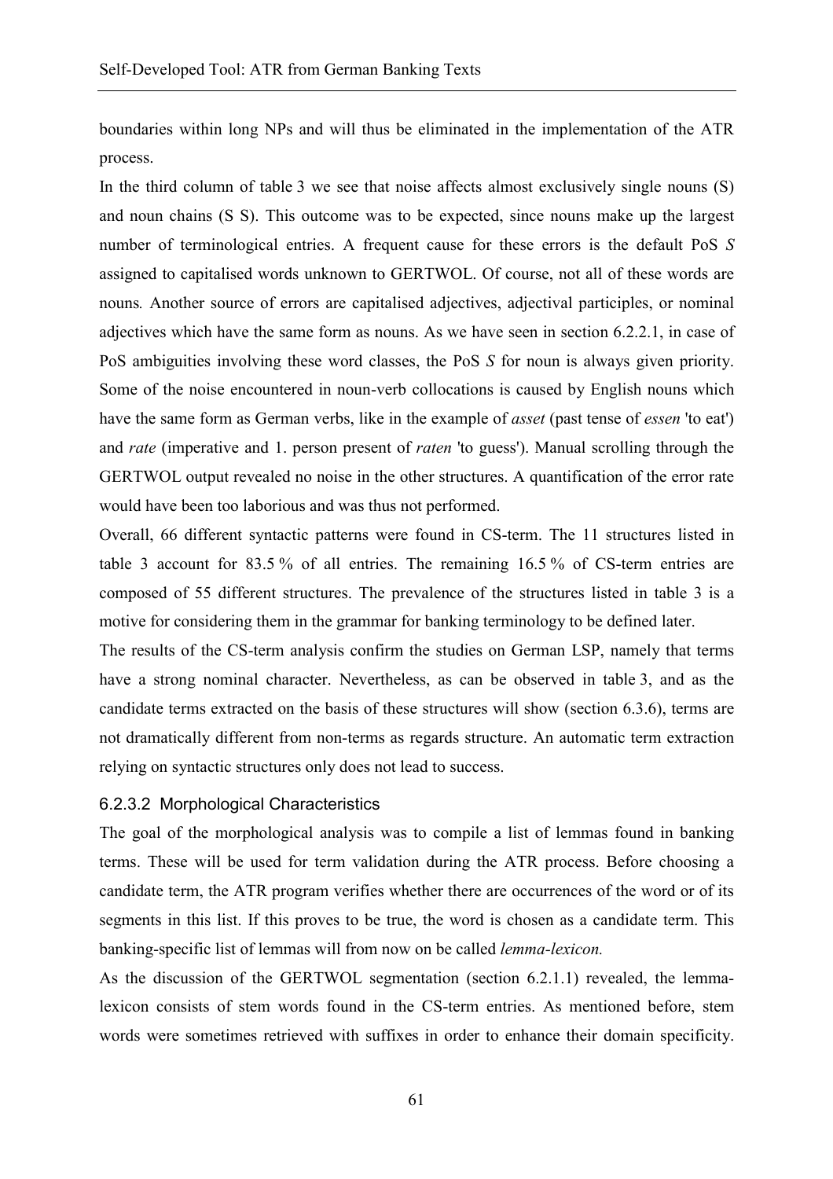boundaries within long NPs and will thus be eliminated in the implementation of the ATR process.

In the third column of table 3 we see that noise affects almost exclusively single nouns (S) and noun chains (S S). This outcome was to be expected, since nouns make up the largest number of terminological entries. A frequent cause for these errors is the default PoS *S* assigned to capitalised words unknown to GERTWOL. Of course, not all of these words are nouns*.* Another source of errors are capitalised adjectives, adjectival participles, or nominal adjectives which have the same form as nouns. As we have seen in section 6.2.2.1, in case of PoS ambiguities involving these word classes, the PoS *S* for noun is always given priority. Some of the noise encountered in noun-verb collocations is caused by English nouns which have the same form as German verbs, like in the example of *asset* (past tense of *essen* 'to eat') and *rate* (imperative and 1. person present of *raten* 'to guess'). Manual scrolling through the GERTWOL output revealed no noise in the other structures. A quantification of the error rate would have been too laborious and was thus not performed.

Overall, 66 different syntactic patterns were found in CS-term. The 11 structures listed in table 3 account for 83.5 % of all entries. The remaining 16.5 % of CS-term entries are composed of 55 different structures. The prevalence of the structures listed in table 3 is a motive for considering them in the grammar for banking terminology to be defined later.

The results of the CS-term analysis confirm the studies on German LSP, namely that terms have a strong nominal character. Nevertheless, as can be observed in table 3, and as the candidate terms extracted on the basis of these structures will show (section 6.3.6), terms are not dramatically different from non-terms as regards structure. An automatic term extraction relying on syntactic structures only does not lead to success.

#### 6.2.3.2 Morphological Characteristics

The goal of the morphological analysis was to compile a list of lemmas found in banking terms. These will be used for term validation during the ATR process. Before choosing a candidate term, the ATR program verifies whether there are occurrences of the word or of its segments in this list. If this proves to be true, the word is chosen as a candidate term. This banking-specific list of lemmas will from now on be called *lemma-lexicon.*

As the discussion of the GERTWOL segmentation (section 6.2.1.1) revealed, the lemma-lexicon consists of stem words found in the CS-term entries. As mentioned before, stem words were sometimes retrieved with suffixes in order to enhance their domain specificity.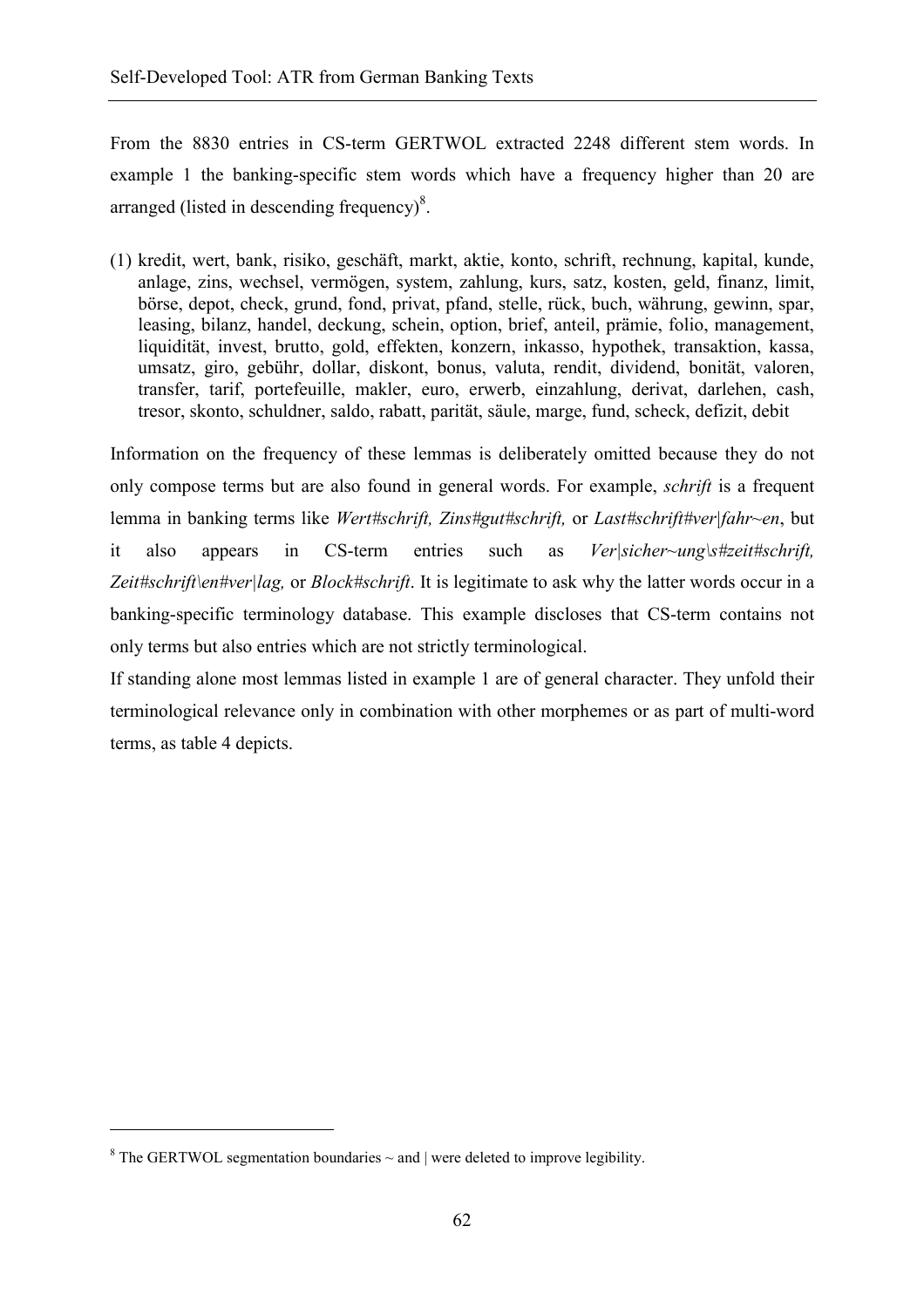From the 8830 entries in CS-term GERTWOL extracted 2248 different stem words. In example 1 the banking-specific stem words which have a frequency higher than 20 are arranged (listed in descending frequency)[8].

(1) kredit, wert, bank, risiko, geschäft, markt, aktie, konto, schrift, rechnung, kapital, kunde, anlage, zins, wechsel, vermögen, system, zahlung, kurs, satz, kosten, geld, finanz, limit, börse, depot, check, grund, fond, privat, pfand, stelle, rück, buch, währung, gewinn, spar, leasing, bilanz, handel, deckung, schein, option, brief, anteil, prämie, folio, management, liquidität, invest, brutto, gold, effekten, konzern, inkasso, hypothek, transaktion, kassa, umsatz, giro, gebühr, dollar, diskont, bonus, valuta, rendit, dividend, bonität, valoren, transfer, tarif, portefeuille, makler, euro, erwerb, einzahlung, derivat, darlehen, cash, tresor, skonto, schuldner, saldo, rabatt, parität, säule, marge, fund, scheck, defizit, debit

Information on the frequency of these lemmas is deliberately omitted because they do not only compose terms but are also found in general words. For example, *schrift* is a frequent lemma in banking terms like *Wert#schrift, Zins#gut#schrift,* or *Last#schrift#ver|fahr~en*, but it also appears in CS-term entries such as *Ver|sicher~ung\s#zeit#schrift, Zeit#schrift\en#ver|lag,* or *Block#schrift*. It is legitimate to ask why the latter words occur in a banking-specific terminology database. This example discloses that CS-term contains not only terms but also entries which are not strictly terminological.

If standing alone most lemmas listed in example 1 are of general character. They unfold their terminological relevance only in combination with other morphemes or as part of multi-word terms, as table 4 depicts.

[8] The GERTWOL segmentation boundaries ~ and | were deleted to improve legibility.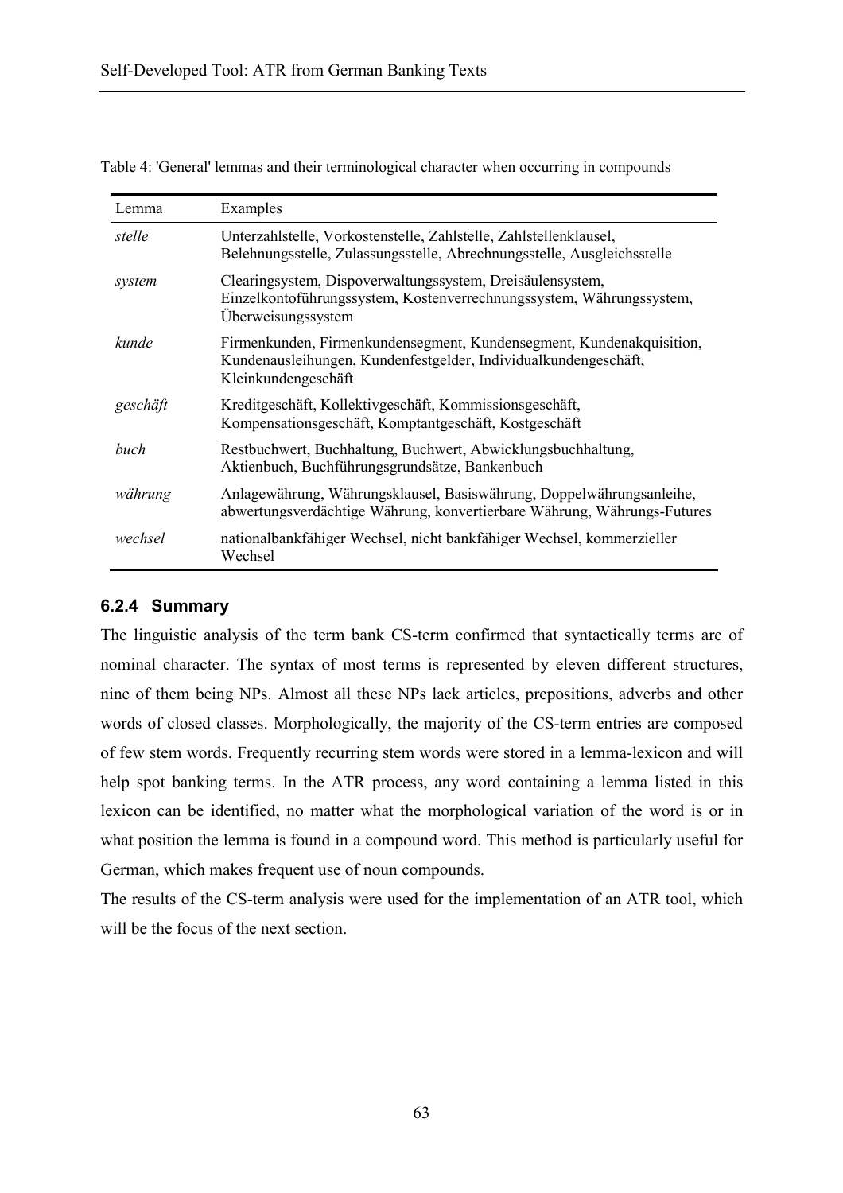Table 4: 'General' lemmas and their terminological character when occurring in compounds

| Lemma | Examples |
|---|---|
| *stelle* | Unterzahlstelle, Vorkostenstelle, Zahlstelle, Zahlstellenklausel, Belehnungsstelle, Zulassungsstelle, Abrechnungsstelle, Ausgleichsstelle |
| *system* | Clearingsystem, Dispoverwaltungssystem, Dreisäulensystem, Einzelkontoführungssystem, Kostenverrechnungssystem, Währungssystem, Überweisungssystem |
| *kunde* | Firmenkunden, Firmenkundensegment, Kundensegment, Kundenakquisition, Kundenausleihungen, Kundenfestgelder, Individualkundengeschäft, Kleinkundengeschäft |
| *geschäft* | Kreditgeschäft, Kollektivgeschäft, Kommissionsgeschäft, Kompensationsgeschäft, Komptantgeschäft, Kostgeschäft |
| *buch* | Restbuchwert, Buchhaltung, Buchwert, Abwicklungsbuchhaltung, Aktienbuch, Buchführungsgrundsätze, Bankenbuch |
| *währung* | Anlagewährung, Währungsklausel, Basiswährung, Doppelwährungsanleihe, abwertungsverdächtige Währung, konvertierbare Währung, Währungs-Futures |
| *wechsel* | nationalbankfähiger Wechsel, nicht bankfähiger Wechsel, kommerzieller Wechsel |

### 6.2.4 Summary

The linguistic analysis of the term bank CS-term confirmed that syntactically terms are of nominal character. The syntax of most terms is represented by eleven different structures, nine of them being NPs. Almost all these NPs lack articles, prepositions, adverbs and other words of closed classes. Morphologically, the majority of the CS-term entries are composed of few stem words. Frequently recurring stem words were stored in a lemma-lexicon and will help spot banking terms. In the ATR process, any word containing a lemma listed in this lexicon can be identified, no matter what the morphological variation of the word is or in what position the lemma is found in a compound word. This method is particularly useful for German, which makes frequent use of noun compounds.

The results of the CS-term analysis were used for the implementation of an ATR tool, which will be the focus of the next section.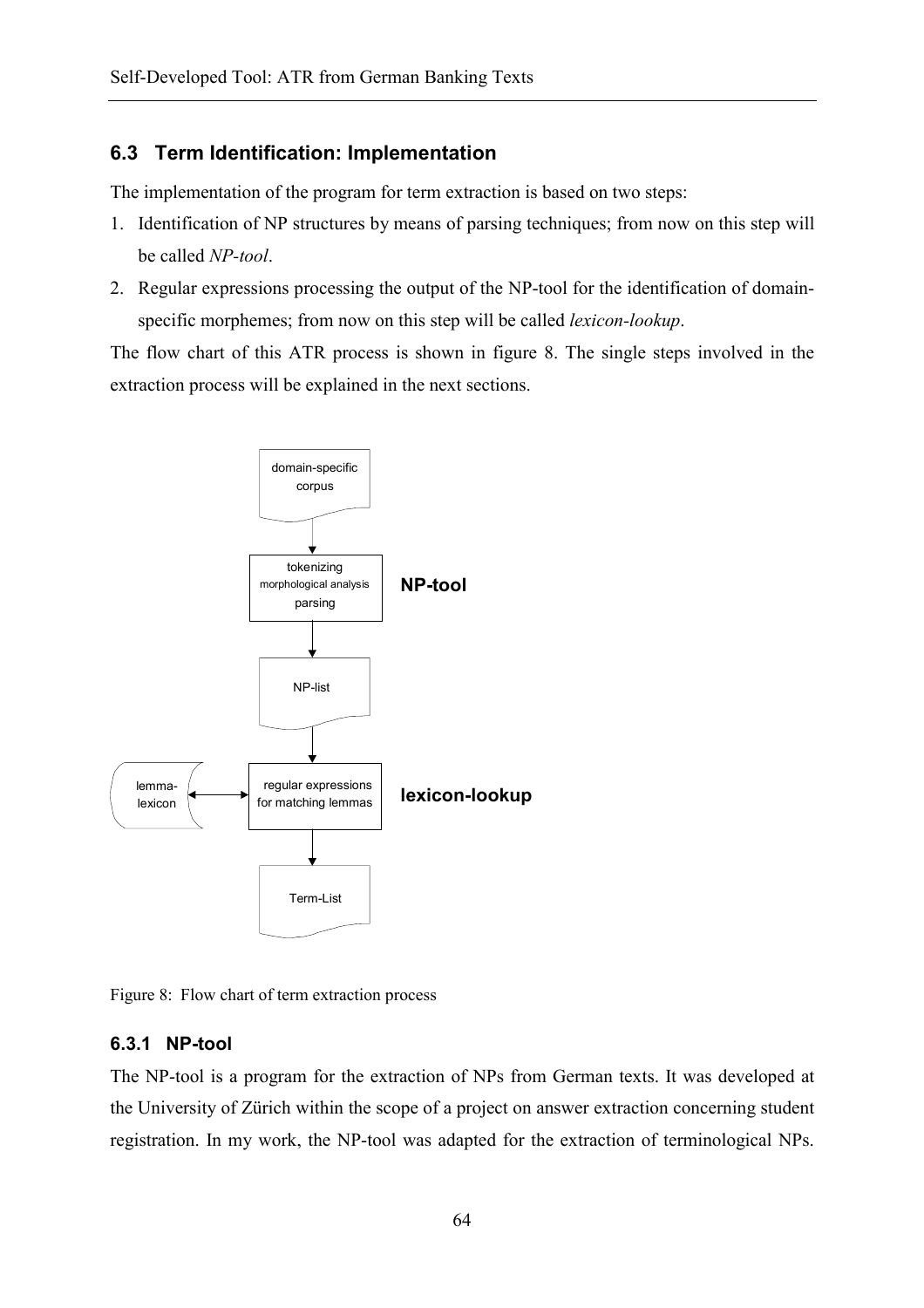## 6.3 Term Identification: Implementation

The implementation of the program for term extraction is based on two steps:

1. Identification of NP structures by means of parsing techniques; from now on this step will be called *NP-tool*.
2. Regular expressions processing the output of the NP-tool for the identification of domain-specific morphemes; from now on this step will be called *lexicon-lookup*.

The flow chart of this ATR process is shown in figure 8. The single steps involved in the extraction process will be explained in the next sections.

domain-specific corpus

tokenizing
morphological analysis
parsing

**NP-tool**

NP-list

lemma-lexicon

regular expressions for matching lemmas

**lexicon-lookup**

Term-List

Figure 8: Flow chart of term extraction process

### 6.3.1 NP-tool

The NP-tool is a program for the extraction of NPs from German texts. It was developed at the University of Zürich within the scope of a project on answer extraction concerning student registration. In my work, the NP-tool was adapted for the extraction of terminological NPs.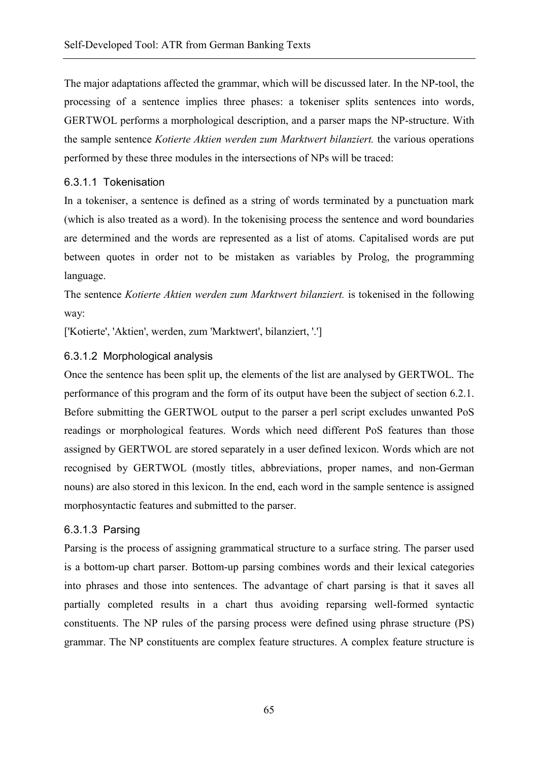The major adaptations affected the grammar, which will be discussed later. In the NP-tool, the processing of a sentence implies three phases: a tokeniser splits sentences into words, GERTWOL performs a morphological description, and a parser maps the NP-structure. With the sample sentence *Kotierte Aktien werden zum Marktwert bilanziert.* the various operations performed by these three modules in the intersections of NPs will be traced:

#### 6.3.1.1 Tokenisation

In a tokeniser, a sentence is defined as a string of words terminated by a punctuation mark (which is also treated as a word). In the tokenising process the sentence and word boundaries are determined and the words are represented as a list of atoms. Capitalised words are put between quotes in order not to be mistaken as variables by Prolog, the programming language.

The sentence *Kotierte Aktien werden zum Marktwert bilanziert.* is tokenised in the following way:

['Kotierte', 'Aktien', werden, zum 'Marktwert', bilanziert, '.']

#### 6.3.1.2 Morphological analysis

Once the sentence has been split up, the elements of the list are analysed by GERTWOL. The performance of this program and the form of its output have been the subject of section 6.2.1. Before submitting the GERTWOL output to the parser a perl script excludes unwanted PoS readings or morphological features. Words which need different PoS features than those assigned by GERTWOL are stored separately in a user defined lexicon. Words which are not recognised by GERTWOL (mostly titles, abbreviations, proper names, and non-German nouns) are also stored in this lexicon. In the end, each word in the sample sentence is assigned morphosyntactic features and submitted to the parser.

#### 6.3.1.3 Parsing

Parsing is the process of assigning grammatical structure to a surface string. The parser used is a bottom-up chart parser. Bottom-up parsing combines words and their lexical categories into phrases and those into sentences. The advantage of chart parsing is that it saves all partially completed results in a chart thus avoiding reparsing well-formed syntactic constituents. The NP rules of the parsing process were defined using phrase structure (PS) grammar. The NP constituents are complex feature structures. A complex feature structure is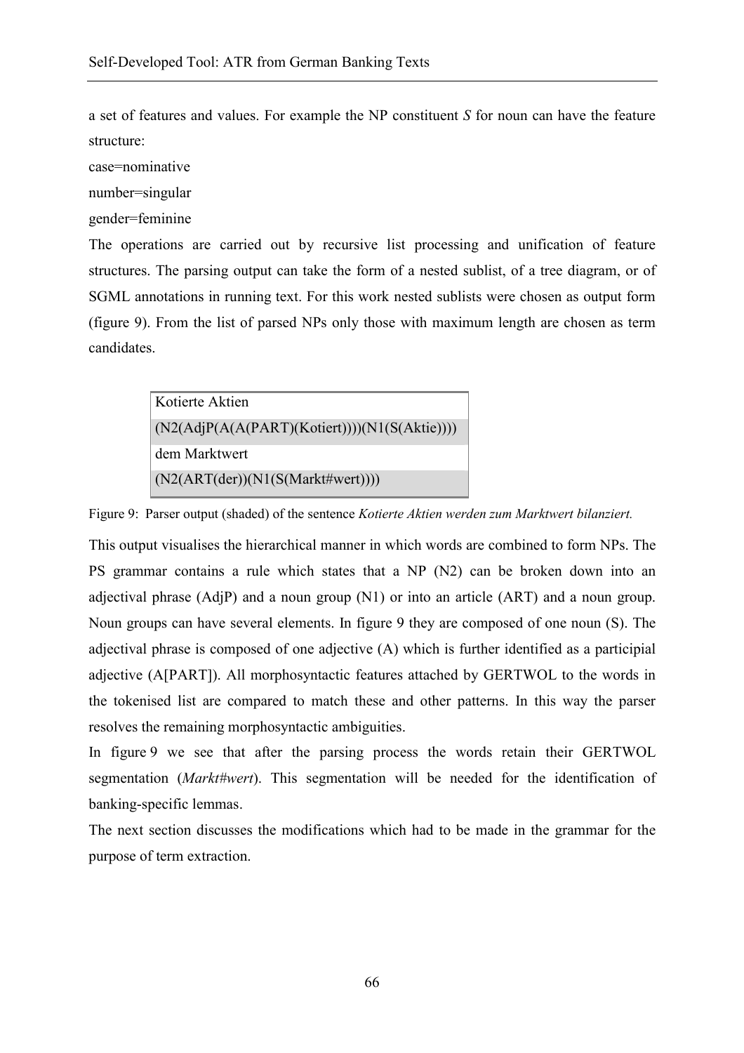a set of features and values. For example the NP constituent *S* for noun can have the feature structure:

case=nominative

number=singular

gender=feminine

The operations are carried out by recursive list processing and unification of feature structures. The parsing output can take the form of a nested sublist, of a tree diagram, or of SGML annotations in running text. For this work nested sublists were chosen as output form (figure 9). From the list of parsed NPs only those with maximum length are chosen as term candidates.

| Kotierte Aktien |
|---|
| (N2(AdjP(A(A(PART)(Kotiert))))(N1(S(Aktie)))) |
| dem Marktwert |
| (N2(ART(der))(N1(S(Markt#wert)))) |

Figure 9: Parser output (shaded) of the sentence *Kotierte Aktien werden zum Marktwert bilanziert.*

This output visualises the hierarchical manner in which words are combined to form NPs. The PS grammar contains a rule which states that a NP (N2) can be broken down into an adjectival phrase (AdjP) and a noun group (N1) or into an article (ART) and a noun group. Noun groups can have several elements. In figure 9 they are composed of one noun (S). The adjectival phrase is composed of one adjective (A) which is further identified as a participial adjective (A[PART]). All morphosyntactic features attached by GERTWOL to the words in the tokenised list are compared to match these and other patterns. In this way the parser resolves the remaining morphosyntactic ambiguities.

In figure 9 we see that after the parsing process the words retain their GERTWOL segmentation (*Markt#wert*). This segmentation will be needed for the identification of banking-specific lemmas.

The next section discusses the modifications which had to be made in the grammar for the purpose of term extraction.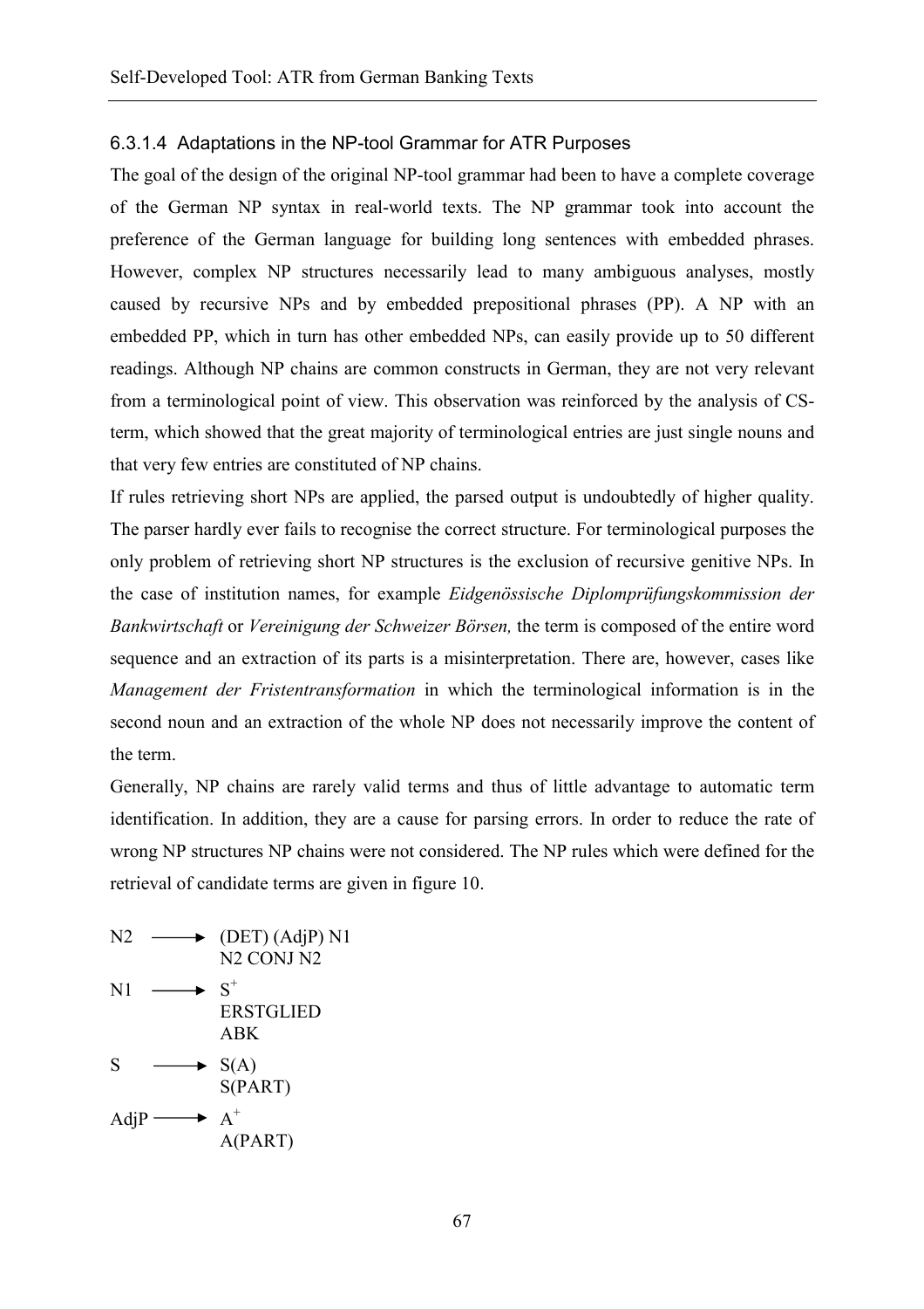#### 6.3.1.4 Adaptations in the NP-tool Grammar for ATR Purposes

The goal of the design of the original NP-tool grammar had been to have a complete coverage of the German NP syntax in real-world texts. The NP grammar took into account the preference of the German language for building long sentences with embedded phrases. However, complex NP structures necessarily lead to many ambiguous analyses, mostly caused by recursive NPs and by embedded prepositional phrases (PP). A NP with an embedded PP, which in turn has other embedded NPs, can easily provide up to 50 different readings. Although NP chains are common constructs in German, they are not very relevant from a terminological point of view. This observation was reinforced by the analysis of CS-term, which showed that the great majority of terminological entries are just single nouns and that very few entries are constituted of NP chains.

If rules retrieving short NPs are applied, the parsed output is undoubtedly of higher quality. The parser hardly ever fails to recognise the correct structure. For terminological purposes the only problem of retrieving short NP structures is the exclusion of recursive genitive NPs. In the case of institution names, for example *Eidgenössische Diplomprüfungskommission der Bankwirtschaft* or *Vereinigung der Schweizer Börsen,* the term is composed of the entire word sequence and an extraction of its parts is a misinterpretation. There are, however, cases like *Management der Fristentransformation* in which the terminological information is in the second noun and an extraction of the whole NP does not necessarily improve the content of the term.

Generally, NP chains are rarely valid terms and thus of little advantage to automatic term identification. In addition, they are a cause for parsing errors. In order to reduce the rate of wrong NP structures NP chains were not considered. The NP rules which were defined for the retrieval of candidate terms are given in figure 10.

N2 ⟶ (DET) (AdjP) N1
N2 CONJ N2

N1 ⟶ $S^{+}$
ERSTGLIED
ABK

S ⟶ S(A)
S(PART)

AdjP ⟶ $A^{+}$
A(PART)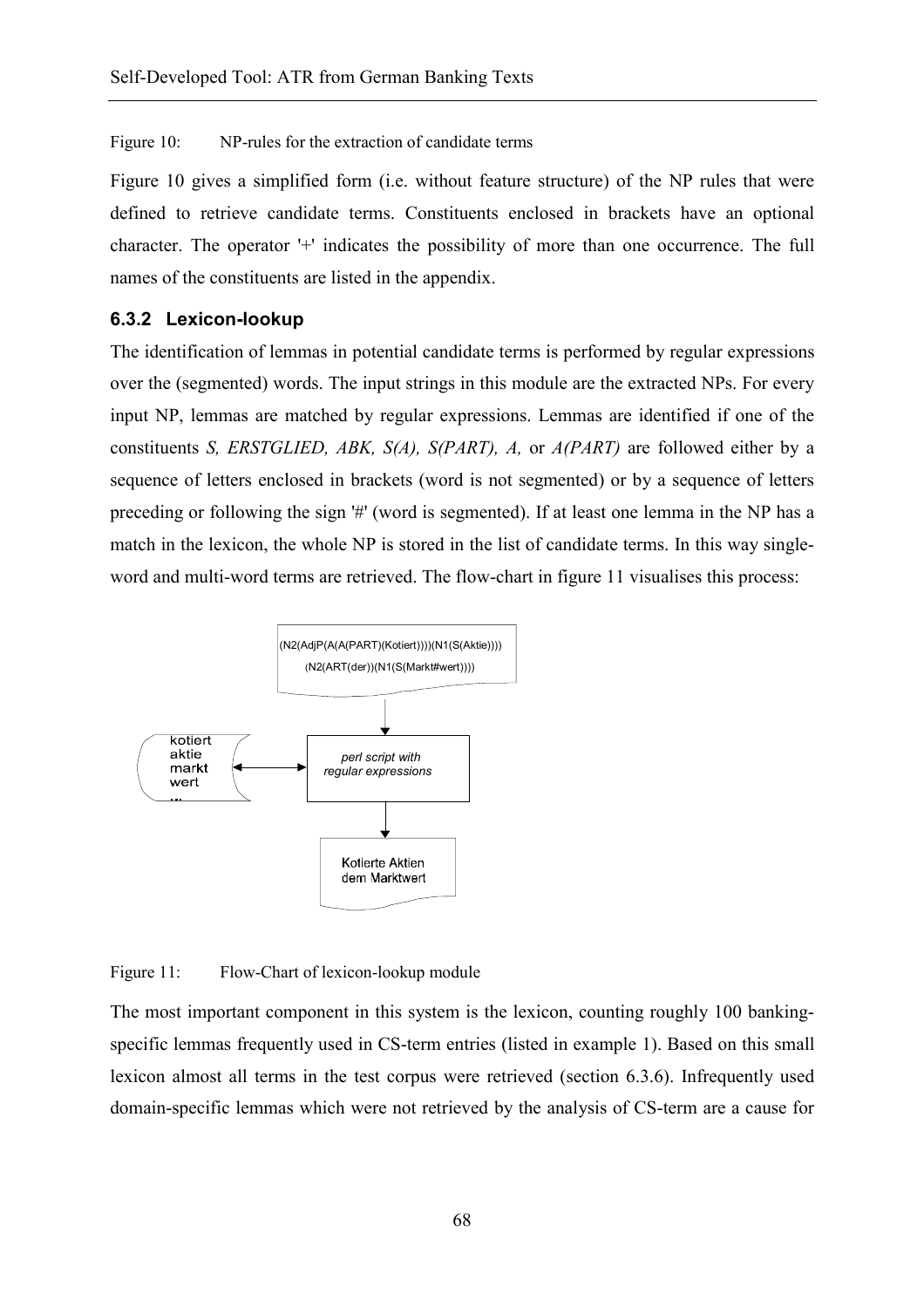Figure 10: NP-rules for the extraction of candidate terms

Figure 10 gives a simplified form (i.e. without feature structure) of the NP rules that were defined to retrieve candidate terms. Constituents enclosed in brackets have an optional character. The operator '+' indicates the possibility of more than one occurrence. The full names of the constituents are listed in the appendix.

### 6.3.2 Lexicon-lookup

The identification of lemmas in potential candidate terms is performed by regular expressions over the (segmented) words. The input strings in this module are the extracted NPs. For every input NP, lemmas are matched by regular expressions. Lemmas are identified if one of the constituents *S, ERSTGLIED, ABK, S(A), S(PART), A,* or *A(PART)* are followed either by a sequence of letters enclosed in brackets (word is not segmented) or by a sequence of letters preceding or following the sign '#' (word is segmented). If at least one lemma in the NP has a match in the lexicon, the whole NP is stored in the list of candidate terms. In this way single-word and multi-word terms are retrieved. The flow-chart in figure 11 visualises this process:

(N2(AdjP(A(A(PART)(Kotiert))))(N1(S(Aktie))))
(N2(ART(der))(N1(S(Markt#wert))))

kotiert
aktie
markt
wert
...

*perl script with regular expressions*

Kotierte Aktien
dem Marktwert

Figure 11: Flow-Chart of lexicon-lookup module

The most important component in this system is the lexicon, counting roughly 100 banking-specific lemmas frequently used in CS-term entries (listed in example 1). Based on this small lexicon almost all terms in the test corpus were retrieved (section 6.3.6). Infrequently used domain-specific lemmas which were not retrieved by the analysis of CS-term are a cause for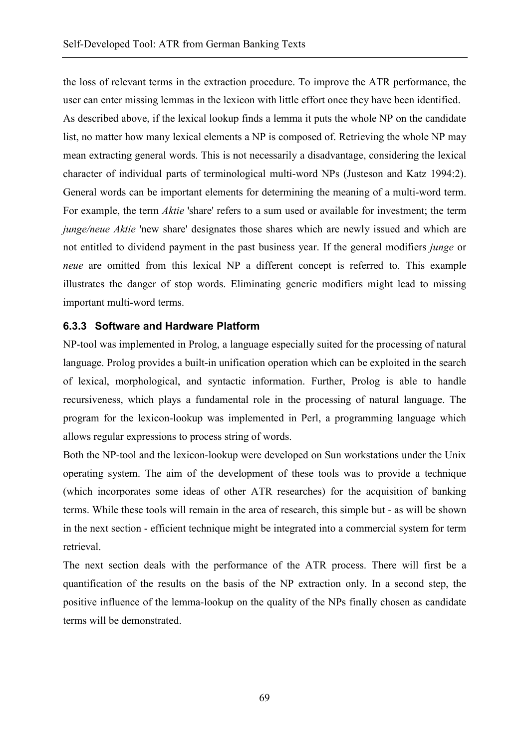the loss of relevant terms in the extraction procedure. To improve the ATR performance, the user can enter missing lemmas in the lexicon with little effort once they have been identified.

As described above, if the lexical lookup finds a lemma it puts the whole NP on the candidate list, no matter how many lexical elements a NP is composed of. Retrieving the whole NP may mean extracting general words. This is not necessarily a disadvantage, considering the lexical character of individual parts of terminological multi-word NPs (Justeson and Katz 1994:2). General words can be important elements for determining the meaning of a multi-word term. For example, the term *Aktie* 'share' refers to a sum used or available for investment; the term *junge/neue Aktie* 'new share' designates those shares which are newly issued and which are not entitled to dividend payment in the past business year. If the general modifiers *junge* or *neue* are omitted from this lexical NP a different concept is referred to. This example illustrates the danger of stop words. Eliminating generic modifiers might lead to missing important multi-word terms.

### 6.3.3 Software and Hardware Platform

NP-tool was implemented in Prolog, a language especially suited for the processing of natural language. Prolog provides a built-in unification operation which can be exploited in the search of lexical, morphological, and syntactic information. Further, Prolog is able to handle recursiveness, which plays a fundamental role in the processing of natural language. The program for the lexicon-lookup was implemented in Perl, a programming language which allows regular expressions to process string of words.

Both the NP-tool and the lexicon-lookup were developed on Sun workstations under the Unix operating system. The aim of the development of these tools was to provide a technique (which incorporates some ideas of other ATR researches) for the acquisition of banking terms. While these tools will remain in the area of research, this simple but - as will be shown in the next section - efficient technique might be integrated into a commercial system for term retrieval.

The next section deals with the performance of the ATR process. There will first be a quantification of the results on the basis of the NP extraction only. In a second step, the positive influence of the lemma-lookup on the quality of the NPs finally chosen as candidate terms will be demonstrated.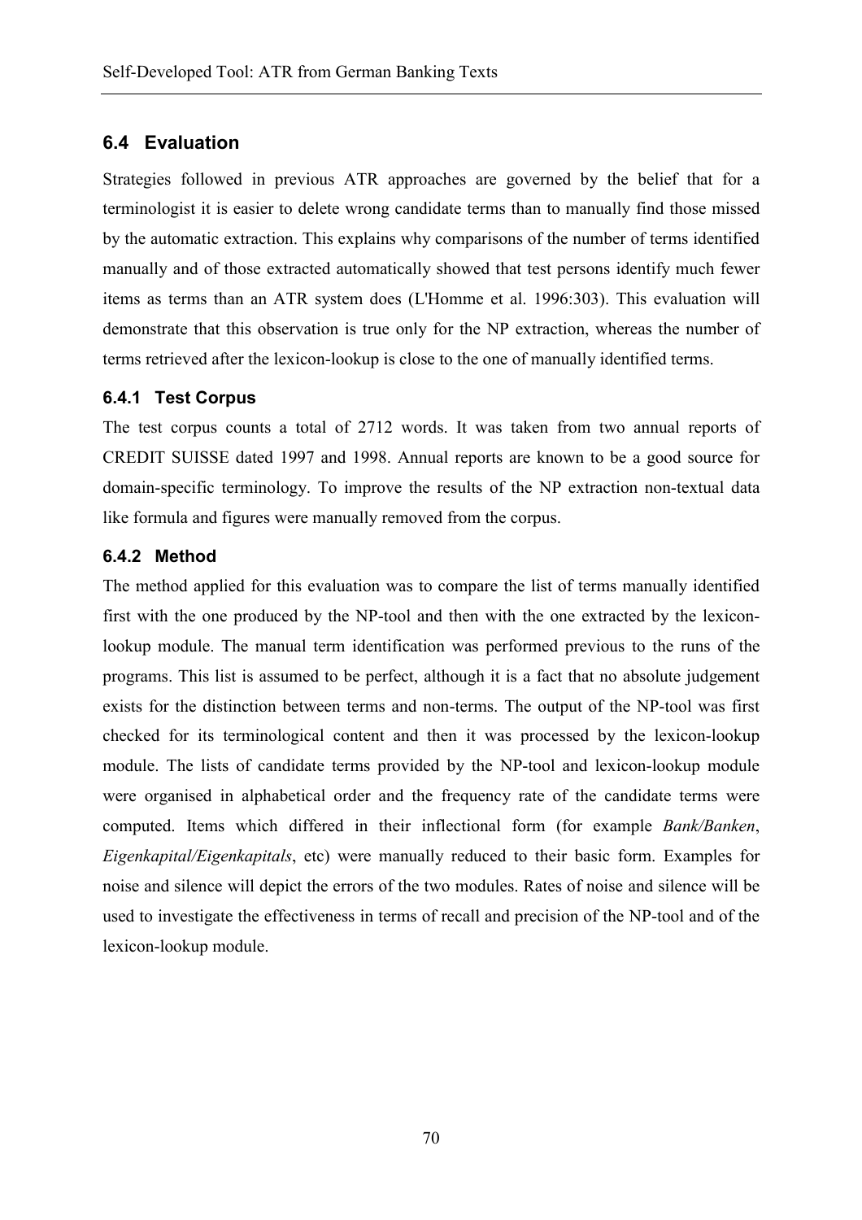## 6.4 Evaluation

Strategies followed in previous ATR approaches are governed by the belief that for a terminologist it is easier to delete wrong candidate terms than to manually find those missed by the automatic extraction. This explains why comparisons of the number of terms identified manually and of those extracted automatically showed that test persons identify much fewer items as terms than an ATR system does (L'Homme et al. 1996:303). This evaluation will demonstrate that this observation is true only for the NP extraction, whereas the number of terms retrieved after the lexicon-lookup is close to the one of manually identified terms.

### 6.4.1 Test Corpus

The test corpus counts a total of 2712 words. It was taken from two annual reports of CREDIT SUISSE dated 1997 and 1998. Annual reports are known to be a good source for domain-specific terminology. To improve the results of the NP extraction non-textual data like formula and figures were manually removed from the corpus.

### 6.4.2 Method

The method applied for this evaluation was to compare the list of terms manually identified first with the one produced by the NP-tool and then with the one extracted by the lexicon-lookup module. The manual term identification was performed previous to the runs of the programs. This list is assumed to be perfect, although it is a fact that no absolute judgement exists for the distinction between terms and non-terms. The output of the NP-tool was first checked for its terminological content and then it was processed by the lexicon-lookup module. The lists of candidate terms provided by the NP-tool and lexicon-lookup module were organised in alphabetical order and the frequency rate of the candidate terms were computed. Items which differed in their inflectional form (for example *Bank/Banken*, *Eigenkapital/Eigenkapitals*, etc) were manually reduced to their basic form. Examples for noise and silence will depict the errors of the two modules. Rates of noise and silence will be used to investigate the effectiveness in terms of recall and precision of the NP-tool and of the lexicon-lookup module.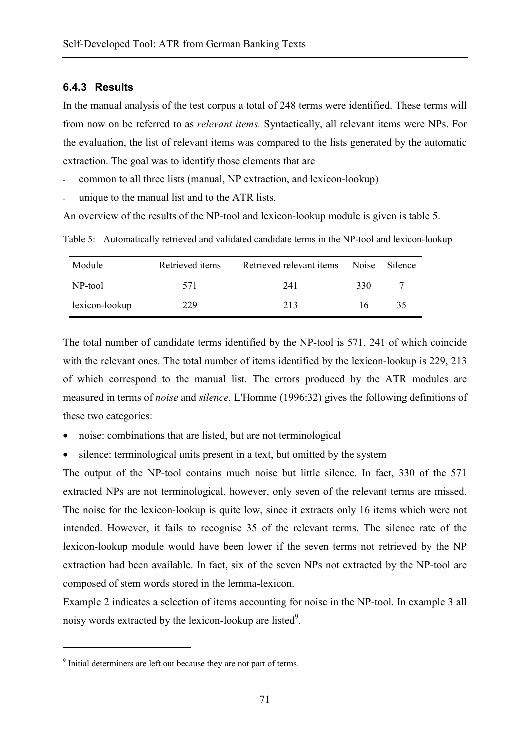### 6.4.3 Results

In the manual analysis of the test corpus a total of 248 terms were identified. These terms will from now on be referred to as *relevant items.* Syntactically, all relevant items were NPs. For the evaluation, the list of relevant items was compared to the lists generated by the automatic extraction. The goal was to identify those elements that are

- common to all three lists (manual, NP extraction, and lexicon-lookup)
- unique to the manual list and to the ATR lists.

An overview of the results of the NP-tool and lexicon-lookup module is given is table 5.

Table 5: Automatically retrieved and validated candidate terms in the NP-tool and lexicon-lookup

| Module | Retrieved items | Retrieved relevant items | Noise | Silence |
| --- | --- | --- | --- | --- |
| NP-tool | 571 | 241 | 330 | 7 |
| lexicon-lookup | 229 | 213 | 16 | 35 |

The total number of candidate terms identified by the NP-tool is 571, 241 of which coincide with the relevant ones. The total number of items identified by the lexicon-lookup is 229, 213 of which correspond to the manual list. The errors produced by the ATR modules are measured in terms of *noise* and *silence*. L'Homme (1996:32) gives the following definitions of these two categories:

- noise: combinations that are listed, but are not terminological
- silence: terminological units present in a text, but omitted by the system

The output of the NP-tool contains much noise but little silence. In fact, 330 of the 571 extracted NPs are not terminological, however, only seven of the relevant terms are missed. The noise for the lexicon-lookup is quite low, since it extracts only 16 items which were not intended. However, it fails to recognise 35 of the relevant terms. The silence rate of the lexicon-lookup module would have been lower if the seven terms not retrieved by the NP extraction had been available. In fact, six of the seven NPs not extracted by the NP-tool are composed of stem words stored in the lemma-lexicon.

Example 2 indicates a selection of items accounting for noise in the NP-tool. In example 3 all noisy words extracted by the lexicon-lookup are listed[9].

[9] Initial determiners are left out because they are not part of terms.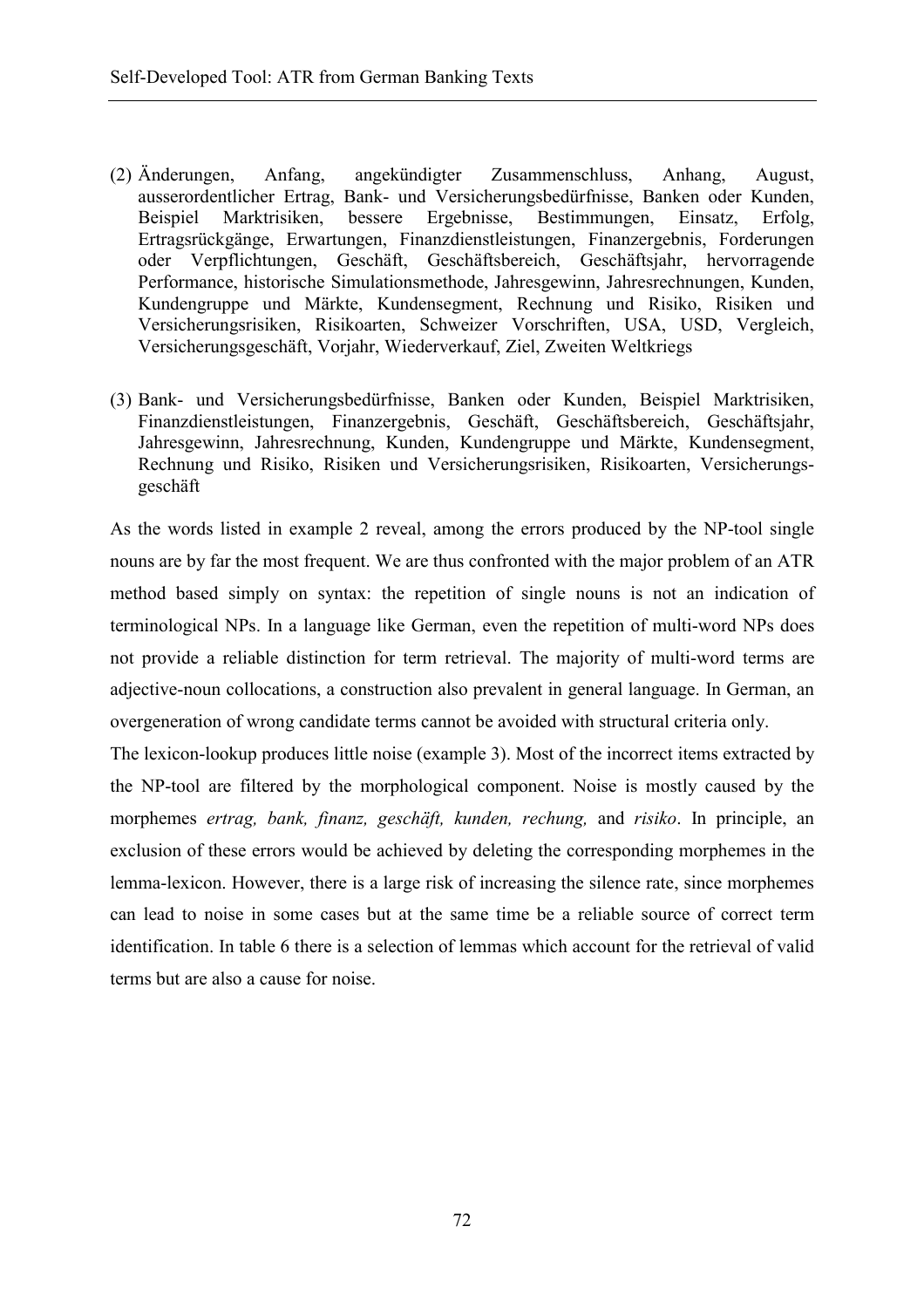(2) Änderungen, Anfang, angekündigter Zusammenschluss, Anhang, August, ausserordentlicher Ertrag, Bank- und Versicherungsbedürfnisse, Banken oder Kunden, Beispiel Marktrisiken, bessere Ergebnisse, Bestimmungen, Einsatz, Erfolg, Ertragsrückgänge, Erwartungen, Finanzdienstleistungen, Finanzergebnis, Forderungen oder Verpflichtungen, Geschäft, Geschäftsbereich, Geschäftsjahr, hervorragende Performance, historische Simulationsmethode, Jahresgewinn, Jahresrechnungen, Kunden, Kundengruppe und Märkte, Kundensegment, Rechnung und Risiko, Risiken und Versicherungsrisiken, Risikoarten, Schweizer Vorschriften, USA, USD, Vergleich, Versicherungsgeschäft, Vorjahr, Wiederverkauf, Ziel, Zweiten Weltkriegs

(3) Bank- und Versicherungsbedürfnisse, Banken oder Kunden, Beispiel Marktrisiken, Finanzdienstleistungen, Finanzergebnis, Geschäft, Geschäftsbereich, Geschäftsjahr, Jahresgewinn, Jahresrechnung, Kunden, Kundengruppe und Märkte, Kundensegment, Rechnung und Risiko, Risiken und Versicherungsrisiken, Risikoarten, Versicherungsgeschäft

As the words listed in example 2 reveal, among the errors produced by the NP-tool single nouns are by far the most frequent. We are thus confronted with the major problem of an ATR method based simply on syntax: the repetition of single nouns is not an indication of terminological NPs. In a language like German, even the repetition of multi-word NPs does not provide a reliable distinction for term retrieval. The majority of multi-word terms are adjective-noun collocations, a construction also prevalent in general language. In German, an overgeneration of wrong candidate terms cannot be avoided with structural criteria only.

The lexicon-lookup produces little noise (example 3). Most of the incorrect items extracted by the NP-tool are filtered by the morphological component. Noise is mostly caused by the morphemes *ertrag, bank, finanz, geschäft, kunden, rechung,* and *risiko*. In principle, an exclusion of these errors would be achieved by deleting the corresponding morphemes in the lemma-lexicon. However, there is a large risk of increasing the silence rate, since morphemes can lead to noise in some cases but at the same time be a reliable source of correct term identification. In table 6 there is a selection of lemmas which account for the retrieval of valid terms but are also a cause for noise.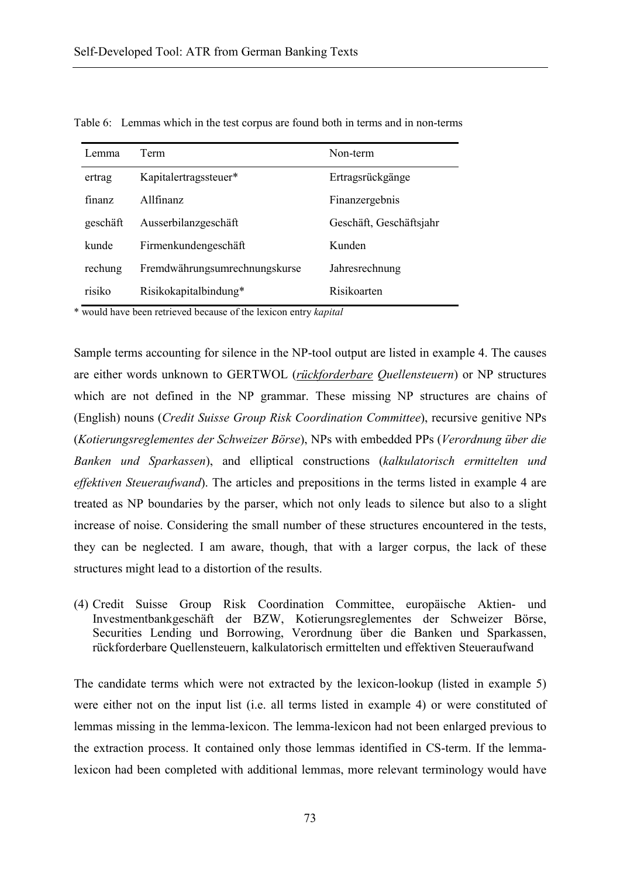Table 6: Lemmas which in the test corpus are found both in terms and in non-terms

| Lemma | Term | Non-term |
|---|---|---|
| ertrag | Kapitalertragssteuer* | Ertragsrückgänge |
| finanz | Allfinanz | Finanzergebnis |
| geschäft | Ausserbilanzgeschäft | Geschäft, Geschäftsjahr |
| kunde | Firmenkundengeschäft | Kunden |
| rechung | Fremdwährungsumrechnungskurse | Jahresrechnung |
| risiko | Risikokapitalbindung* | Risikoarten |

\* would have been retrieved because of the lexicon entry *kapital*

Sample terms accounting for silence in the NP-tool output are listed in example 4. The causes are either words unknown to GERTWOL (*<u>rückforderbare</u> Quellensteuern*) or NP structures which are not defined in the NP grammar. These missing NP structures are chains of (English) nouns (*Credit Suisse Group Risk Coordination Committee*), recursive genitive NPs (*Kotierungsreglementes der Schweizer Börse*), NPs with embedded PPs (*Verordnung über die Banken und Sparkassen*), and elliptical constructions (*kalkulatorisch ermittelten und effektiven Steueraufwand*). The articles and prepositions in the terms listed in example 4 are treated as NP boundaries by the parser, which not only leads to silence but also to a slight increase of noise. Considering the small number of these structures encountered in the tests, they can be neglected. I am aware, though, that with a larger corpus, the lack of these structures might lead to a distortion of the results.

(4) Credit Suisse Group Risk Coordination Committee, europäische Aktien- und Investmentbankgeschäft der BZW, Kotierungsreglementes der Schweizer Börse, Securities Lending und Borrowing, Verordnung über die Banken und Sparkassen, rückforderbare Quellensteuern, kalkulatorisch ermittelten und effektiven Steueraufwand

The candidate terms which were not extracted by the lexicon-lookup (listed in example 5) were either not on the input list (i.e. all terms listed in example 4) or were constituted of lemmas missing in the lemma-lexicon. The lemma-lexicon had not been enlarged previous to the extraction process. It contained only those lemmas identified in CS-term. If the lemma-lexicon had been completed with additional lemmas, more relevant terminology would have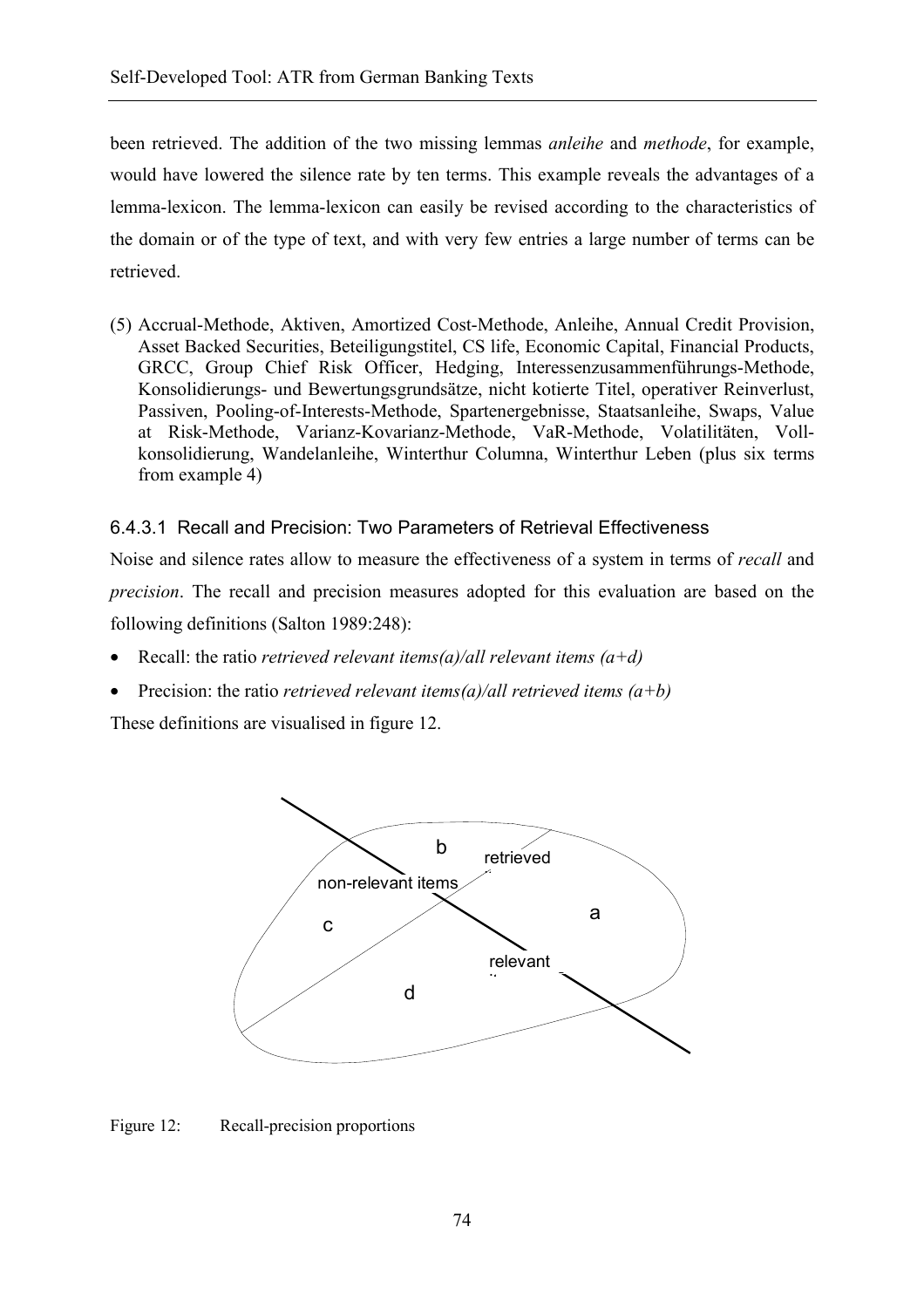been retrieved. The addition of the two missing lemmas *anleihe* and *methode*, for example, would have lowered the silence rate by ten terms. This example reveals the advantages of a lemma-lexicon. The lemma-lexicon can easily be revised according to the characteristics of the domain or of the type of text, and with very few entries a large number of terms can be retrieved.

(5) Accrual-Methode, Aktiven, Amortized Cost-Methode, Anleihe, Annual Credit Provision, Asset Backed Securities, Beteiligungstitel, CS life, Economic Capital, Financial Products, GRCC, Group Chief Risk Officer, Hedging, Interessenzusammenführungs-Methode, Konsolidierungs- und Bewertungsgrundsätze, nicht kotierte Titel, operativer Reinverlust, Passiven, Pooling-of-Interests-Methode, Spartenergebnisse, Staatsanleihe, Swaps, Value at Risk-Methode, Varianz-Kovarianz-Methode, VaR-Methode, Volatilitäten, Vollkonsolidierung, Wandelanleihe, Winterthur Columna, Winterthur Leben (plus six terms from example 4)

#### 6.4.3.1 Recall and Precision: Two Parameters of Retrieval Effectiveness

Noise and silence rates allow to measure the effectiveness of a system in terms of *recall* and *precision*. The recall and precision measures adopted for this evaluation are based on the following definitions (Salton 1989:248):

- Recall: the ratio *retrieved relevant items(a)/all relevant items (a+d)*
- Precision: the ratio *retrieved relevant items(a)/all retrieved items (a+b)*

These definitions are visualised in figure 12.

Figure 12: Recall-precision proportions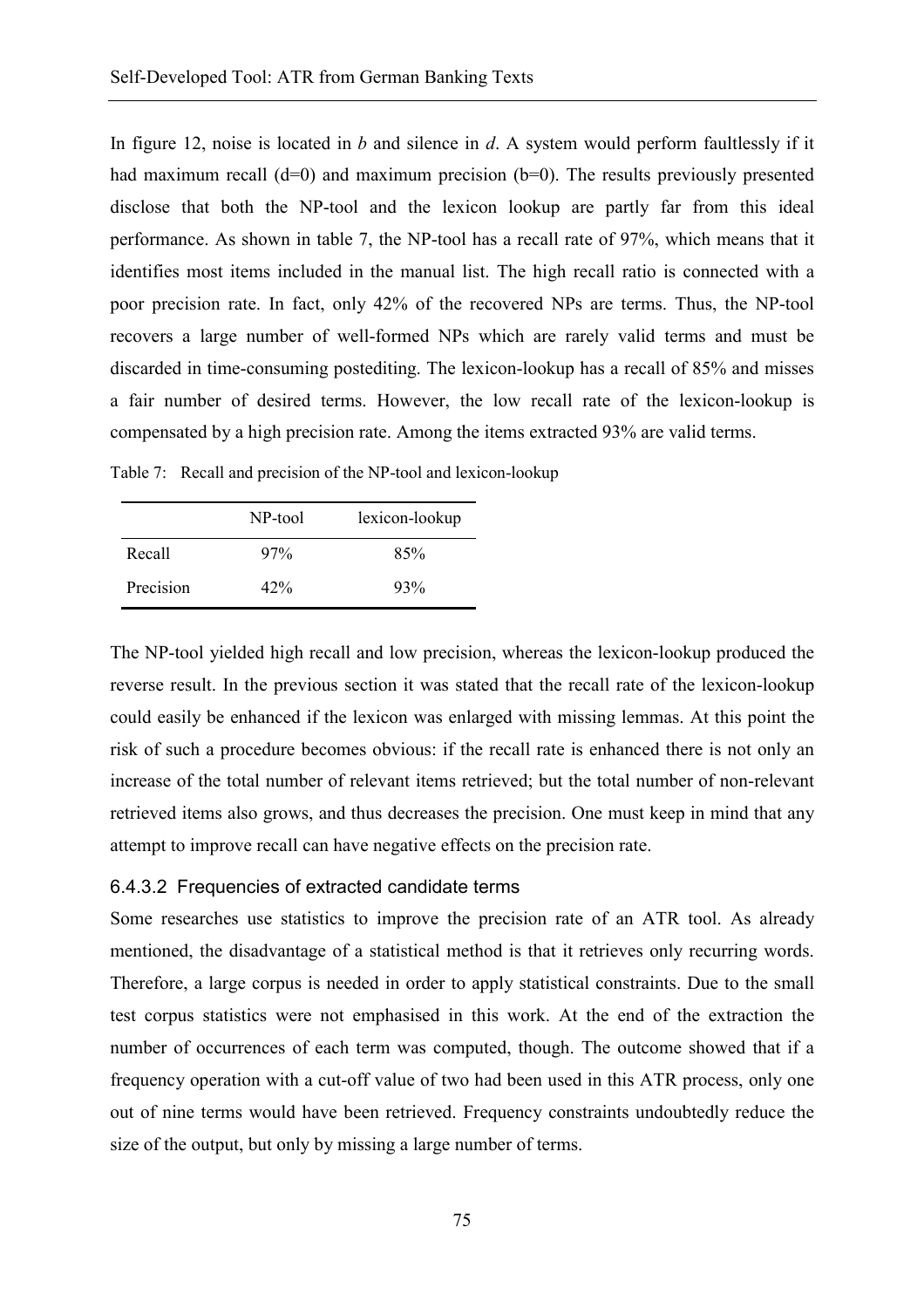In figure 12, noise is located in *b* and silence in *d*. A system would perform faultlessly if it had maximum recall (d=0) and maximum precision (b=0). The results previously presented disclose that both the NP-tool and the lexicon lookup are partly far from this ideal performance. As shown in table 7, the NP-tool has a recall rate of 97%, which means that it identifies most items included in the manual list. The high recall ratio is connected with a poor precision rate. In fact, only 42% of the recovered NPs are terms. Thus, the NP-tool recovers a large number of well-formed NPs which are rarely valid terms and must be discarded in time-consuming postediting. The lexicon-lookup has a recall of 85% and misses a fair number of desired terms. However, the low recall rate of the lexicon-lookup is compensated by a high precision rate. Among the items extracted 93% are valid terms.

Table 7: Recall and precision of the NP-tool and lexicon-lookup

| | NP-tool | lexicon-lookup |
|---|---|---|
| Recall | 97% | 85% |
| Precision | 42% | 93% |

The NP-tool yielded high recall and low precision, whereas the lexicon-lookup produced the reverse result. In the previous section it was stated that the recall rate of the lexicon-lookup could easily be enhanced if the lexicon was enlarged with missing lemmas. At this point the risk of such a procedure becomes obvious: if the recall rate is enhanced there is not only an increase of the total number of relevant items retrieved; but the total number of non-relevant retrieved items also grows, and thus decreases the precision. One must keep in mind that any attempt to improve recall can have negative effects on the precision rate.

#### 6.4.3.2 Frequencies of extracted candidate terms

Some researches use statistics to improve the precision rate of an ATR tool. As already mentioned, the disadvantage of a statistical method is that it retrieves only recurring words. Therefore, a large corpus is needed in order to apply statistical constraints. Due to the small test corpus statistics were not emphasised in this work. At the end of the extraction the number of occurrences of each term was computed, though. The outcome showed that if a frequency operation with a cut-off value of two had been used in this ATR process, only one out of nine terms would have been retrieved. Frequency constraints undoubtedly reduce the size of the output, but only by missing a large number of terms.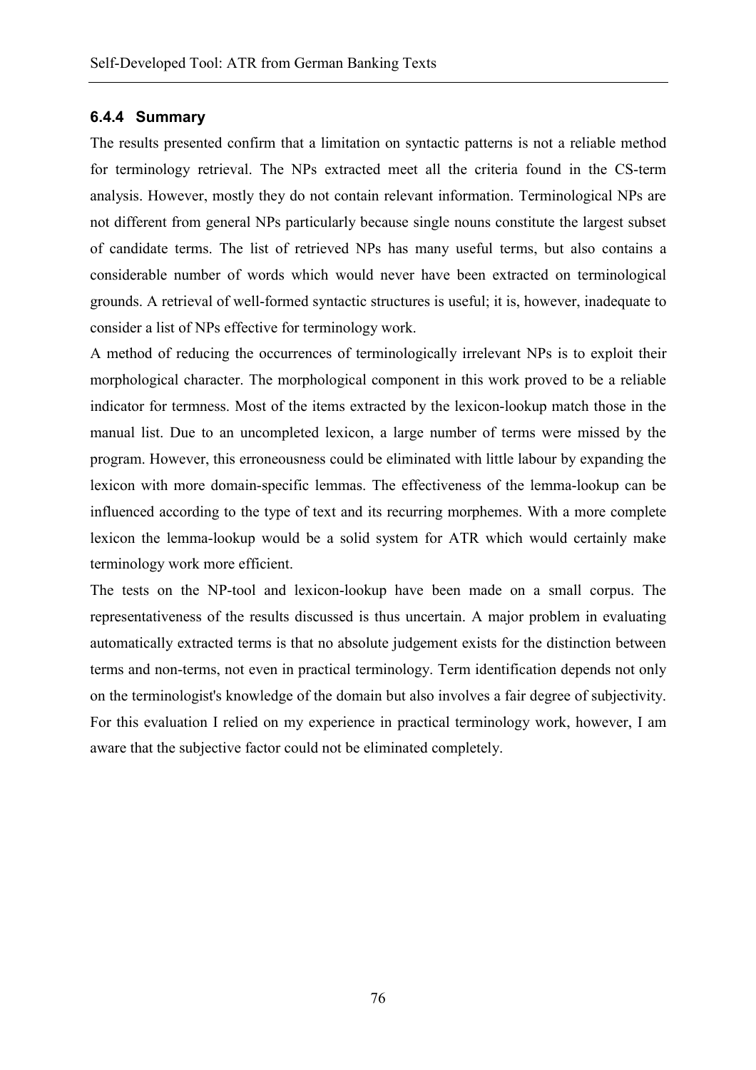### 6.4.4 Summary

The results presented confirm that a limitation on syntactic patterns is not a reliable method for terminology retrieval. The NPs extracted meet all the criteria found in the CS-term analysis. However, mostly they do not contain relevant information. Terminological NPs are not different from general NPs particularly because single nouns constitute the largest subset of candidate terms. The list of retrieved NPs has many useful terms, but also contains a considerable number of words which would never have been extracted on terminological grounds. A retrieval of well-formed syntactic structures is useful; it is, however, inadequate to consider a list of NPs effective for terminology work.

A method of reducing the occurrences of terminologically irrelevant NPs is to exploit their morphological character. The morphological component in this work proved to be a reliable indicator for termness. Most of the items extracted by the lexicon-lookup match those in the manual list. Due to an uncompleted lexicon, a large number of terms were missed by the program. However, this erroneousness could be eliminated with little labour by expanding the lexicon with more domain-specific lemmas. The effectiveness of the lemma-lookup can be influenced according to the type of text and its recurring morphemes. With a more complete lexicon the lemma-lookup would be a solid system for ATR which would certainly make terminology work more efficient.

The tests on the NP-tool and lexicon-lookup have been made on a small corpus. The representativeness of the results discussed is thus uncertain. A major problem in evaluating automatically extracted terms is that no absolute judgement exists for the distinction between terms and non-terms, not even in practical terminology. Term identification depends not only on the terminologist's knowledge of the domain but also involves a fair degree of subjectivity. For this evaluation I relied on my experience in practical terminology work, however, I am aware that the subjective factor could not be eliminated completely.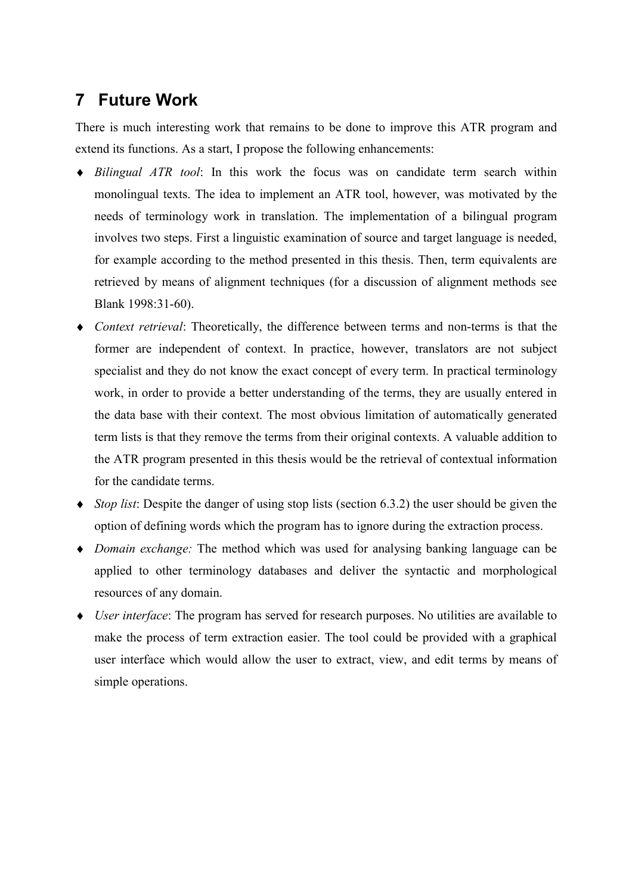# 7 Future Work

There is much interesting work that remains to be done to improve this ATR program and extend its functions. As a start, I propose the following enhancements:

- *Bilingual ATR tool*: In this work the focus was on candidate term search within monolingual texts. The idea to implement an ATR tool, however, was motivated by the needs of terminology work in translation. The implementation of a bilingual program involves two steps. First a linguistic examination of source and target language is needed, for example according to the method presented in this thesis. Then, term equivalents are retrieved by means of alignment techniques (for a discussion of alignment methods see Blank 1998:31-60).
- *Context retrieval*: Theoretically, the difference between terms and non-terms is that the former are independent of context. In practice, however, translators are not subject specialist and they do not know the exact concept of every term. In practical terminology work, in order to provide a better understanding of the terms, they are usually entered in the data base with their context. The most obvious limitation of automatically generated term lists is that they remove the terms from their original contexts. A valuable addition to the ATR program presented in this thesis would be the retrieval of contextual information for the candidate terms.
- *Stop list*: Despite the danger of using stop lists (section 6.3.2) the user should be given the option of defining words which the program has to ignore during the extraction process.
- *Domain exchange:* The method which was used for analysing banking language can be applied to other terminology databases and deliver the syntactic and morphological resources of any domain.
- *User interface*: The program has served for research purposes. No utilities are available to make the process of term extraction easier. The tool could be provided with a graphical user interface which would allow the user to extract, view, and edit terms by means of simple operations.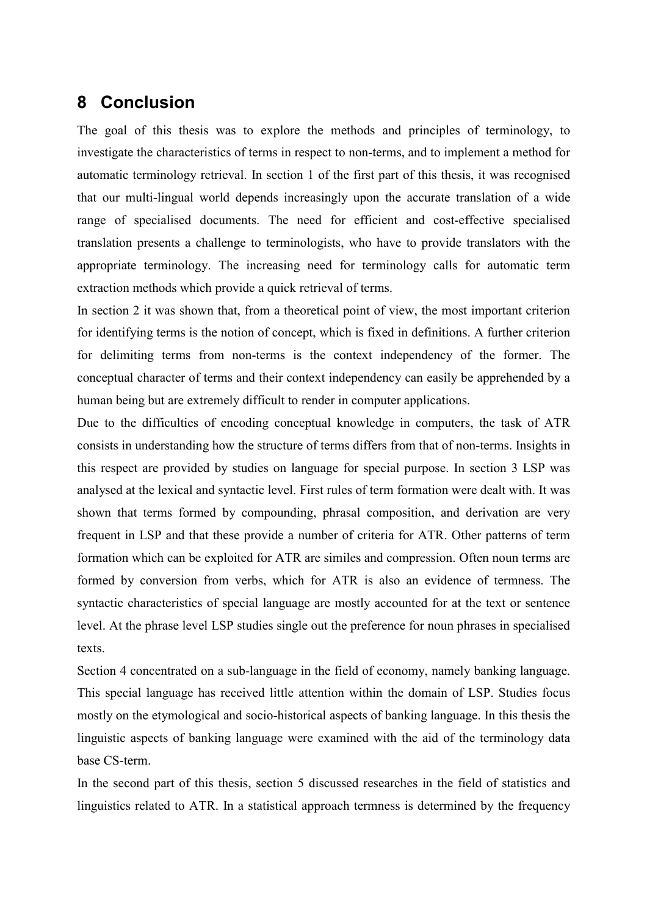# 8 Conclusion

The goal of this thesis was to explore the methods and principles of terminology, to investigate the characteristics of terms in respect to non-terms, and to implement a method for automatic terminology retrieval. In section 1 of the first part of this thesis, it was recognised that our multi-lingual world depends increasingly upon the accurate translation of a wide range of specialised documents. The need for efficient and cost-effective specialised translation presents a challenge to terminologists, who have to provide translators with the appropriate terminology. The increasing need for terminology calls for automatic term extraction methods which provide a quick retrieval of terms.

In section 2 it was shown that, from a theoretical point of view, the most important criterion for identifying terms is the notion of concept, which is fixed in definitions. A further criterion for delimiting terms from non-terms is the context independency of the former. The conceptual character of terms and their context independency can easily be apprehended by a human being but are extremely difficult to render in computer applications.

Due to the difficulties of encoding conceptual knowledge in computers, the task of ATR consists in understanding how the structure of terms differs from that of non-terms. Insights in this respect are provided by studies on language for special purpose. In section 3 LSP was analysed at the lexical and syntactic level. First rules of term formation were dealt with. It was shown that terms formed by compounding, phrasal composition, and derivation are very frequent in LSP and that these provide a number of criteria for ATR. Other patterns of term formation which can be exploited for ATR are similes and compression. Often noun terms are formed by conversion from verbs, which for ATR is also an evidence of termness. The syntactic characteristics of special language are mostly accounted for at the text or sentence level. At the phrase level LSP studies single out the preference for noun phrases in specialised texts.

Section 4 concentrated on a sub-language in the field of economy, namely banking language. This special language has received little attention within the domain of LSP. Studies focus mostly on the etymological and socio-historical aspects of banking language. In this thesis the linguistic aspects of banking language were examined with the aid of the terminology data base CS-term.

In the second part of this thesis, section 5 discussed researches in the field of statistics and linguistics related to ATR. In a statistical approach termness is determined by the frequency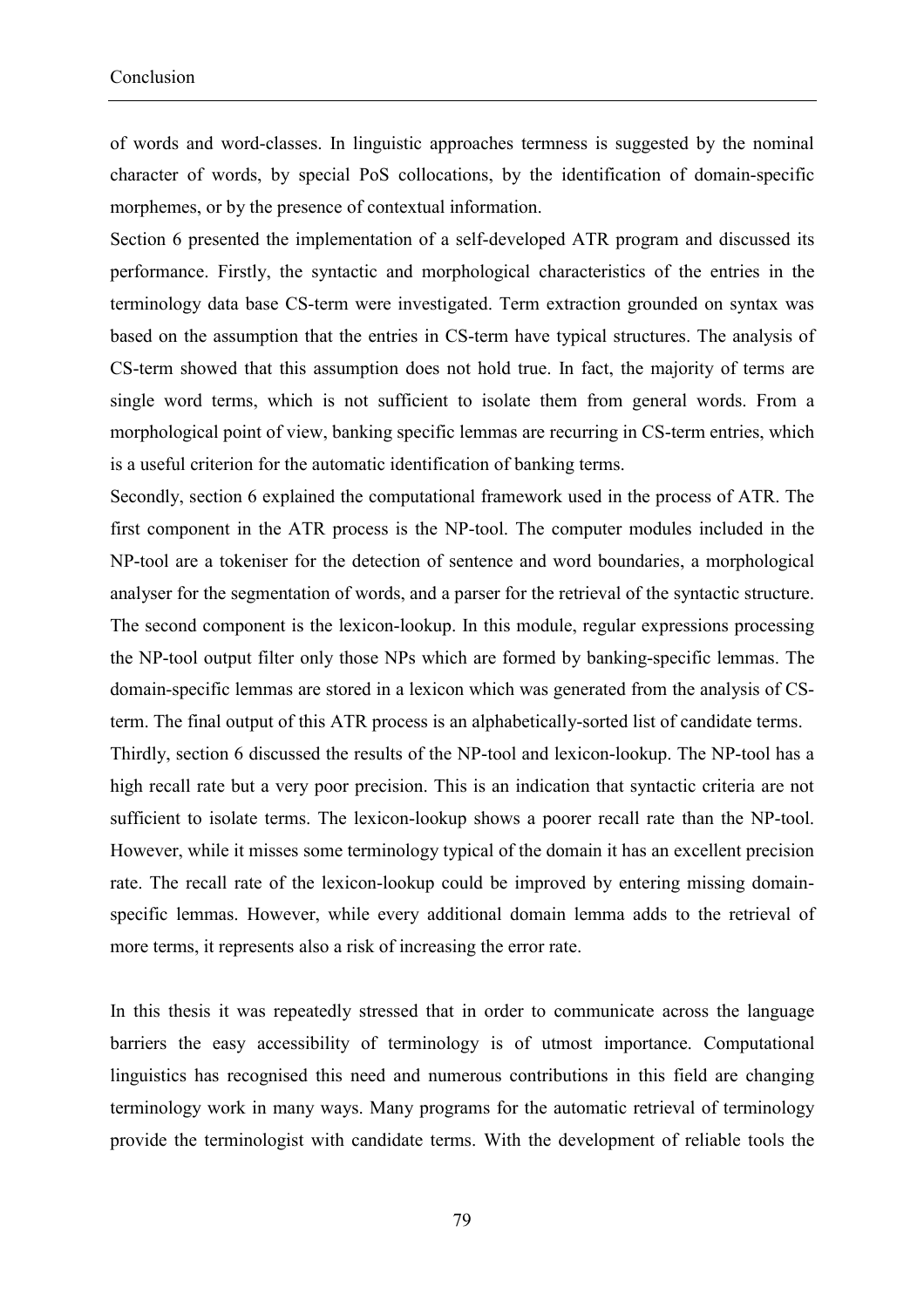of words and word-classes. In linguistic approaches termness is suggested by the nominal character of words, by special PoS collocations, by the identification of domain-specific morphemes, or by the presence of contextual information.

Section 6 presented the implementation of a self-developed ATR program and discussed its performance. Firstly, the syntactic and morphological characteristics of the entries in the terminology data base CS-term were investigated. Term extraction grounded on syntax was based on the assumption that the entries in CS-term have typical structures. The analysis of CS-term showed that this assumption does not hold true. In fact, the majority of terms are single word terms, which is not sufficient to isolate them from general words. From a morphological point of view, banking specific lemmas are recurring in CS-term entries, which is a useful criterion for the automatic identification of banking terms.

Secondly, section 6 explained the computational framework used in the process of ATR. The first component in the ATR process is the NP-tool. The computer modules included in the NP-tool are a tokeniser for the detection of sentence and word boundaries, a morphological analyser for the segmentation of words, and a parser for the retrieval of the syntactic structure. The second component is the lexicon-lookup. In this module, regular expressions processing the NP-tool output filter only those NPs which are formed by banking-specific lemmas. The domain-specific lemmas are stored in a lexicon which was generated from the analysis of CS-term. The final output of this ATR process is an alphabetically-sorted list of candidate terms.

Thirdly, section 6 discussed the results of the NP-tool and lexicon-lookup. The NP-tool has a high recall rate but a very poor precision. This is an indication that syntactic criteria are not sufficient to isolate terms. The lexicon-lookup shows a poorer recall rate than the NP-tool. However, while it misses some terminology typical of the domain it has an excellent precision rate. The recall rate of the lexicon-lookup could be improved by entering missing domain-specific lemmas. However, while every additional domain lemma adds to the retrieval of more terms, it represents also a risk of increasing the error rate.

In this thesis it was repeatedly stressed that in order to communicate across the language barriers the easy accessibility of terminology is of utmost importance. Computational linguistics has recognised this need and numerous contributions in this field are changing terminology work in many ways. Many programs for the automatic retrieval of terminology provide the terminologist with candidate terms. With the development of reliable tools the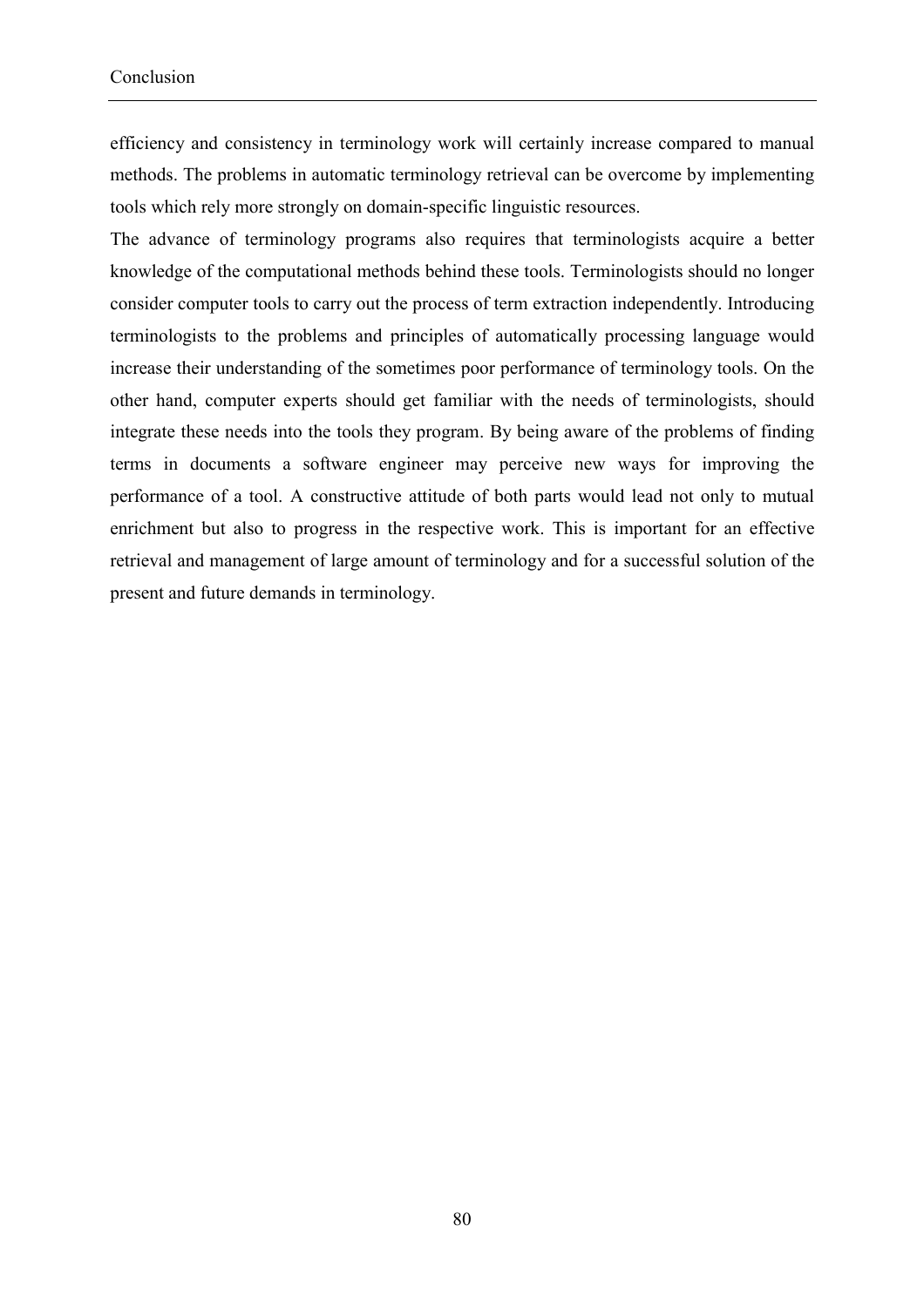efficiency and consistency in terminology work will certainly increase compared to manual methods. The problems in automatic terminology retrieval can be overcome by implementing tools which rely more strongly on domain-specific linguistic resources.

The advance of terminology programs also requires that terminologists acquire a better knowledge of the computational methods behind these tools. Terminologists should no longer consider computer tools to carry out the process of term extraction independently. Introducing terminologists to the problems and principles of automatically processing language would increase their understanding of the sometimes poor performance of terminology tools. On the other hand, computer experts should get familiar with the needs of terminologists, should integrate these needs into the tools they program. By being aware of the problems of finding terms in documents a software engineer may perceive new ways for improving the performance of a tool. A constructive attitude of both parts would lead not only to mutual enrichment but also to progress in the respective work. This is important for an effective retrieval and management of large amount of terminology and for a successful solution of the present and future demands in terminology.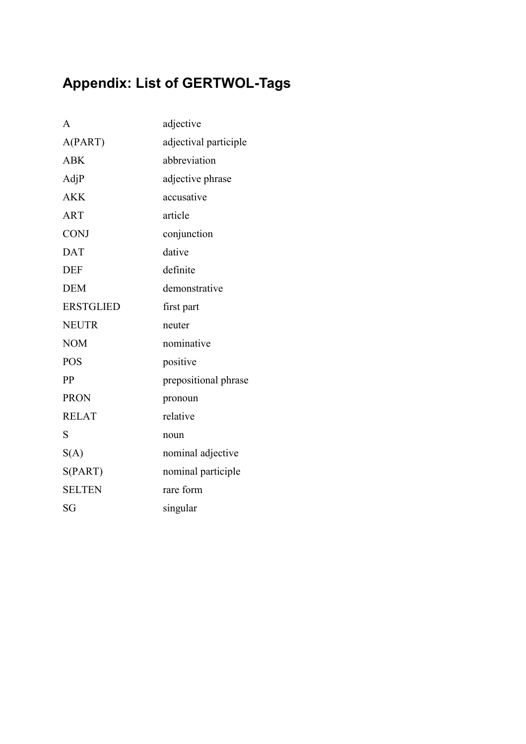## Appendix: List of GERTWOL-Tags

| | |
|---|---|
| A | adjective |
| A(PART) | adjectival participle |
| ABK | abbreviation |
| AdjP | adjective phrase |
| AKK | accusative |
| ART | article |
| CONJ | conjunction |
| DAT | dative |
| DEF | definite |
| DEM | demonstrative |
| ERSTGLIED | first part |
| NEUTR | neuter |
| NOM | nominative |
| POS | positive |
| PP | prepositional phrase |
| PRON | pronoun |
| RELAT | relative |
| S | noun |
| S(A) | nominal adjective |
| S(PART) | nominal participle |
| SELTEN | rare form |
| SG | singular |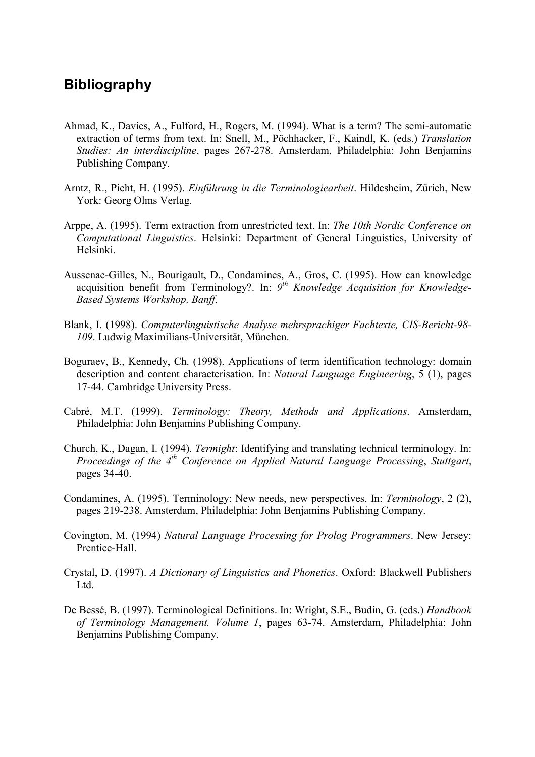## Bibliography

Ahmad, K., Davies, A., Fulford, H., Rogers, M. (1994). What is a term? The semi-automatic extraction of terms from text. In: Snell, M., Pöchhacker, F., Kaindl, K. (eds.) *Translation Studies: An interdiscipline*, pages 267-278. Amsterdam, Philadelphia: John Benjamins Publishing Company.

Arntz, R., Picht, H. (1995). *Einführung in die Terminologiearbeit*. Hildesheim, Zürich, New York: Georg Olms Verlag.

Arppe, A. (1995). Term extraction from unrestricted text. In: *The 10th Nordic Conference on Computational Linguistics*. Helsinki: Department of General Linguistics, University of Helsinki.

Aussenac-Gilles, N., Bourigault, D., Condamines, A., Gros, C. (1995). How can knowledge acquisition benefit from Terminology?. In: *9th Knowledge Acquisition for Knowledge-Based Systems Workshop, Banff*.

Blank, I. (1998). *Computerlinguistische Analyse mehrsprachiger Fachtexte, CIS-Bericht-98-109*. Ludwig Maximilians-Universität, München.

Boguraev, B., Kennedy, Ch. (1998). Applications of term identification technology: domain description and content characterisation. In: *Natural Language Engineering*, 5 (1), pages 17-44. Cambridge University Press.

Cabré, M.T. (1999). *Terminology: Theory, Methods and Applications*. Amsterdam, Philadelphia: John Benjamins Publishing Company.

Church, K., Dagan, I. (1994). *Termight*: Identifying and translating technical terminology. In: *Proceedings of the 4th Conference on Applied Natural Language Processing*, *Stuttgart*, pages 34-40.

Condamines, A. (1995). Terminology: New needs, new perspectives. In: *Terminology*, 2 (2), pages 219-238. Amsterdam, Philadelphia: John Benjamins Publishing Company.

Covington, M. (1994) *Natural Language Processing for Prolog Programmers*. New Jersey: Prentice-Hall.

Crystal, D. (1997). *A Dictionary of Linguistics and Phonetics*. Oxford: Blackwell Publishers Ltd.

De Bessé, B. (1997). Terminological Definitions. In: Wright, S.E., Budin, G. (eds.) *Handbook of Terminology Management. Volume 1*, pages 63-74. Amsterdam, Philadelphia: John Benjamins Publishing Company.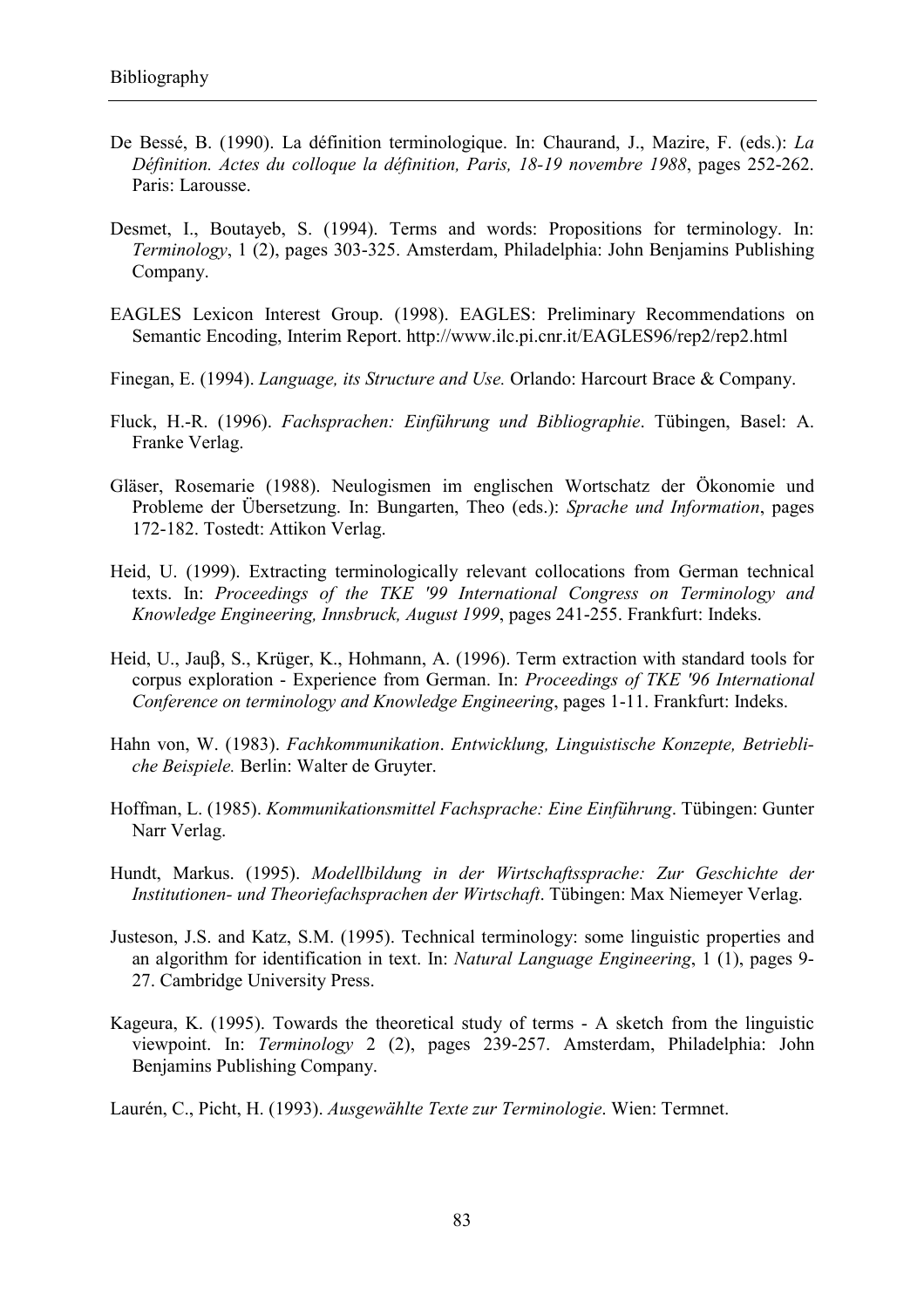De Bessé, B. (1990). La définition terminologique. In: Chaurand, J., Mazire, F. (eds.): *La Définition. Actes du colloque la définition, Paris, 18-19 novembre 1988*, pages 252-262. Paris: Larousse.

Desmet, I., Boutayeb, S. (1994). Terms and words: Propositions for terminology. In: *Terminology*, 1 (2), pages 303-325. Amsterdam, Philadelphia: John Benjamins Publishing Company.

EAGLES Lexicon Interest Group. (1998). EAGLES: Preliminary Recommendations on Semantic Encoding, Interim Report. http://www.ilc.pi.cnr.it/EAGLES96/rep2/rep2.html

Finegan, E. (1994). *Language, its Structure and Use.* Orlando: Harcourt Brace & Company.

Fluck, H.-R. (1996). *Fachsprachen: Einführung und Bibliographie*. Tübingen, Basel: A. Franke Verlag.

Gläser, Rosemarie (1988). Neulogismen im englischen Wortschatz der Ökonomie und Probleme der Übersetzung. In: Bungarten, Theo (eds.): *Sprache und Information*, pages 172-182. Tostedt: Attikon Verlag.

Heid, U. (1999). Extracting terminologically relevant collocations from German technical texts. In: *Proceedings of the TKE '99 International Congress on Terminology and Knowledge Engineering, Innsbruck, August 1999*, pages 241-255. Frankfurt: Indeks.

Heid, U., Jauβ, S., Krüger, K., Hohmann, A. (1996). Term extraction with standard tools for corpus exploration - Experience from German. In: *Proceedings of TKE '96 International Conference on terminology and Knowledge Engineering*, pages 1-11. Frankfurt: Indeks.

Hahn von, W. (1983). *Fachkommunikation*. *Entwicklung, Linguistische Konzepte, Betriebliche Beispiele.* Berlin: Walter de Gruyter.

Hoffman, L. (1985). *Kommunikationsmittel Fachsprache: Eine Einführung*. Tübingen: Gunter Narr Verlag.

Hundt, Markus. (1995). *Modellbildung in der Wirtschaftssprache: Zur Geschichte der Institutionen- und Theoriefachsprachen der Wirtschaft*. Tübingen: Max Niemeyer Verlag.

Justeson, J.S. and Katz, S.M. (1995). Technical terminology: some linguistic properties and an algorithm for identification in text. In: *Natural Language Engineering*, 1 (1), pages 9-27. Cambridge University Press.

Kageura, K. (1995). Towards the theoretical study of terms - A sketch from the linguistic viewpoint. In: *Terminology* 2 (2), pages 239-257. Amsterdam, Philadelphia: John Benjamins Publishing Company.

Laurén, C., Picht, H. (1993). *Ausgewählte Texte zur Terminologie*. Wien: Termnet.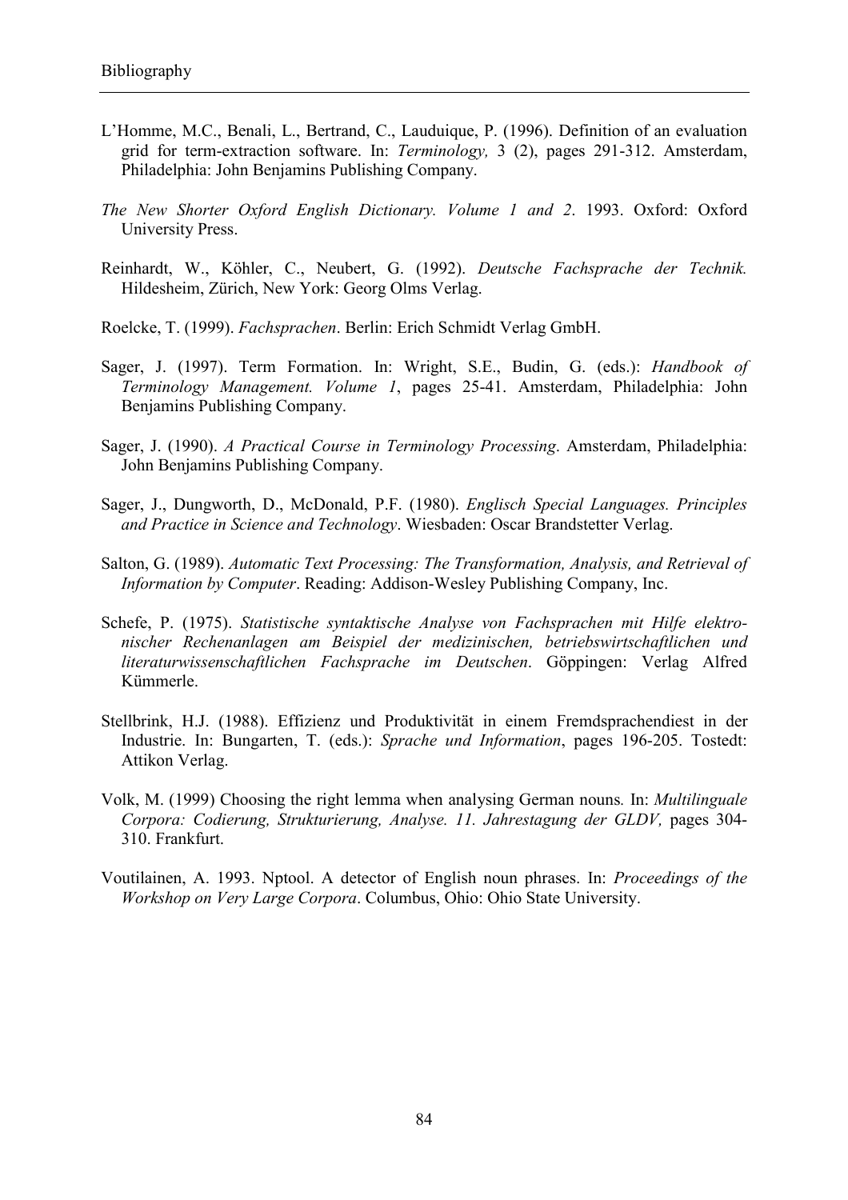L'Homme, M.C., Benali, L., Bertrand, C., Lauduique, P. (1996). Definition of an evaluation grid for term-extraction software. In: *Terminology,* 3 (2), pages 291-312. Amsterdam, Philadelphia: John Benjamins Publishing Company.

*The New Shorter Oxford English Dictionary. Volume 1 and 2*. 1993. Oxford: Oxford University Press.

Reinhardt, W., Köhler, C., Neubert, G. (1992). *Deutsche Fachsprache der Technik.* Hildesheim, Zürich, New York: Georg Olms Verlag.

Roelcke, T. (1999). *Fachsprachen*. Berlin: Erich Schmidt Verlag GmbH.

Sager, J. (1997). Term Formation. In: Wright, S.E., Budin, G. (eds.): *Handbook of Terminology Management. Volume 1*, pages 25-41. Amsterdam, Philadelphia: John Benjamins Publishing Company.

Sager, J. (1990). *A Practical Course in Terminology Processing*. Amsterdam, Philadelphia: John Benjamins Publishing Company.

Sager, J., Dungworth, D., McDonald, P.F. (1980). *Englisch Special Languages. Principles and Practice in Science and Technology*. Wiesbaden: Oscar Brandstetter Verlag.

Salton, G. (1989). *Automatic Text Processing: The Transformation, Analysis, and Retrieval of Information by Computer*. Reading: Addison-Wesley Publishing Company, Inc.

Schefe, P. (1975). *Statistische syntaktische Analyse von Fachsprachen mit Hilfe elektronischer Rechenanlagen am Beispiel der medizinischen, betriebswirtschaftlichen und literaturwissenschaftlichen Fachsprache im Deutschen*. Göppingen: Verlag Alfred Kümmerle.

Stellbrink, H.J. (1988). Effizienz und Produktivität in einem Fremdsprachendiest in der Industrie. In: Bungarten, T. (eds.): *Sprache und Information*, pages 196-205. Tostedt: Attikon Verlag.

Volk, M. (1999) Choosing the right lemma when analysing German nouns. In: *Multilinguale Corpora: Codierung, Strukturierung, Analyse. 11. Jahrestagung der GLDV,* pages 304-310. Frankfurt.

Voutilainen, A. 1993. Nptool. A detector of English noun phrases. In: *Proceedings of the Workshop on Very Large Corpora*. Columbus, Ohio: Ohio State University.